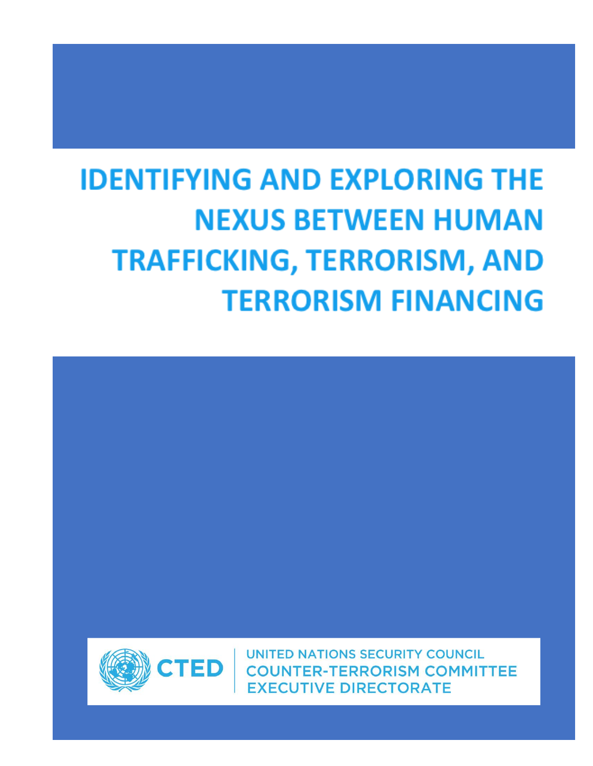# IDENTIFYING AND EXPLORING THE NEXUS BETWEEN HUMAN TRAFFICKING, TERRORISM, AND TERRORISM FINANCING

CTED

UNITED NATIONS SECURITY COUNCIL
COUNTER-TERRORISM COMMITTEE
EXECUTIVE DIRECTORATE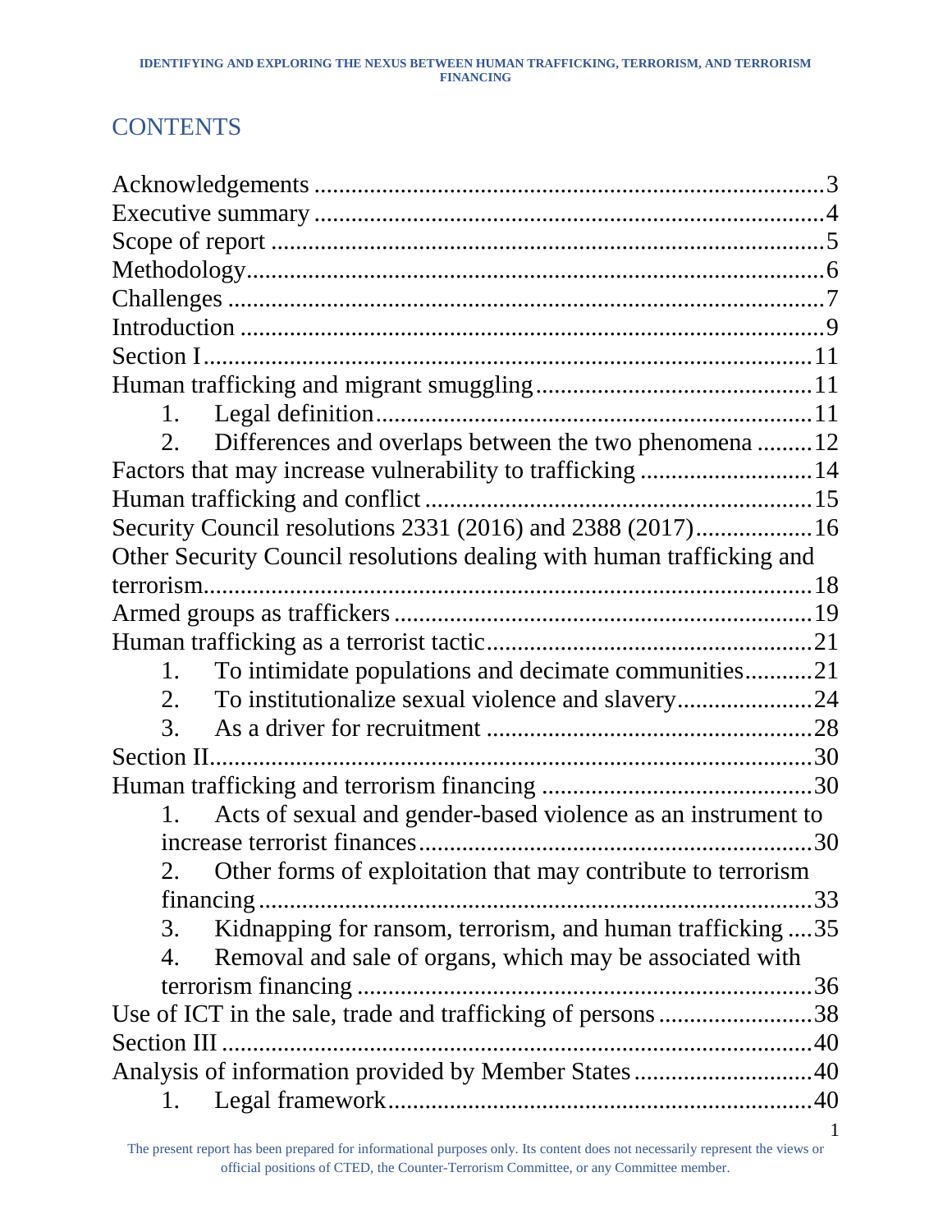# CONTENTS

Acknowledgements ..... 3
Executive summary ..... 4
Scope of report ..... 5
Methodology ..... 6
Challenges ..... 7
Introduction ..... 9
Section I ..... 11
Human trafficking and migrant smuggling ..... 11
  1. Legal definition ..... 11
  2. Differences and overlaps between the two phenomena ..... 12
Factors that may increase vulnerability to trafficking ..... 14
Human trafficking and conflict ..... 15
Security Council resolutions 2331 (2016) and 2388 (2017) ..... 16
Other Security Council resolutions dealing with human trafficking and terrorism ..... 18
Armed groups as traffickers ..... 19
Human trafficking as a terrorist tactic ..... 21
  1. To intimidate populations and decimate communities ..... 21
  2. To institutionalize sexual violence and slavery ..... 24
  3. As a driver for recruitment ..... 28
Section II ..... 30
Human trafficking and terrorism financing ..... 30
  1. Acts of sexual and gender-based violence as an instrument to increase terrorist finances ..... 30
  2. Other forms of exploitation that may contribute to terrorism financing ..... 33
  3. Kidnapping for ransom, terrorism, and human trafficking ..... 35
  4. Removal and sale of organs, which may be associated with terrorism financing ..... 36
Use of ICT in the sale, trade and trafficking of persons ..... 38
Section III ..... 40
Analysis of information provided by Member States ..... 40
  1. Legal framework ..... 40

The present report has been prepared for informational purposes only. Its content does not necessarily represent the views or official positions of CTED, the Counter-Terrorism Committee, or any Committee member.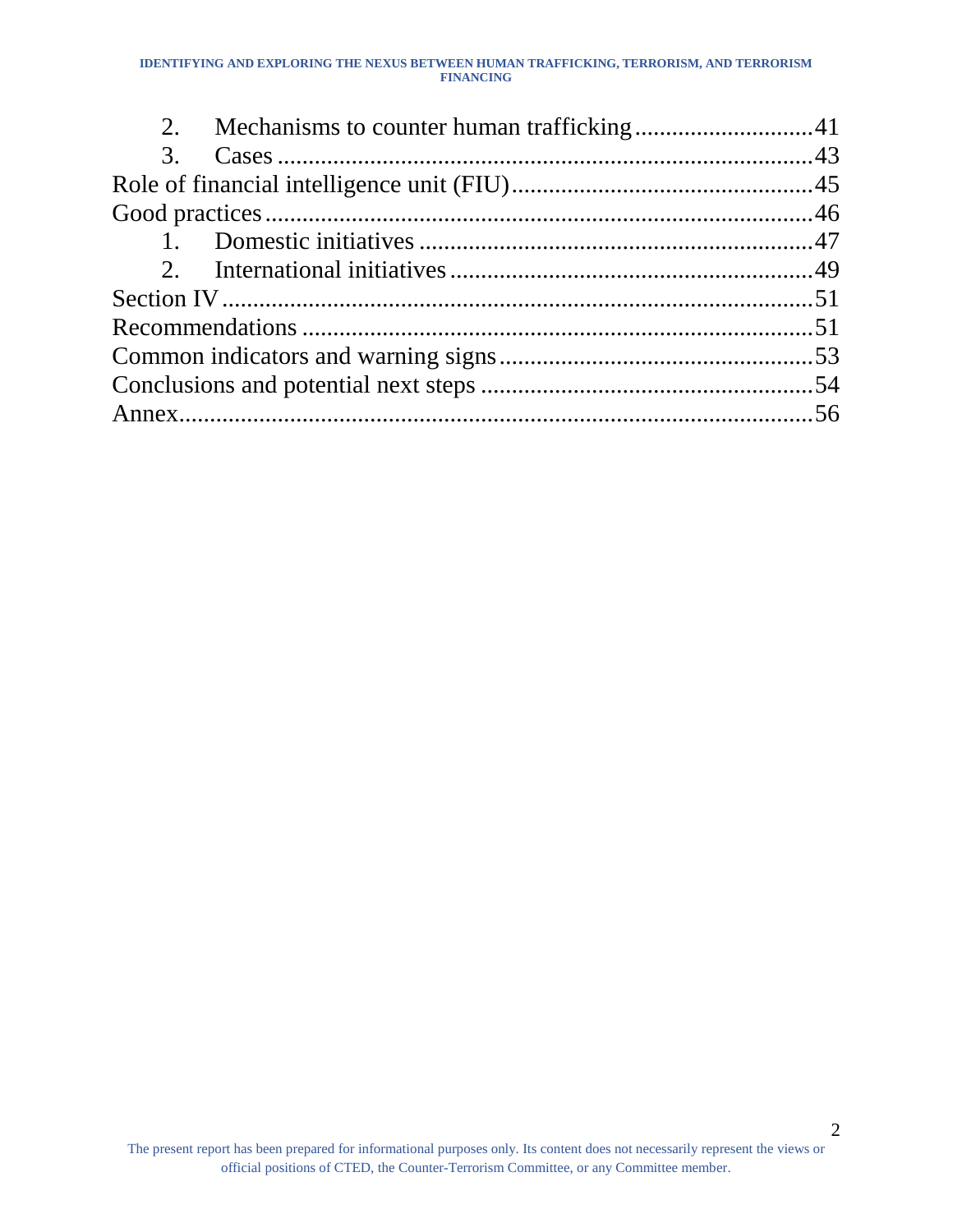2. Mechanisms to counter human trafficking .............................41
3. Cases .......................................................................................43

Role of financial intelligence unit (FIU)................................................45

Good practices........................................................................................46

1. Domestic initiatives ...............................................................47
2. International initiatives ..........................................................49

Section IV ...............................................................................................51

Recommendations ..................................................................................51

Common indicators and warning signs...................................................53

Conclusions and potential next steps .....................................................54

Annex......................................................................................................56

The present report has been prepared for informational purposes only. Its content does not necessarily represent the views or official positions of CTED, the Counter-Terrorism Committee, or any Committee member.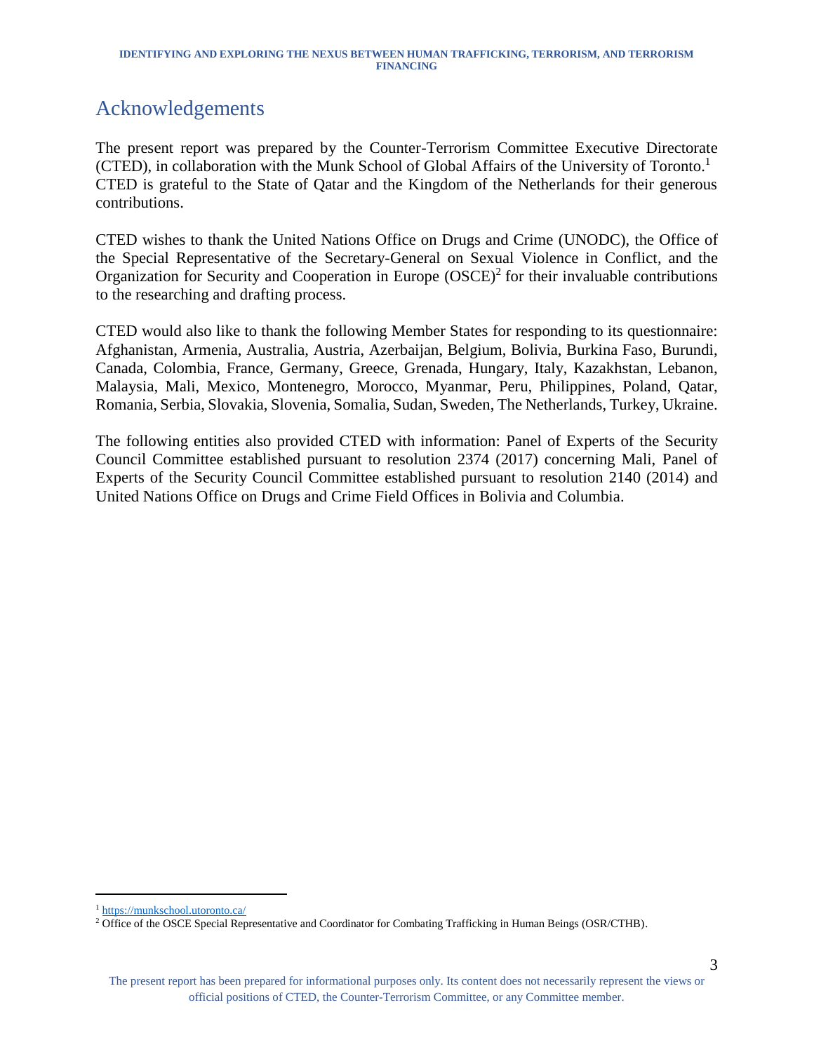## Acknowledgements

The present report was prepared by the Counter-Terrorism Committee Executive Directorate (CTED), in collaboration with the Munk School of Global Affairs of the University of Toronto.[1] CTED is grateful to the State of Qatar and the Kingdom of the Netherlands for their generous contributions.

CTED wishes to thank the United Nations Office on Drugs and Crime (UNODC), the Office of the Special Representative of the Secretary-General on Sexual Violence in Conflict, and the Organization for Security and Cooperation in Europe (OSCE)[2] for their invaluable contributions to the researching and drafting process.

CTED would also like to thank the following Member States for responding to its questionnaire: Afghanistan, Armenia, Australia, Austria, Azerbaijan, Belgium, Bolivia, Burkina Faso, Burundi, Canada, Colombia, France, Germany, Greece, Grenada, Hungary, Italy, Kazakhstan, Lebanon, Malaysia, Mali, Mexico, Montenegro, Morocco, Myanmar, Peru, Philippines, Poland, Qatar, Romania, Serbia, Slovakia, Slovenia, Somalia, Sudan, Sweden, The Netherlands, Turkey, Ukraine.

The following entities also provided CTED with information: Panel of Experts of the Security Council Committee established pursuant to resolution 2374 (2017) concerning Mali, Panel of Experts of the Security Council Committee established pursuant to resolution 2140 (2014) and United Nations Office on Drugs and Crime Field Offices in Bolivia and Columbia.

---

[1] https://munkschool.utoronto.ca/

[2] Office of the OSCE Special Representative and Coordinator for Combating Trafficking in Human Beings (OSR/CTHB).

The present report has been prepared for informational purposes only. Its content does not necessarily represent the views or official positions of CTED, the Counter-Terrorism Committee, or any Committee member.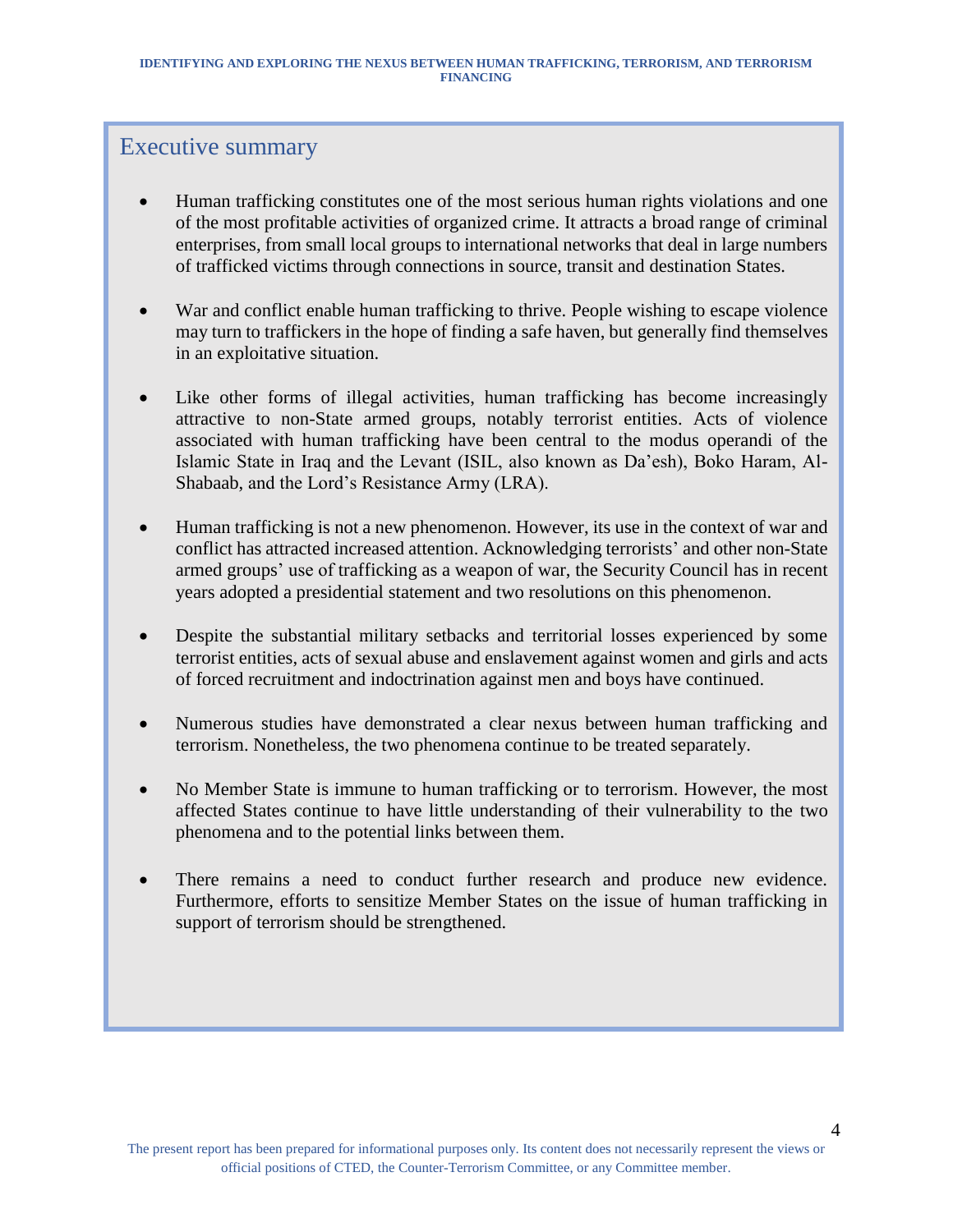## Executive summary

- Human trafficking constitutes one of the most serious human rights violations and one of the most profitable activities of organized crime. It attracts a broad range of criminal enterprises, from small local groups to international networks that deal in large numbers of trafficked victims through connections in source, transit and destination States.

- War and conflict enable human trafficking to thrive. People wishing to escape violence may turn to traffickers in the hope of finding a safe haven, but generally find themselves in an exploitative situation.

- Like other forms of illegal activities, human trafficking has become increasingly attractive to non-State armed groups, notably terrorist entities. Acts of violence associated with human trafficking have been central to the modus operandi of the Islamic State in Iraq and the Levant (ISIL, also known as Da'esh), Boko Haram, Al-Shabaab, and the Lord's Resistance Army (LRA).

- Human trafficking is not a new phenomenon. However, its use in the context of war and conflict has attracted increased attention. Acknowledging terrorists' and other non-State armed groups' use of trafficking as a weapon of war, the Security Council has in recent years adopted a presidential statement and two resolutions on this phenomenon.

- Despite the substantial military setbacks and territorial losses experienced by some terrorist entities, acts of sexual abuse and enslavement against women and girls and acts of forced recruitment and indoctrination against men and boys have continued.

- Numerous studies have demonstrated a clear nexus between human trafficking and terrorism. Nonetheless, the two phenomena continue to be treated separately.

- No Member State is immune to human trafficking or to terrorism. However, the most affected States continue to have little understanding of their vulnerability to the two phenomena and to the potential links between them.

- There remains a need to conduct further research and produce new evidence. Furthermore, efforts to sensitize Member States on the issue of human trafficking in support of terrorism should be strengthened.

The present report has been prepared for informational purposes only. Its content does not necessarily represent the views or official positions of CTED, the Counter-Terrorism Committee, or any Committee member.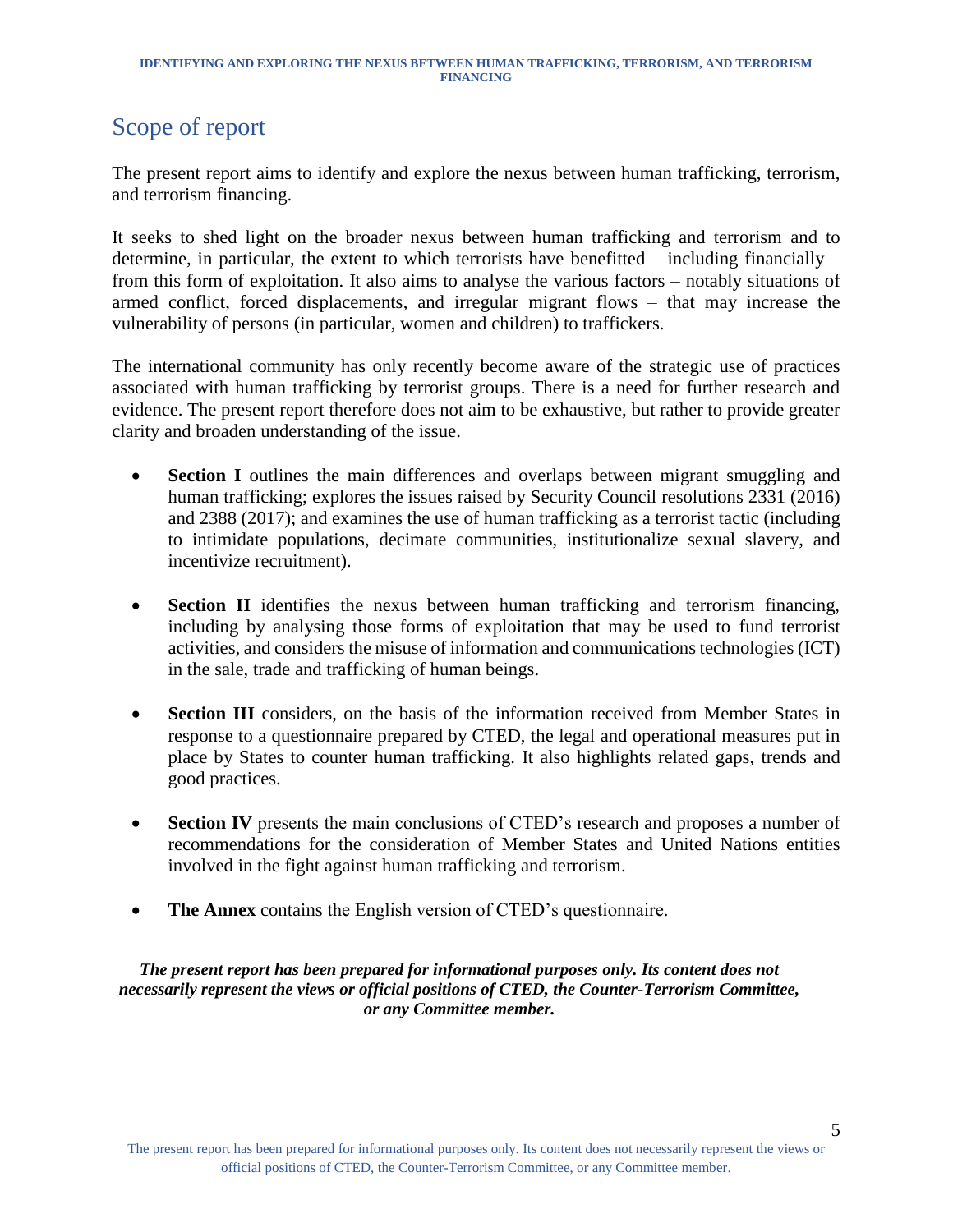## Scope of report

The present report aims to identify and explore the nexus between human trafficking, terrorism, and terrorism financing.

It seeks to shed light on the broader nexus between human trafficking and terrorism and to determine, in particular, the extent to which terrorists have benefitted – including financially – from this form of exploitation. It also aims to analyse the various factors – notably situations of armed conflict, forced displacements, and irregular migrant flows – that may increase the vulnerability of persons (in particular, women and children) to traffickers.

The international community has only recently become aware of the strategic use of practices associated with human trafficking by terrorist groups. There is a need for further research and evidence. The present report therefore does not aim to be exhaustive, but rather to provide greater clarity and broaden understanding of the issue.

- **Section I** outlines the main differences and overlaps between migrant smuggling and human trafficking; explores the issues raised by Security Council resolutions 2331 (2016) and 2388 (2017); and examines the use of human trafficking as a terrorist tactic (including to intimidate populations, decimate communities, institutionalize sexual slavery, and incentivize recruitment).

- **Section II** identifies the nexus between human trafficking and terrorism financing, including by analysing those forms of exploitation that may be used to fund terrorist activities, and considers the misuse of information and communications technologies (ICT) in the sale, trade and trafficking of human beings.

- **Section III** considers, on the basis of the information received from Member States in response to a questionnaire prepared by CTED, the legal and operational measures put in place by States to counter human trafficking. It also highlights related gaps, trends and good practices.

- **Section IV** presents the main conclusions of CTED's research and proposes a number of recommendations for the consideration of Member States and United Nations entities involved in the fight against human trafficking and terrorism.

- **The Annex** contains the English version of CTED's questionnaire.

***The present report has been prepared for informational purposes only. Its content does not necessarily represent the views or official positions of CTED, the Counter-Terrorism Committee, or any Committee member.***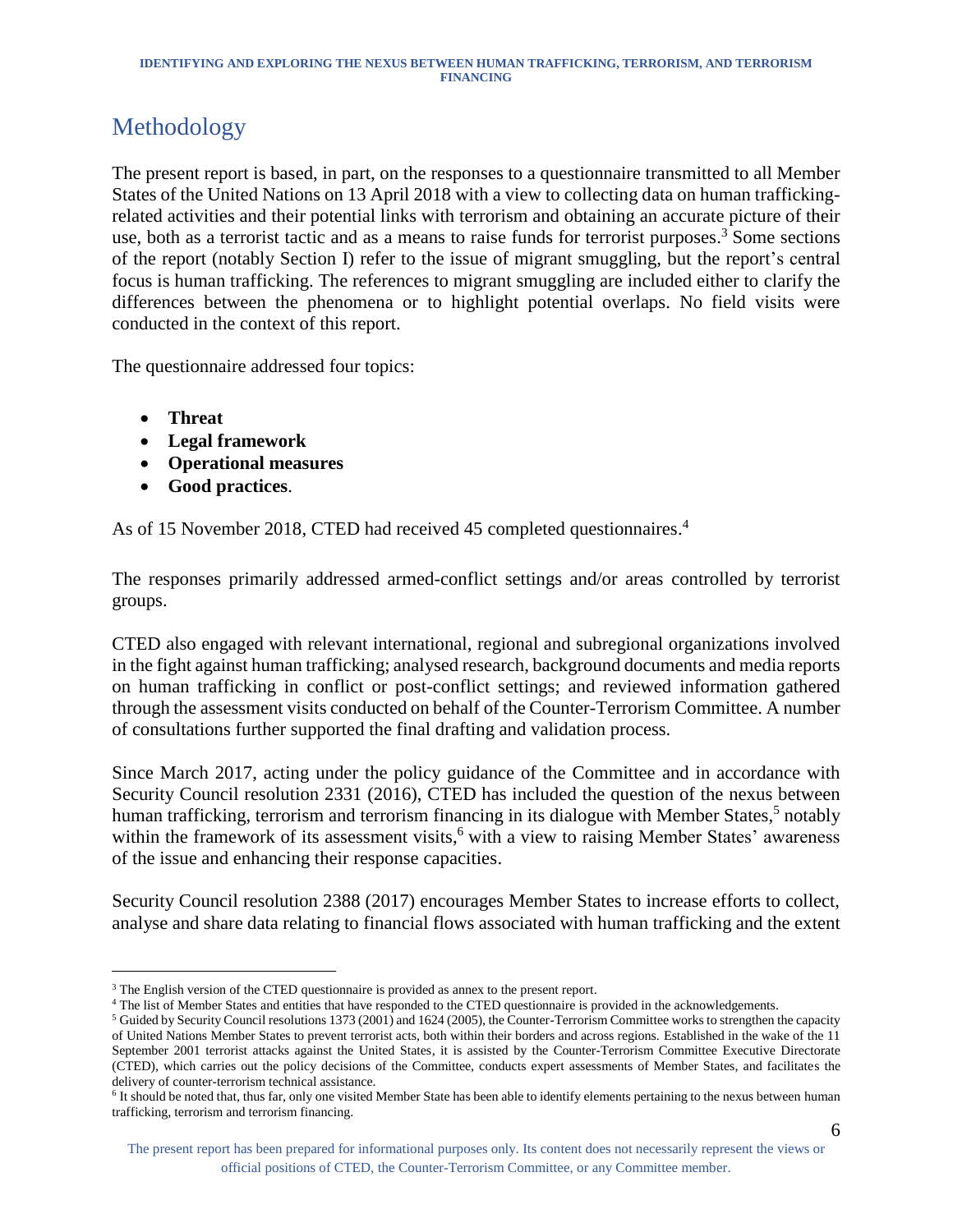# Methodology

The present report is based, in part, on the responses to a questionnaire transmitted to all Member States of the United Nations on 13 April 2018 with a view to collecting data on human trafficking-related activities and their potential links with terrorism and obtaining an accurate picture of their use, both as a terrorist tactic and as a means to raise funds for terrorist purposes.[3] Some sections of the report (notably Section I) refer to the issue of migrant smuggling, but the report's central focus is human trafficking. The references to migrant smuggling are included either to clarify the differences between the phenomena or to highlight potential overlaps. No field visits were conducted in the context of this report.

The questionnaire addressed four topics:

- **Threat**
- **Legal framework**
- **Operational measures**
- **Good practices**.

As of 15 November 2018, CTED had received 45 completed questionnaires.[4]

The responses primarily addressed armed-conflict settings and/or areas controlled by terrorist groups.

CTED also engaged with relevant international, regional and subregional organizations involved in the fight against human trafficking; analysed research, background documents and media reports on human trafficking in conflict or post-conflict settings; and reviewed information gathered through the assessment visits conducted on behalf of the Counter-Terrorism Committee. A number of consultations further supported the final drafting and validation process.

Since March 2017, acting under the policy guidance of the Committee and in accordance with Security Council resolution 2331 (2016), CTED has included the question of the nexus between human trafficking, terrorism and terrorism financing in its dialogue with Member States,[5] notably within the framework of its assessment visits,[6] with a view to raising Member States' awareness of the issue and enhancing their response capacities.

Security Council resolution 2388 (2017) encourages Member States to increase efforts to collect, analyse and share data relating to financial flows associated with human trafficking and the extent

---

[3] The English version of the CTED questionnaire is provided as annex to the present report.

[4] The list of Member States and entities that have responded to the CTED questionnaire is provided in the acknowledgements.

[5] Guided by Security Council resolutions 1373 (2001) and 1624 (2005), the Counter-Terrorism Committee works to strengthen the capacity of United Nations Member States to prevent terrorist acts, both within their borders and across regions. Established in the wake of the 11 September 2001 terrorist attacks against the United States, it is assisted by the Counter-Terrorism Committee Executive Directorate (CTED), which carries out the policy decisions of the Committee, conducts expert assessments of Member States, and facilitates the delivery of counter-terrorism technical assistance.

[6] It should be noted that, thus far, only one visited Member State has been able to identify elements pertaining to the nexus between human trafficking, terrorism and terrorism financing.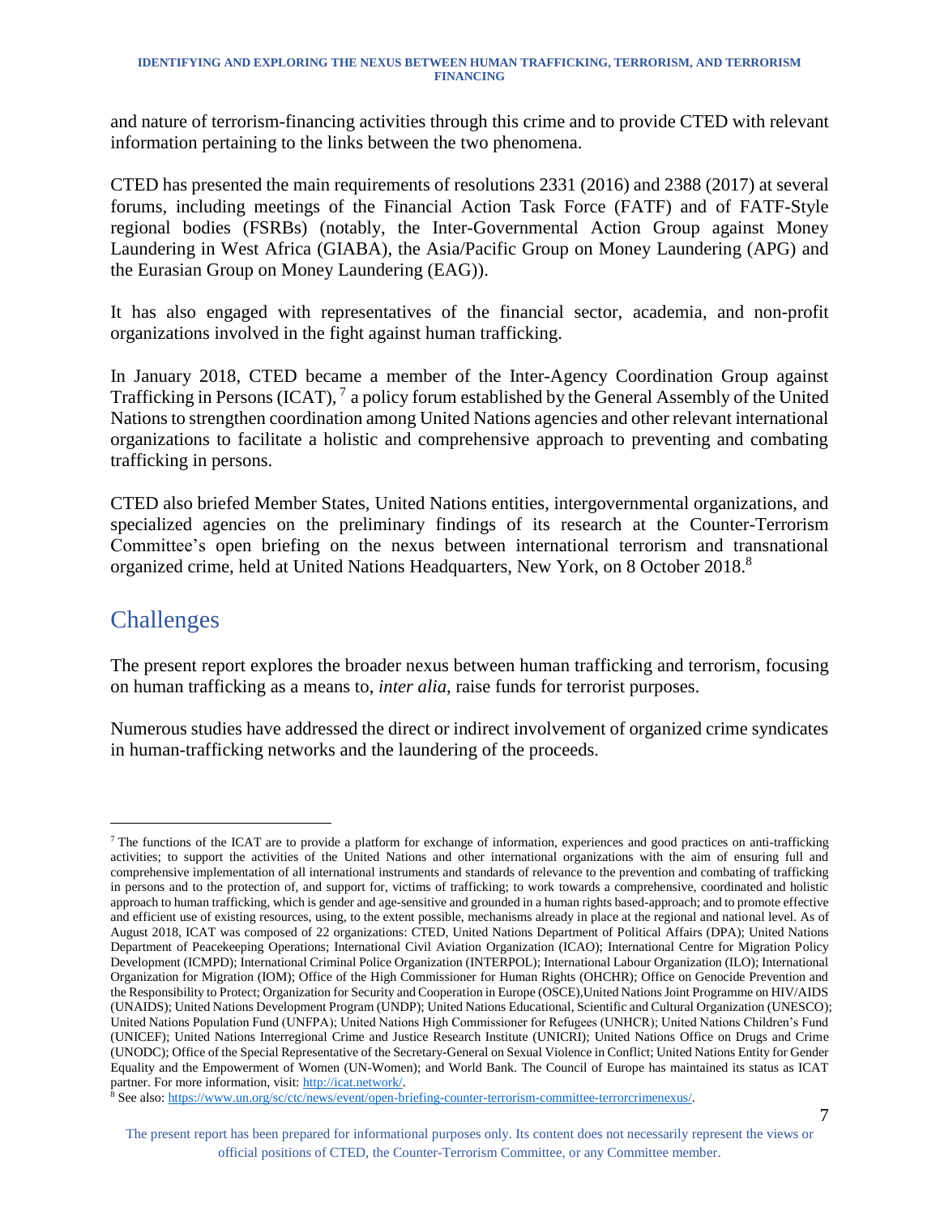and nature of terrorism-financing activities through this crime and to provide CTED with relevant information pertaining to the links between the two phenomena.

CTED has presented the main requirements of resolutions 2331 (2016) and 2388 (2017) at several forums, including meetings of the Financial Action Task Force (FATF) and of FATF-Style regional bodies (FSRBs) (notably, the Inter-Governmental Action Group against Money Laundering in West Africa (GIABA), the Asia/Pacific Group on Money Laundering (APG) and the Eurasian Group on Money Laundering (EAG)).

It has also engaged with representatives of the financial sector, academia, and non-profit organizations involved in the fight against human trafficking.

In January 2018, CTED became a member of the Inter-Agency Coordination Group against Trafficking in Persons (ICAT), [7] a policy forum established by the General Assembly of the United Nations to strengthen coordination among United Nations agencies and other relevant international organizations to facilitate a holistic and comprehensive approach to preventing and combating trafficking in persons.

CTED also briefed Member States, United Nations entities, intergovernmental organizations, and specialized agencies on the preliminary findings of its research at the Counter-Terrorism Committee's open briefing on the nexus between international terrorism and transnational organized crime, held at United Nations Headquarters, New York, on 8 October 2018.[8]

## Challenges

The present report explores the broader nexus between human trafficking and terrorism, focusing on human trafficking as a means to, *inter alia,* raise funds for terrorist purposes.

Numerous studies have addressed the direct or indirect involvement of organized crime syndicates in human-trafficking networks and the laundering of the proceeds.

---

[7] The functions of the ICAT are to provide a platform for exchange of information, experiences and good practices on anti-trafficking activities; to support the activities of the United Nations and other international organizations with the aim of ensuring full and comprehensive implementation of all international instruments and standards of relevance to the prevention and combating of trafficking in persons and to the protection of, and support for, victims of trafficking; to work towards a comprehensive, coordinated and holistic approach to human trafficking, which is gender and age-sensitive and grounded in a human rights based-approach; and to promote effective and efficient use of existing resources, using, to the extent possible, mechanisms already in place at the regional and national level. As of August 2018, ICAT was composed of 22 organizations: CTED, United Nations Department of Political Affairs (DPA); United Nations Department of Peacekeeping Operations; International Civil Aviation Organization (ICAO); International Centre for Migration Policy Development (ICMPD); International Criminal Police Organization (INTERPOL); International Labour Organization (ILO); International Organization for Migration (IOM); Office of the High Commissioner for Human Rights (OHCHR); Office on Genocide Prevention and the Responsibility to Protect; Organization for Security and Cooperation in Europe (OSCE),United Nations Joint Programme on HIV/AIDS (UNAIDS); United Nations Development Program (UNDP); United Nations Educational, Scientific and Cultural Organization (UNESCO); United Nations Population Fund (UNFPA); United Nations High Commissioner for Refugees (UNHCR); United Nations Children's Fund (UNICEF); United Nations Interregional Crime and Justice Research Institute (UNICRI); United Nations Office on Drugs and Crime (UNODC); Office of the Special Representative of the Secretary-General on Sexual Violence in Conflict; United Nations Entity for Gender Equality and the Empowerment of Women (UN-Women); and World Bank. The Council of Europe has maintained its status as ICAT partner. For more information, visit: http://icat.network/.

[8] See also: https://www.un.org/sc/ctc/news/event/open-briefing-counter-terrorism-committee-terrorcrimenexus/.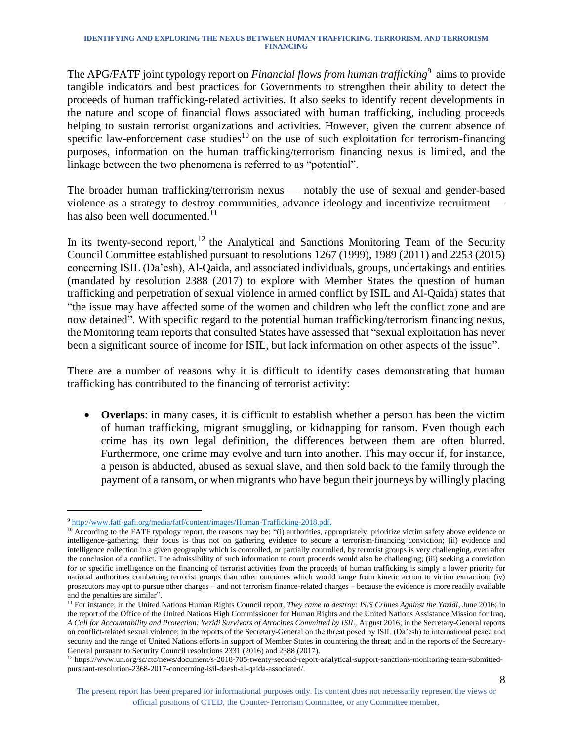The APG/FATF joint typology report on *Financial flows from human trafficking*[9] aims to provide tangible indicators and best practices for Governments to strengthen their ability to detect the proceeds of human trafficking-related activities. It also seeks to identify recent developments in the nature and scope of financial flows associated with human trafficking, including proceeds helping to sustain terrorist organizations and activities. However, given the current absence of specific law-enforcement case studies[10] on the use of such exploitation for terrorism-financing purposes, information on the human trafficking/terrorism financing nexus is limited, and the linkage between the two phenomena is referred to as "potential".

The broader human trafficking/terrorism nexus — notably the use of sexual and gender-based violence as a strategy to destroy communities, advance ideology and incentivize recruitment — has also been well documented.[11]

In its twenty-second report,[12] the Analytical and Sanctions Monitoring Team of the Security Council Committee established pursuant to resolutions 1267 (1999), 1989 (2011) and 2253 (2015) concerning ISIL (Da'esh), Al-Qaida, and associated individuals, groups, undertakings and entities (mandated by resolution 2388 (2017) to explore with Member States the question of human trafficking and perpetration of sexual violence in armed conflict by ISIL and Al-Qaida) states that "the issue may have affected some of the women and children who left the conflict zone and are now detained". With specific regard to the potential human trafficking/terrorism financing nexus, the Monitoring team reports that consulted States have assessed that "sexual exploitation has never been a significant source of income for ISIL, but lack information on other aspects of the issue".

There are a number of reasons why it is difficult to identify cases demonstrating that human trafficking has contributed to the financing of terrorist activity:

- **Overlaps**: in many cases, it is difficult to establish whether a person has been the victim of human trafficking, migrant smuggling, or kidnapping for ransom. Even though each crime has its own legal definition, the differences between them are often blurred. Furthermore, one crime may evolve and turn into another. This may occur if, for instance, a person is abducted, abused as sexual slave, and then sold back to the family through the payment of a ransom, or when migrants who have begun their journeys by willingly placing

---

[9] http://www.fatf-gafi.org/media/fatf/content/images/Human-Trafficking-2018.pdf.

[10] According to the FATF typology report, the reasons may be: "(i) authorities, appropriately, prioritize victim safety above evidence or intelligence-gathering; their focus is thus not on gathering evidence to secure a terrorism-financing conviction; (ii) evidence and intelligence collection in a given geography which is controlled, or partially controlled, by terrorist groups is very challenging, even after the conclusion of a conflict. The admissibility of such information to court proceeds would also be challenging; (iii) seeking a conviction for or specific intelligence on the financing of terrorist activities from the proceeds of human trafficking is simply a lower priority for national authorities combatting terrorist groups than other outcomes which would range from kinetic action to victim extraction; (iv) prosecutors may opt to pursue other charges – and not terrorism finance-related charges – because the evidence is more readily available and the penalties are similar".

[11] For instance, in the United Nations Human Rights Council report, *They came to destroy: ISIS Crimes Against the Yazidi*, June 2016; in the report of the Office of the United Nations High Commissioner for Human Rights and the United Nations Assistance Mission for Iraq, *A Call for Accountability and Protection: Yezidi Survivors of Atrocities Committed by ISIL,* August 2016; in the Secretary-General reports on conflict-related sexual violence; in the reports of the Secretary-General on the threat posed by ISIL (Da'esh) to international peace and security and the range of United Nations efforts in support of Member States in countering the threat; and in the reports of the Secretary-General pursuant to Security Council resolutions 2331 (2016) and 2388 (2017).

[12] https://www.un.org/sc/ctc/news/document/s-2018-705-twenty-second-report-analytical-support-sanctions-monitoring-team-submitted-pursuant-resolution-2368-2017-concerning-isil-daesh-al-qaida-associated/.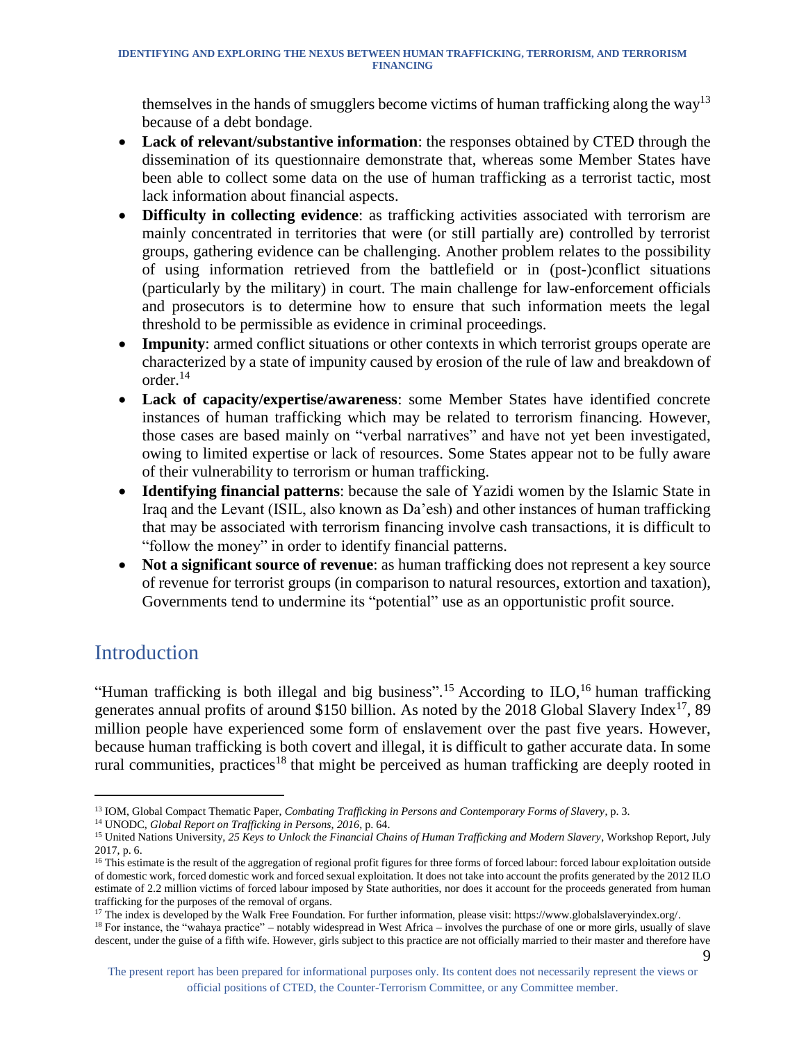themselves in the hands of smugglers become victims of human trafficking along the way[13] because of a debt bondage.

- **Lack of relevant/substantive information**: the responses obtained by CTED through the dissemination of its questionnaire demonstrate that, whereas some Member States have been able to collect some data on the use of human trafficking as a terrorist tactic, most lack information about financial aspects.
- **Difficulty in collecting evidence**: as trafficking activities associated with terrorism are mainly concentrated in territories that were (or still partially are) controlled by terrorist groups, gathering evidence can be challenging. Another problem relates to the possibility of using information retrieved from the battlefield or in (post-)conflict situations (particularly by the military) in court. The main challenge for law-enforcement officials and prosecutors is to determine how to ensure that such information meets the legal threshold to be permissible as evidence in criminal proceedings.
- **Impunity**: armed conflict situations or other contexts in which terrorist groups operate are characterized by a state of impunity caused by erosion of the rule of law and breakdown of order.[14]
- **Lack of capacity/expertise/awareness**: some Member States have identified concrete instances of human trafficking which may be related to terrorism financing. However, those cases are based mainly on "verbal narratives" and have not yet been investigated, owing to limited expertise or lack of resources. Some States appear not to be fully aware of their vulnerability to terrorism or human trafficking.
- **Identifying financial patterns**: because the sale of Yazidi women by the Islamic State in Iraq and the Levant (ISIL, also known as Da'esh) and other instances of human trafficking that may be associated with terrorism financing involve cash transactions, it is difficult to "follow the money" in order to identify financial patterns.
- **Not a significant source of revenue**: as human trafficking does not represent a key source of revenue for terrorist groups (in comparison to natural resources, extortion and taxation), Governments tend to undermine its "potential" use as an opportunistic profit source.

## Introduction

"Human trafficking is both illegal and big business".[15] According to ILO,[16] human trafficking generates annual profits of around $150 billion. As noted by the 2018 Global Slavery Index[17], 89 million people have experienced some form of enslavement over the past five years. However, because human trafficking is both covert and illegal, it is difficult to gather accurate data. In some rural communities, practices[18] that might be perceived as human trafficking are deeply rooted in

---

[13] IOM, Global Compact Thematic Paper, *Combating Trafficking in Persons and Contemporary Forms of Slavery*, p. 3.

[14] UNODC, *Global Report on Trafficking in Persons, 2016*, p. 64.

[15] United Nations University, *25 Keys to Unlock the Financial Chains of Human Trafficking and Modern Slavery*, Workshop Report, July 2017, p. 6.

[16] This estimate is the result of the aggregation of regional profit figures for three forms of forced labour: forced labour exploitation outside of domestic work, forced domestic work and forced sexual exploitation. It does not take into account the profits generated by the 2012 ILO estimate of 2.2 million victims of forced labour imposed by State authorities, nor does it account for the proceeds generated from human trafficking for the purposes of the removal of organs.

[17] The index is developed by the Walk Free Foundation. For further information, please visit: https://www.globalslaveryindex.org/.

[18] For instance, the "wahaya practice" – notably widespread in West Africa – involves the purchase of one or more girls, usually of slave descent, under the guise of a fifth wife. However, girls subject to this practice are not officially married to their master and therefore have

The present report has been prepared for informational purposes only. Its content does not necessarily represent the views or official positions of CTED, the Counter-Terrorism Committee, or any Committee member.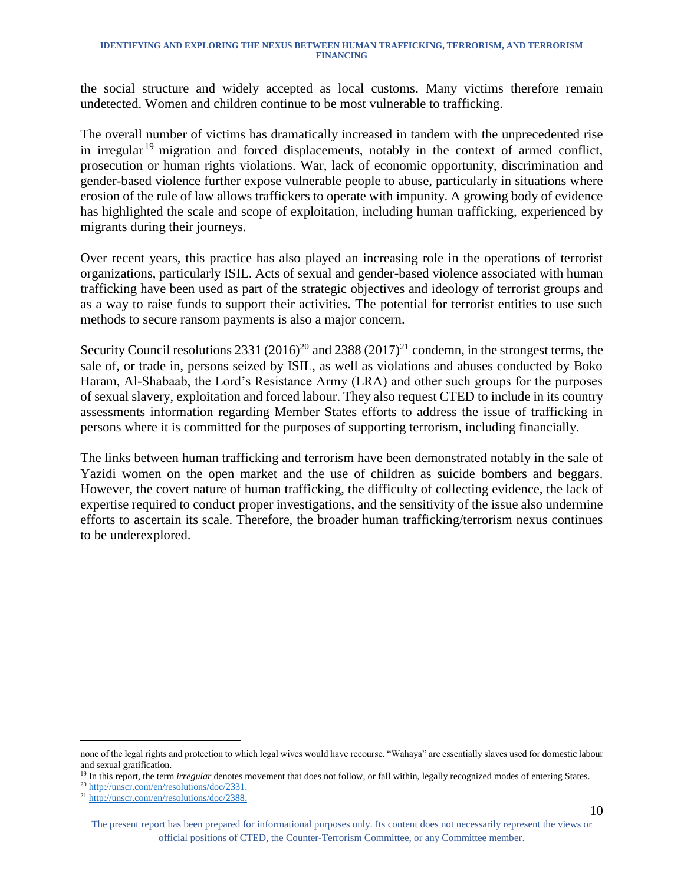the social structure and widely accepted as local customs. Many victims therefore remain undetected. Women and children continue to be most vulnerable to trafficking.

The overall number of victims has dramatically increased in tandem with the unprecedented rise in irregular[19] migration and forced displacements, notably in the context of armed conflict, prosecution or human rights violations. War, lack of economic opportunity, discrimination and gender-based violence further expose vulnerable people to abuse, particularly in situations where erosion of the rule of law allows traffickers to operate with impunity. A growing body of evidence has highlighted the scale and scope of exploitation, including human trafficking, experienced by migrants during their journeys.

Over recent years, this practice has also played an increasing role in the operations of terrorist organizations, particularly ISIL. Acts of sexual and gender-based violence associated with human trafficking have been used as part of the strategic objectives and ideology of terrorist groups and as a way to raise funds to support their activities. The potential for terrorist entities to use such methods to secure ransom payments is also a major concern.

Security Council resolutions 2331 (2016)[20] and 2388 (2017)[21] condemn, in the strongest terms, the sale of, or trade in, persons seized by ISIL, as well as violations and abuses conducted by Boko Haram, Al-Shabaab, the Lord's Resistance Army (LRA) and other such groups for the purposes of sexual slavery, exploitation and forced labour. They also request CTED to include in its country assessments information regarding Member States efforts to address the issue of trafficking in persons where it is committed for the purposes of supporting terrorism, including financially.

The links between human trafficking and terrorism have been demonstrated notably in the sale of Yazidi women on the open market and the use of children as suicide bombers and beggars. However, the covert nature of human trafficking, the difficulty of collecting evidence, the lack of expertise required to conduct proper investigations, and the sensitivity of the issue also undermine efforts to ascertain its scale. Therefore, the broader human trafficking/terrorism nexus continues to be underexplored.

---

none of the legal rights and protection to which legal wives would have recourse. "Wahaya" are essentially slaves used for domestic labour and sexual gratification.

[19] In this report, the term *irregular* denotes movement that does not follow, or fall within, legally recognized modes of entering States.

[20] http://unscr.com/en/resolutions/doc/2331.

[21] http://unscr.com/en/resolutions/doc/2388.

The present report has been prepared for informational purposes only. Its content does not necessarily represent the views or official positions of CTED, the Counter-Terrorism Committee, or any Committee member.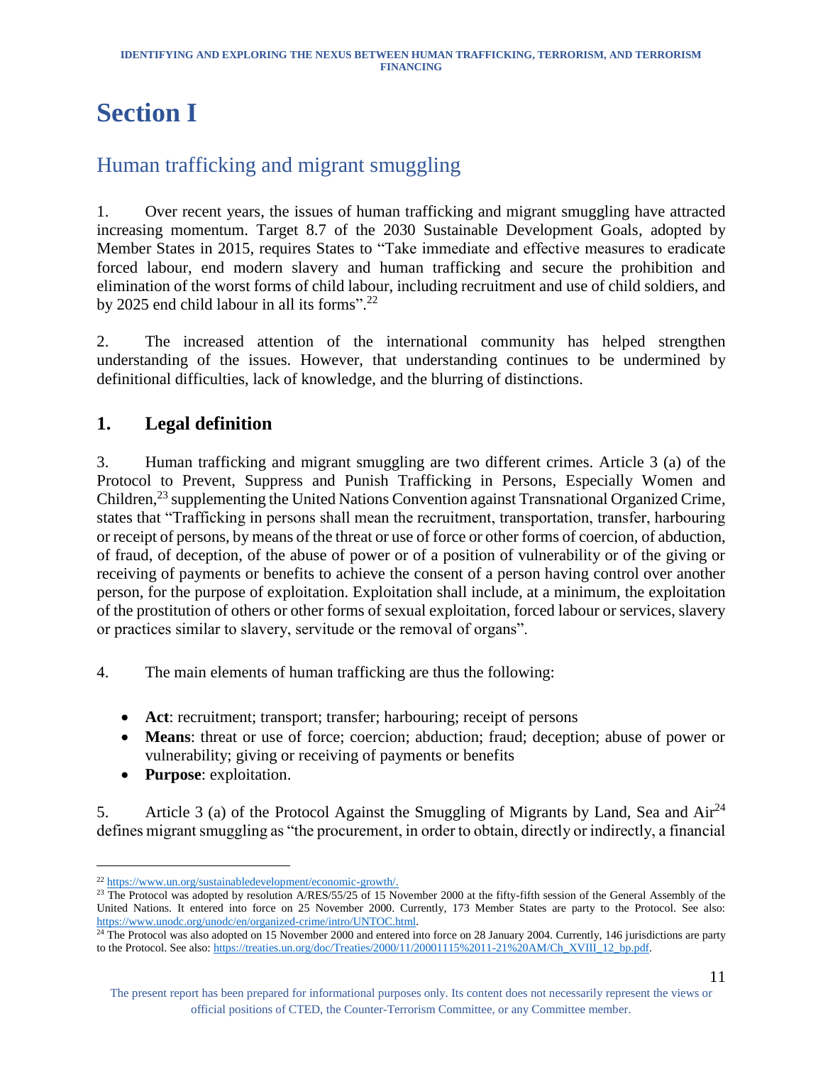# Section I

## Human trafficking and migrant smuggling

1. Over recent years, the issues of human trafficking and migrant smuggling have attracted increasing momentum. Target 8.7 of the 2030 Sustainable Development Goals, adopted by Member States in 2015, requires States to "Take immediate and effective measures to eradicate forced labour, end modern slavery and human trafficking and secure the prohibition and elimination of the worst forms of child labour, including recruitment and use of child soldiers, and by 2025 end child labour in all its forms".[22]

2. The increased attention of the international community has helped strengthen understanding of the issues. However, that understanding continues to be undermined by definitional difficulties, lack of knowledge, and the blurring of distinctions.

### 1. Legal definition

3. Human trafficking and migrant smuggling are two different crimes. Article 3 (a) of the Protocol to Prevent, Suppress and Punish Trafficking in Persons, Especially Women and Children,[23] supplementing the United Nations Convention against Transnational Organized Crime, states that "Trafficking in persons shall mean the recruitment, transportation, transfer, harbouring or receipt of persons, by means of the threat or use of force or other forms of coercion, of abduction, of fraud, of deception, of the abuse of power or of a position of vulnerability or of the giving or receiving of payments or benefits to achieve the consent of a person having control over another person, for the purpose of exploitation. Exploitation shall include, at a minimum, the exploitation of the prostitution of others or other forms of sexual exploitation, forced labour or services, slavery or practices similar to slavery, servitude or the removal of organs".

4. The main elements of human trafficking are thus the following:

- **Act**: recruitment; transport; transfer; harbouring; receipt of persons
- **Means**: threat or use of force; coercion; abduction; fraud; deception; abuse of power or vulnerability; giving or receiving of payments or benefits
- **Purpose**: exploitation.

5. Article 3 (a) of the Protocol Against the Smuggling of Migrants by Land, Sea and Air[24] defines migrant smuggling as "the procurement, in order to obtain, directly or indirectly, a financial

---

[22] https://www.un.org/sustainabledevelopment/economic-growth/.

[23] The Protocol was adopted by resolution A/RES/55/25 of 15 November 2000 at the fifty-fifth session of the General Assembly of the United Nations. It entered into force on 25 November 2000. Currently, 173 Member States are party to the Protocol. See also: https://www.unodc.org/unodc/en/organized-crime/intro/UNTOC.html.

[24] The Protocol was also adopted on 15 November 2000 and entered into force on 28 January 2004. Currently, 146 jurisdictions are party to the Protocol. See also: https://treaties.un.org/doc/Treaties/2000/11/20001115%2011-21%20AM/Ch_XVIII_12_bp.pdf.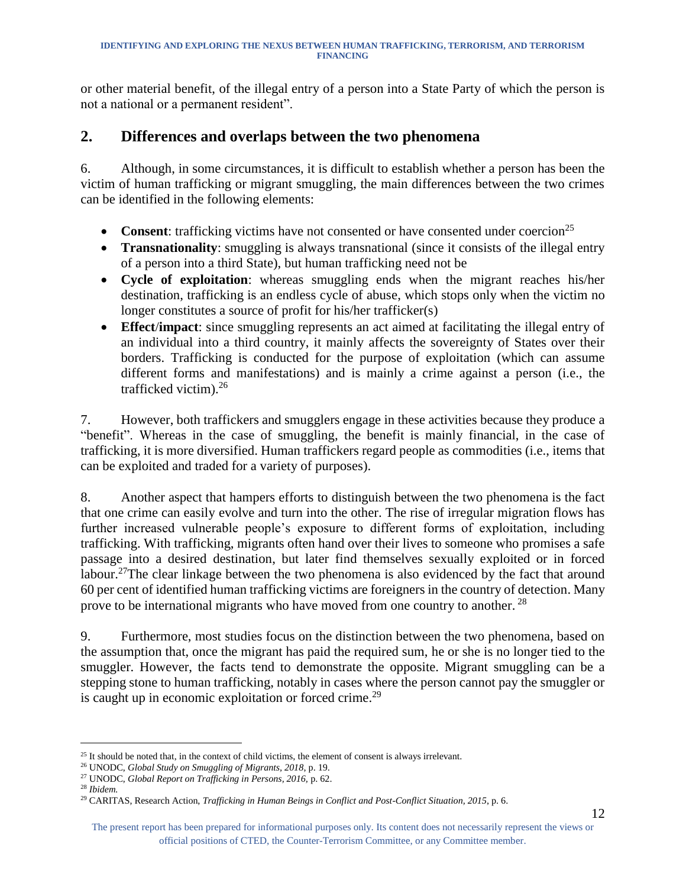or other material benefit, of the illegal entry of a person into a State Party of which the person is not a national or a permanent resident".

## 2. Differences and overlaps between the two phenomena

6. Although, in some circumstances, it is difficult to establish whether a person has been the victim of human trafficking or migrant smuggling, the main differences between the two crimes can be identified in the following elements:

- **Consent**: trafficking victims have not consented or have consented under coercion[25]
- **Transnationality**: smuggling is always transnational (since it consists of the illegal entry of a person into a third State), but human trafficking need not be
- **Cycle of exploitation**: whereas smuggling ends when the migrant reaches his/her destination, trafficking is an endless cycle of abuse, which stops only when the victim no longer constitutes a source of profit for his/her trafficker(s)
- **Effect/impact**: since smuggling represents an act aimed at facilitating the illegal entry of an individual into a third country, it mainly affects the sovereignty of States over their borders. Trafficking is conducted for the purpose of exploitation (which can assume different forms and manifestations) and is mainly a crime against a person (i.e., the trafficked victim).[26]

7. However, both traffickers and smugglers engage in these activities because they produce a "benefit". Whereas in the case of smuggling, the benefit is mainly financial, in the case of trafficking, it is more diversified. Human traffickers regard people as commodities (i.e., items that can be exploited and traded for a variety of purposes).

8. Another aspect that hampers efforts to distinguish between the two phenomena is the fact that one crime can easily evolve and turn into the other. The rise of irregular migration flows has further increased vulnerable people's exposure to different forms of exploitation, including trafficking. With trafficking, migrants often hand over their lives to someone who promises a safe passage into a desired destination, but later find themselves sexually exploited or in forced labour.[27]The clear linkage between the two phenomena is also evidenced by the fact that around 60 per cent of identified human trafficking victims are foreigners in the country of detection. Many prove to be international migrants who have moved from one country to another. [28]

9. Furthermore, most studies focus on the distinction between the two phenomena, based on the assumption that, once the migrant has paid the required sum, he or she is no longer tied to the smuggler. However, the facts tend to demonstrate the opposite. Migrant smuggling can be a stepping stone to human trafficking, notably in cases where the person cannot pay the smuggler or is caught up in economic exploitation or forced crime.[29]

---

[25] It should be noted that, in the context of child victims, the element of consent is always irrelevant.

[26] UNODC, *Global Study on Smuggling of Migrants, 2018*, p. 19.

[27] UNODC, *Global Report on Trafficking in Persons, 2016*, p. 62.

[28] *Ibidem.*

[29] CARITAS, Research Action, *Trafficking in Human Beings in Conflict and Post-Conflict Situation, 2015*, p. 6.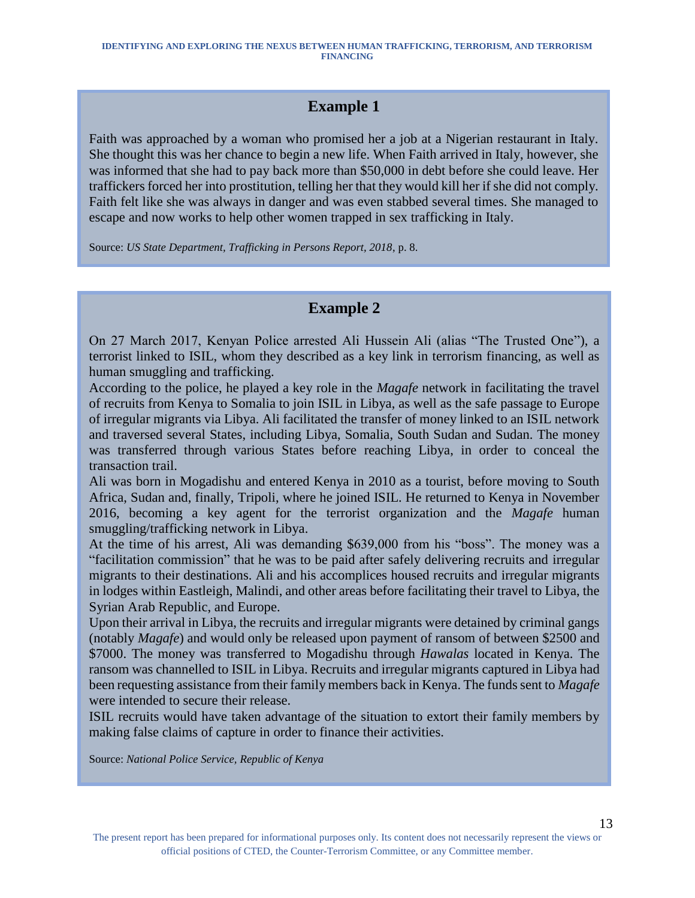## Example 1

Faith was approached by a woman who promised her a job at a Nigerian restaurant in Italy. She thought this was her chance to begin a new life. When Faith arrived in Italy, however, she was informed that she had to pay back more than $50,000 in debt before she could leave. Her traffickers forced her into prostitution, telling her that they would kill her if she did not comply. Faith felt like she was always in danger and was even stabbed several times. She managed to escape and now works to help other women trapped in sex trafficking in Italy.

Source: *US State Department, Trafficking in Persons Report, 2018*, p. 8.

## Example 2

On 27 March 2017, Kenyan Police arrested Ali Hussein Ali (alias "The Trusted One"), a terrorist linked to ISIL, whom they described as a key link in terrorism financing, as well as human smuggling and trafficking.

According to the police, he played a key role in the *Magafe* network in facilitating the travel of recruits from Kenya to Somalia to join ISIL in Libya, as well as the safe passage to Europe of irregular migrants via Libya. Ali facilitated the transfer of money linked to an ISIL network and traversed several States, including Libya, Somalia, South Sudan and Sudan. The money was transferred through various States before reaching Libya, in order to conceal the transaction trail.

Ali was born in Mogadishu and entered Kenya in 2010 as a tourist, before moving to South Africa, Sudan and, finally, Tripoli, where he joined ISIL. He returned to Kenya in November 2016, becoming a key agent for the terrorist organization and the *Magafe* human smuggling/trafficking network in Libya.

At the time of his arrest, Ali was demanding $639,000 from his "boss". The money was a "facilitation commission" that he was to be paid after safely delivering recruits and irregular migrants to their destinations. Ali and his accomplices housed recruits and irregular migrants in lodges within Eastleigh, Malindi, and other areas before facilitating their travel to Libya, the Syrian Arab Republic, and Europe.

Upon their arrival in Libya, the recruits and irregular migrants were detained by criminal gangs (notably *Magafe*) and would only be released upon payment of ransom of between $2500 and $7000. The money was transferred to Mogadishu through *Hawalas* located in Kenya. The ransom was channelled to ISIL in Libya. Recruits and irregular migrants captured in Libya had been requesting assistance from their family members back in Kenya. The funds sent to *Magafe* were intended to secure their release.

ISIL recruits would have taken advantage of the situation to extort their family members by making false claims of capture in order to finance their activities.

Source: *National Police Service, Republic of Kenya*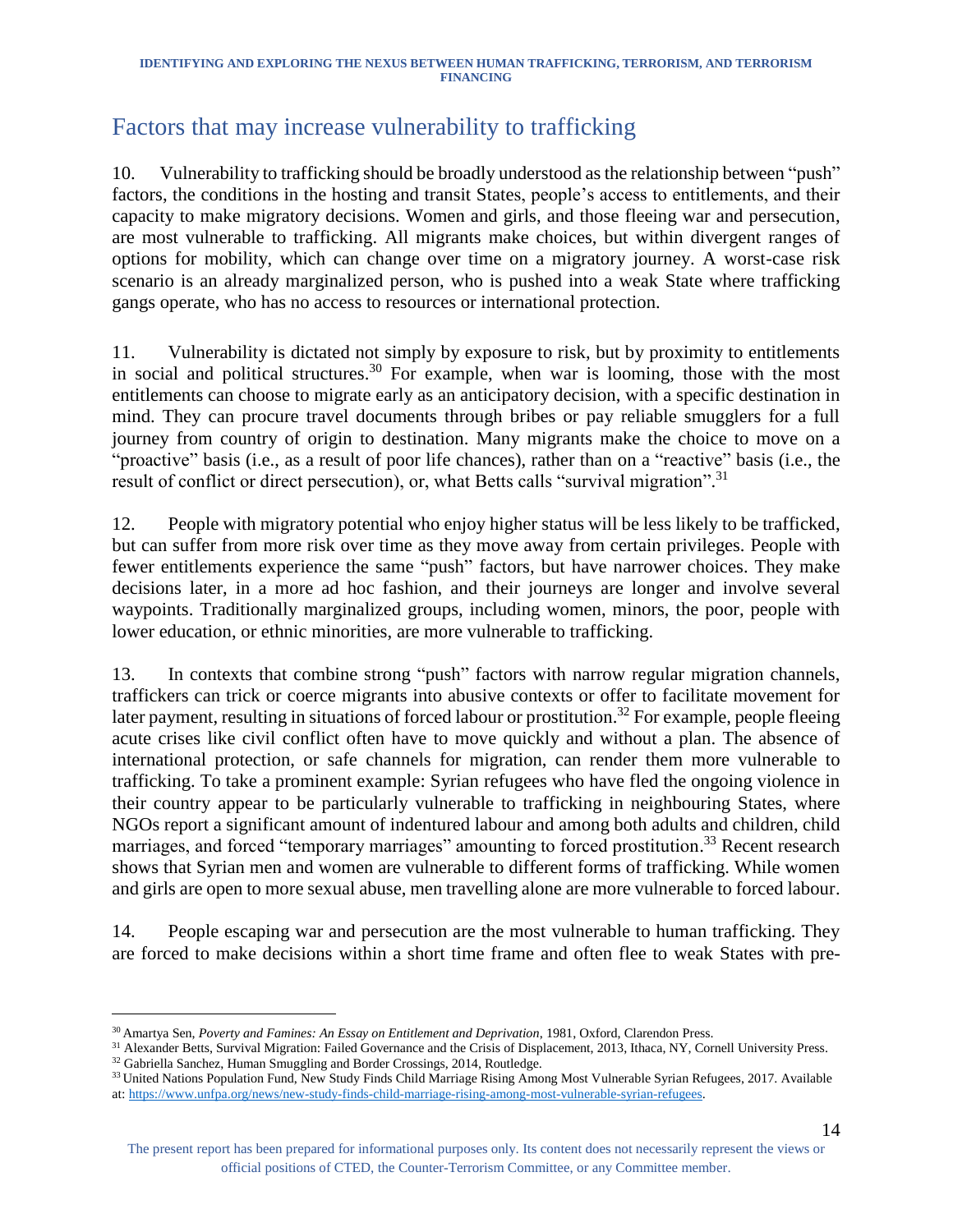## Factors that may increase vulnerability to trafficking

10. Vulnerability to trafficking should be broadly understood as the relationship between "push" factors, the conditions in the hosting and transit States, people's access to entitlements, and their capacity to make migratory decisions. Women and girls, and those fleeing war and persecution, are most vulnerable to trafficking. All migrants make choices, but within divergent ranges of options for mobility, which can change over time on a migratory journey. A worst-case risk scenario is an already marginalized person, who is pushed into a weak State where trafficking gangs operate, who has no access to resources or international protection.

11. Vulnerability is dictated not simply by exposure to risk, but by proximity to entitlements in social and political structures.[30] For example, when war is looming, those with the most entitlements can choose to migrate early as an anticipatory decision, with a specific destination in mind. They can procure travel documents through bribes or pay reliable smugglers for a full journey from country of origin to destination. Many migrants make the choice to move on a "proactive" basis (i.e., as a result of poor life chances), rather than on a "reactive" basis (i.e., the result of conflict or direct persecution), or, what Betts calls "survival migration".[31]

12. People with migratory potential who enjoy higher status will be less likely to be trafficked, but can suffer from more risk over time as they move away from certain privileges. People with fewer entitlements experience the same "push" factors, but have narrower choices. They make decisions later, in a more ad hoc fashion, and their journeys are longer and involve several waypoints. Traditionally marginalized groups, including women, minors, the poor, people with lower education, or ethnic minorities, are more vulnerable to trafficking.

13. In contexts that combine strong "push" factors with narrow regular migration channels, traffickers can trick or coerce migrants into abusive contexts or offer to facilitate movement for later payment, resulting in situations of forced labour or prostitution.[32] For example, people fleeing acute crises like civil conflict often have to move quickly and without a plan. The absence of international protection, or safe channels for migration, can render them more vulnerable to trafficking. To take a prominent example: Syrian refugees who have fled the ongoing violence in their country appear to be particularly vulnerable to trafficking in neighbouring States, where NGOs report a significant amount of indentured labour and among both adults and children, child marriages, and forced "temporary marriages" amounting to forced prostitution.[33] Recent research shows that Syrian men and women are vulnerable to different forms of trafficking. While women and girls are open to more sexual abuse, men travelling alone are more vulnerable to forced labour.

14. People escaping war and persecution are the most vulnerable to human trafficking. They are forced to make decisions within a short time frame and often flee to weak States with pre-

---

[30] Amartya Sen, *Poverty and Famines: An Essay on Entitlement and Deprivation*, 1981, Oxford, Clarendon Press.

[31] Alexander Betts, Survival Migration: Failed Governance and the Crisis of Displacement, 2013, Ithaca, NY, Cornell University Press.

[32] Gabriella Sanchez, Human Smuggling and Border Crossings, 2014, Routledge.

[33] United Nations Population Fund, New Study Finds Child Marriage Rising Among Most Vulnerable Syrian Refugees, 2017. Available at: https://www.unfpa.org/news/new-study-finds-child-marriage-rising-among-most-vulnerable-syrian-refugees.

The present report has been prepared for informational purposes only. Its content does not necessarily represent the views or official positions of CTED, the Counter-Terrorism Committee, or any Committee member.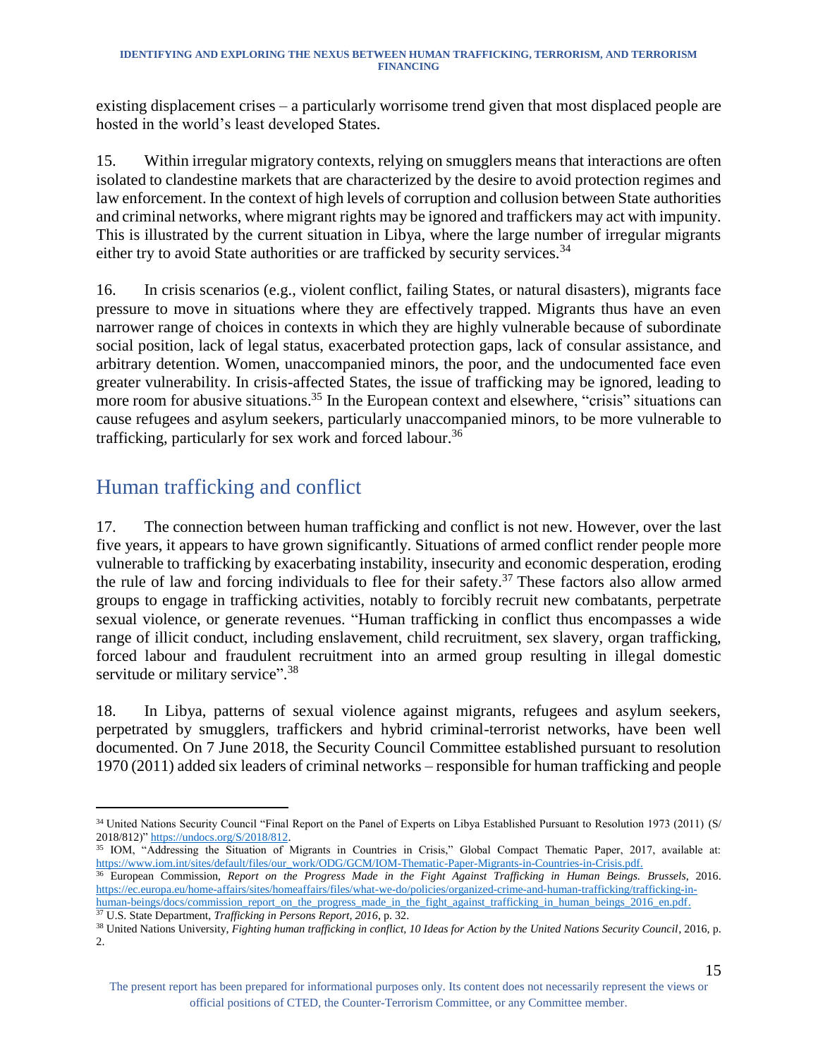existing displacement crises – a particularly worrisome trend given that most displaced people are hosted in the world's least developed States.

15. Within irregular migratory contexts, relying on smugglers means that interactions are often isolated to clandestine markets that are characterized by the desire to avoid protection regimes and law enforcement. In the context of high levels of corruption and collusion between State authorities and criminal networks, where migrant rights may be ignored and traffickers may act with impunity. This is illustrated by the current situation in Libya, where the large number of irregular migrants either try to avoid State authorities or are trafficked by security services.[34]

16. In crisis scenarios (e.g., violent conflict, failing States, or natural disasters), migrants face pressure to move in situations where they are effectively trapped. Migrants thus have an even narrower range of choices in contexts in which they are highly vulnerable because of subordinate social position, lack of legal status, exacerbated protection gaps, lack of consular assistance, and arbitrary detention. Women, unaccompanied minors, the poor, and the undocumented face even greater vulnerability. In crisis-affected States, the issue of trafficking may be ignored, leading to more room for abusive situations.[35] In the European context and elsewhere, "crisis" situations can cause refugees and asylum seekers, particularly unaccompanied minors, to be more vulnerable to trafficking, particularly for sex work and forced labour.[36]

## Human trafficking and conflict

17. The connection between human trafficking and conflict is not new. However, over the last five years, it appears to have grown significantly. Situations of armed conflict render people more vulnerable to trafficking by exacerbating instability, insecurity and economic desperation, eroding the rule of law and forcing individuals to flee for their safety.[37] These factors also allow armed groups to engage in trafficking activities, notably to forcibly recruit new combatants, perpetrate sexual violence, or generate revenues. "Human trafficking in conflict thus encompasses a wide range of illicit conduct, including enslavement, child recruitment, sex slavery, organ trafficking, forced labour and fraudulent recruitment into an armed group resulting in illegal domestic servitude or military service".[38]

18. In Libya, patterns of sexual violence against migrants, refugees and asylum seekers, perpetrated by smugglers, traffickers and hybrid criminal-terrorist networks, have been well documented. On 7 June 2018, the Security Council Committee established pursuant to resolution 1970 (2011) added six leaders of criminal networks – responsible for human trafficking and people

---

[34] United Nations Security Council "Final Report on the Panel of Experts on Libya Established Pursuant to Resolution 1973 (2011) (S/ 2018/812)" https://undocs.org/S/2018/812.

[35] IOM, "Addressing the Situation of Migrants in Countries in Crisis," Global Compact Thematic Paper, 2017, available at: https://www.iom.int/sites/default/files/our_work/ODG/GCM/IOM-Thematic-Paper-Migrants-in-Countries-in-Crisis.pdf.

[36] European Commission, *Report on the Progress Made in the Fight Against Trafficking in Human Beings. Brussels*, 2016. https://ec.europa.eu/home-affairs/sites/homeaffairs/files/what-we-do/policies/organized-crime-and-human-trafficking/trafficking-in-human-beings/docs/commission_report_on_the_progress_made_in_the_fight_against_trafficking_in_human_beings_2016_en.pdf.

[37] U.S. State Department, *Trafficking in Persons Report, 2016*, p. 32.

[38] United Nations University, *Fighting human trafficking in conflict, 10 Ideas for Action by the United Nations Security Council*, 2016, p. 2.

The present report has been prepared for informational purposes only. Its content does not necessarily represent the views or official positions of CTED, the Counter-Terrorism Committee, or any Committee member.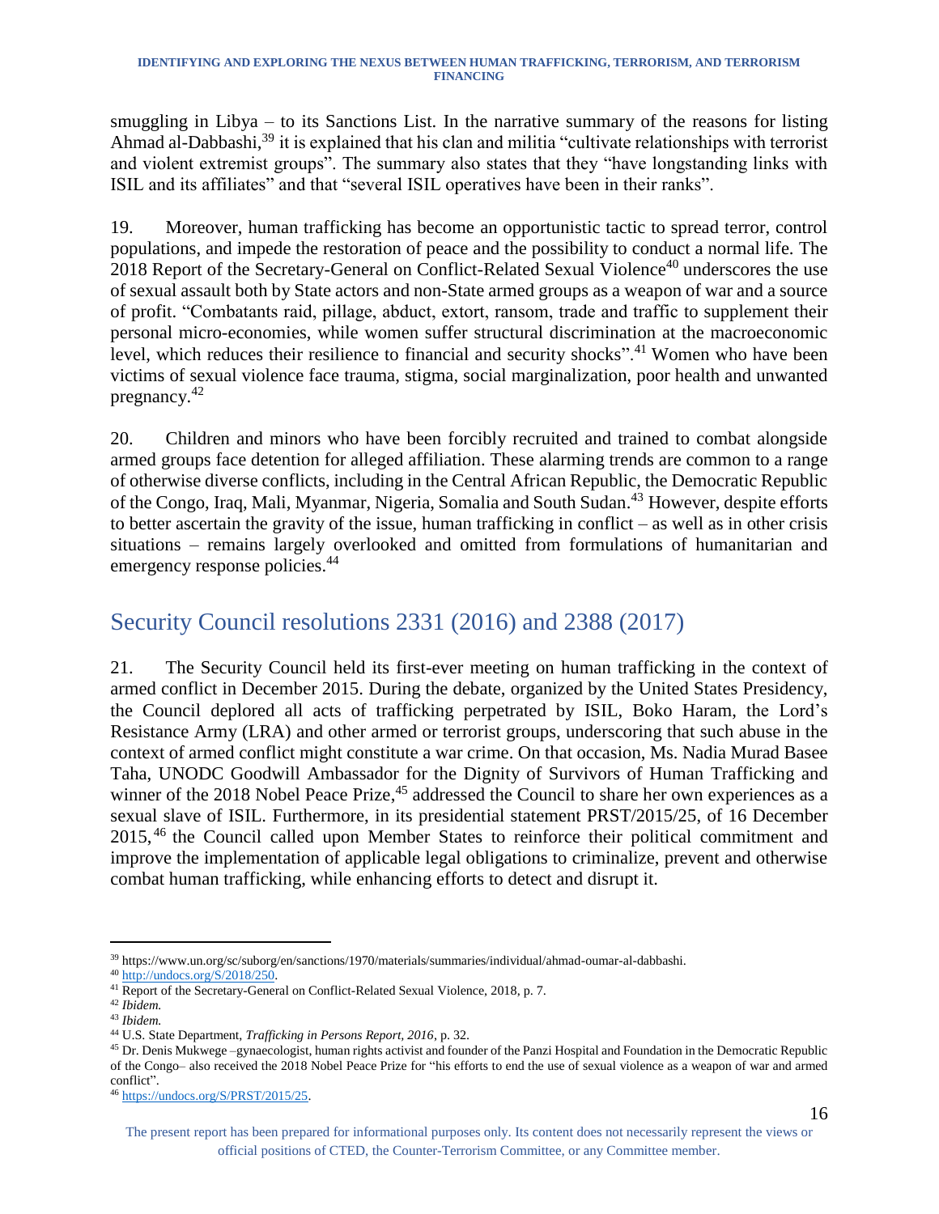smuggling in Libya – to its Sanctions List. In the narrative summary of the reasons for listing Ahmad al-Dabbashi,[39] it is explained that his clan and militia "cultivate relationships with terrorist and violent extremist groups". The summary also states that they "have longstanding links with ISIL and its affiliates" and that "several ISIL operatives have been in their ranks".

19. Moreover, human trafficking has become an opportunistic tactic to spread terror, control populations, and impede the restoration of peace and the possibility to conduct a normal life. The 2018 Report of the Secretary-General on Conflict-Related Sexual Violence[40] underscores the use of sexual assault both by State actors and non-State armed groups as a weapon of war and a source of profit. "Combatants raid, pillage, abduct, extort, ransom, trade and traffic to supplement their personal micro-economies, while women suffer structural discrimination at the macroeconomic level, which reduces their resilience to financial and security shocks".[41] Women who have been victims of sexual violence face trauma, stigma, social marginalization, poor health and unwanted pregnancy.[42]

20. Children and minors who have been forcibly recruited and trained to combat alongside armed groups face detention for alleged affiliation. These alarming trends are common to a range of otherwise diverse conflicts, including in the Central African Republic, the Democratic Republic of the Congo, Iraq, Mali, Myanmar, Nigeria, Somalia and South Sudan.[43] However, despite efforts to better ascertain the gravity of the issue, human trafficking in conflict – as well as in other crisis situations – remains largely overlooked and omitted from formulations of humanitarian and emergency response policies.[44]

## Security Council resolutions 2331 (2016) and 2388 (2017)

21. The Security Council held its first-ever meeting on human trafficking in the context of armed conflict in December 2015. During the debate, organized by the United States Presidency, the Council deplored all acts of trafficking perpetrated by ISIL, Boko Haram, the Lord's Resistance Army (LRA) and other armed or terrorist groups, underscoring that such abuse in the context of armed conflict might constitute a war crime. On that occasion, Ms. Nadia Murad Basee Taha, UNODC Goodwill Ambassador for the Dignity of Survivors of Human Trafficking and winner of the 2018 Nobel Peace Prize,[45] addressed the Council to share her own experiences as a sexual slave of ISIL. Furthermore, in its presidential statement PRST/2015/25, of 16 December 2015,[46] the Council called upon Member States to reinforce their political commitment and improve the implementation of applicable legal obligations to criminalize, prevent and otherwise combat human trafficking, while enhancing efforts to detect and disrupt it.

---

[39] https://www.un.org/sc/suborg/en/sanctions/1970/materials/summaries/individual/ahmad-oumar-al-dabbashi.

[40] http://undocs.org/S/2018/250.

[41] Report of the Secretary-General on Conflict-Related Sexual Violence, 2018, p. 7.

[42] *Ibidem.*

[43] *Ibidem.*

[44] U.S. State Department, *Trafficking in Persons Report, 2016*, p. 32.

[45] Dr. Denis Mukwege –gynaecologist, human rights activist and founder of the Panzi Hospital and Foundation in the Democratic Republic of the Congo– also received the 2018 Nobel Peace Prize for "his efforts to end the use of sexual violence as a weapon of war and armed conflict".

[46] https://undocs.org/S/PRST/2015/25.

The present report has been prepared for informational purposes only. Its content does not necessarily represent the views or official positions of CTED, the Counter-Terrorism Committee, or any Committee member.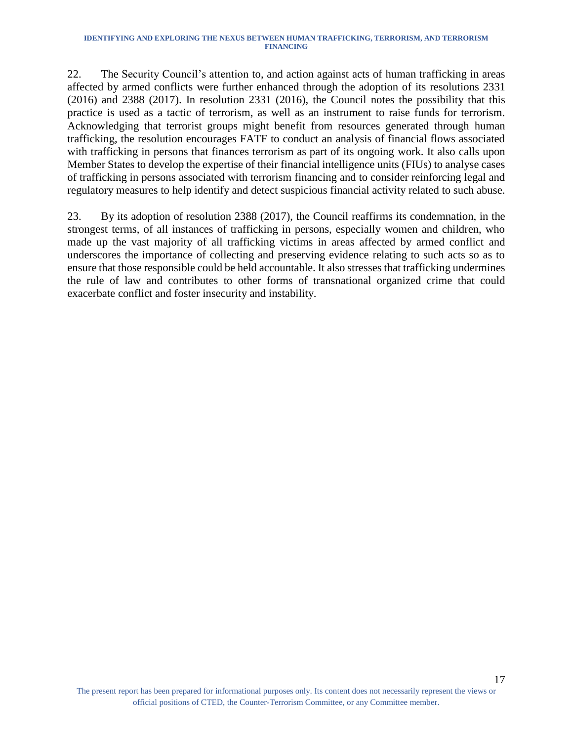22. The Security Council's attention to, and action against acts of human trafficking in areas affected by armed conflicts were further enhanced through the adoption of its resolutions 2331 (2016) and 2388 (2017). In resolution 2331 (2016), the Council notes the possibility that this practice is used as a tactic of terrorism, as well as an instrument to raise funds for terrorism. Acknowledging that terrorist groups might benefit from resources generated through human trafficking, the resolution encourages FATF to conduct an analysis of financial flows associated with trafficking in persons that finances terrorism as part of its ongoing work. It also calls upon Member States to develop the expertise of their financial intelligence units (FIUs) to analyse cases of trafficking in persons associated with terrorism financing and to consider reinforcing legal and regulatory measures to help identify and detect suspicious financial activity related to such abuse.

23. By its adoption of resolution 2388 (2017), the Council reaffirms its condemnation, in the strongest terms, of all instances of trafficking in persons, especially women and children, who made up the vast majority of all trafficking victims in areas affected by armed conflict and underscores the importance of collecting and preserving evidence relating to such acts so as to ensure that those responsible could be held accountable. It also stresses that trafficking undermines the rule of law and contributes to other forms of transnational organized crime that could exacerbate conflict and foster insecurity and instability.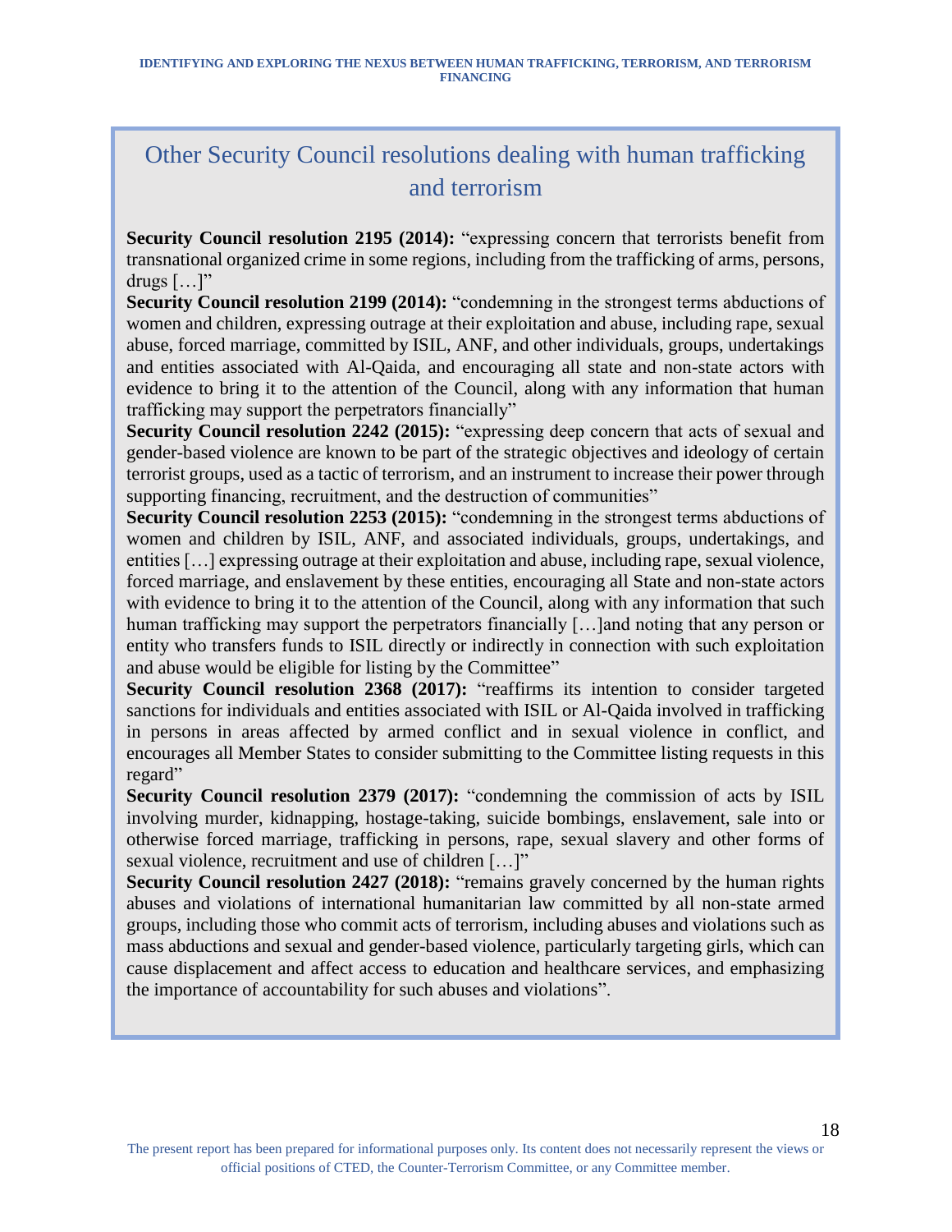## Other Security Council resolutions dealing with human trafficking and terrorism

**Security Council resolution 2195 (2014):** "expressing concern that terrorists benefit from transnational organized crime in some regions, including from the trafficking of arms, persons, drugs […]"

**Security Council resolution 2199 (2014):** "condemning in the strongest terms abductions of women and children, expressing outrage at their exploitation and abuse, including rape, sexual abuse, forced marriage, committed by ISIL, ANF, and other individuals, groups, undertakings and entities associated with Al-Qaida, and encouraging all state and non-state actors with evidence to bring it to the attention of the Council, along with any information that human trafficking may support the perpetrators financially"

**Security Council resolution 2242 (2015):** "expressing deep concern that acts of sexual and gender-based violence are known to be part of the strategic objectives and ideology of certain terrorist groups, used as a tactic of terrorism, and an instrument to increase their power through supporting financing, recruitment, and the destruction of communities"

**Security Council resolution 2253 (2015):** "condemning in the strongest terms abductions of women and children by ISIL, ANF, and associated individuals, groups, undertakings, and entities […] expressing outrage at their exploitation and abuse, including rape, sexual violence, forced marriage, and enslavement by these entities, encouraging all State and non-state actors with evidence to bring it to the attention of the Council, along with any information that such human trafficking may support the perpetrators financially […]and noting that any person or entity who transfers funds to ISIL directly or indirectly in connection with such exploitation and abuse would be eligible for listing by the Committee"

**Security Council resolution 2368 (2017):** "reaffirms its intention to consider targeted sanctions for individuals and entities associated with ISIL or Al-Qaida involved in trafficking in persons in areas affected by armed conflict and in sexual violence in conflict, and encourages all Member States to consider submitting to the Committee listing requests in this regard"

**Security Council resolution 2379 (2017):** "condemning the commission of acts by ISIL involving murder, kidnapping, hostage-taking, suicide bombings, enslavement, sale into or otherwise forced marriage, trafficking in persons, rape, sexual slavery and other forms of sexual violence, recruitment and use of children […]"

**Security Council resolution 2427 (2018):** "remains gravely concerned by the human rights abuses and violations of international humanitarian law committed by all non-state armed groups, including those who commit acts of terrorism, including abuses and violations such as mass abductions and sexual and gender-based violence, particularly targeting girls, which can cause displacement and affect access to education and healthcare services, and emphasizing the importance of accountability for such abuses and violations".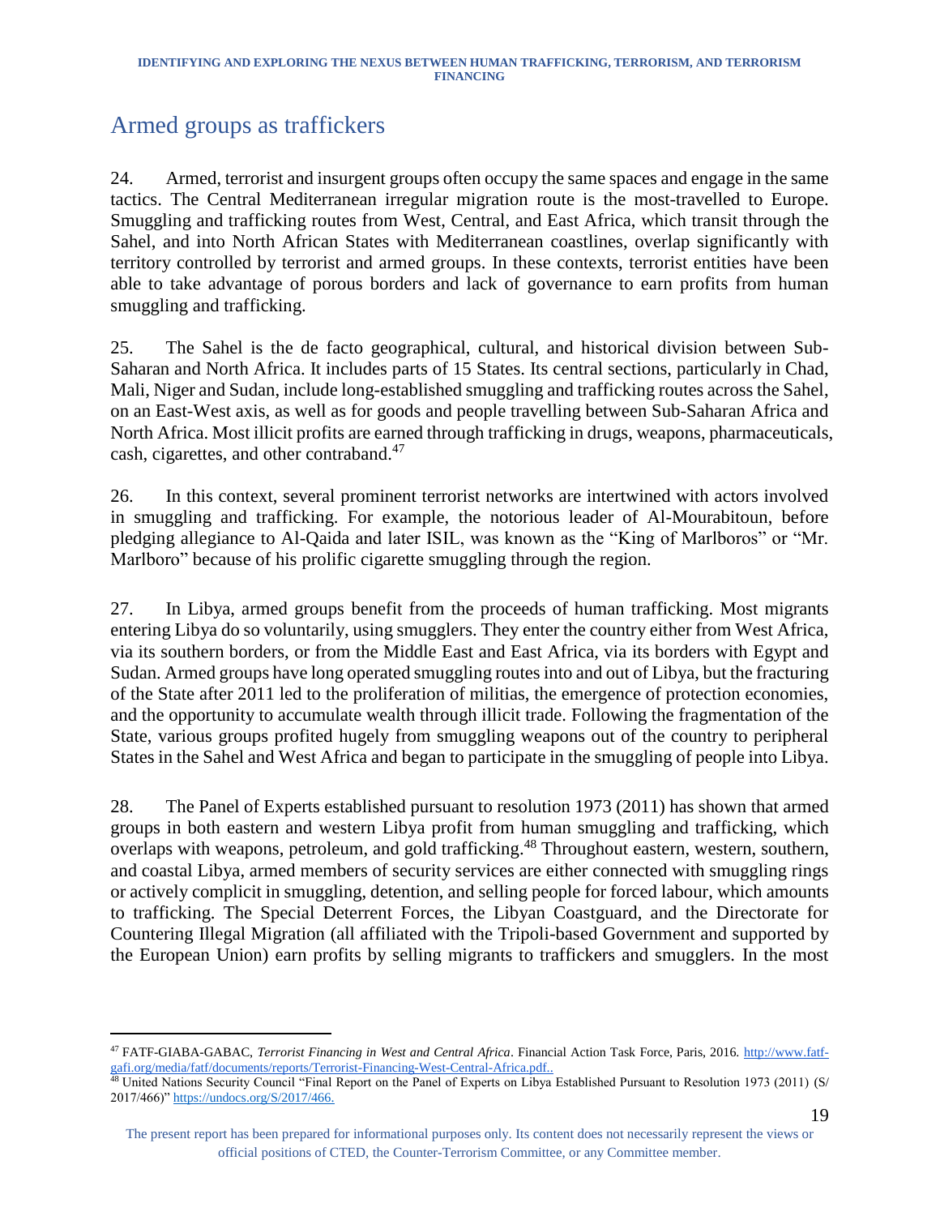## Armed groups as traffickers

24. Armed, terrorist and insurgent groups often occupy the same spaces and engage in the same tactics. The Central Mediterranean irregular migration route is the most-travelled to Europe. Smuggling and trafficking routes from West, Central, and East Africa, which transit through the Sahel, and into North African States with Mediterranean coastlines, overlap significantly with territory controlled by terrorist and armed groups. In these contexts, terrorist entities have been able to take advantage of porous borders and lack of governance to earn profits from human smuggling and trafficking.

25. The Sahel is the de facto geographical, cultural, and historical division between Sub-Saharan and North Africa. It includes parts of 15 States. Its central sections, particularly in Chad, Mali, Niger and Sudan, include long-established smuggling and trafficking routes across the Sahel, on an East-West axis, as well as for goods and people travelling between Sub-Saharan Africa and North Africa. Most illicit profits are earned through trafficking in drugs, weapons, pharmaceuticals, cash, cigarettes, and other contraband.[47]

26. In this context, several prominent terrorist networks are intertwined with actors involved in smuggling and trafficking. For example, the notorious leader of Al-Mourabitoun, before pledging allegiance to Al-Qaida and later ISIL, was known as the "King of Marlboros" or "Mr. Marlboro" because of his prolific cigarette smuggling through the region.

27. In Libya, armed groups benefit from the proceeds of human trafficking. Most migrants entering Libya do so voluntarily, using smugglers. They enter the country either from West Africa, via its southern borders, or from the Middle East and East Africa, via its borders with Egypt and Sudan. Armed groups have long operated smuggling routes into and out of Libya, but the fracturing of the State after 2011 led to the proliferation of militias, the emergence of protection economies, and the opportunity to accumulate wealth through illicit trade. Following the fragmentation of the State, various groups profited hugely from smuggling weapons out of the country to peripheral States in the Sahel and West Africa and began to participate in the smuggling of people into Libya.

28. The Panel of Experts established pursuant to resolution 1973 (2011) has shown that armed groups in both eastern and western Libya profit from human smuggling and trafficking, which overlaps with weapons, petroleum, and gold trafficking.[48] Throughout eastern, western, southern, and coastal Libya, armed members of security services are either connected with smuggling rings or actively complicit in smuggling, detention, and selling people for forced labour, which amounts to trafficking. The Special Deterrent Forces, the Libyan Coastguard, and the Directorate for Countering Illegal Migration (all affiliated with the Tripoli-based Government and supported by the European Union) earn profits by selling migrants to traffickers and smugglers. In the most

---

[47] FATF-GIABA-GABAC, *Terrorist Financing in West and Central Africa*. Financial Action Task Force, Paris, 2016. http://www.fatf-gafi.org/media/fatf/documents/reports/Terrorist-Financing-West-Central-Africa.pdf..

[48] United Nations Security Council "Final Report on the Panel of Experts on Libya Established Pursuant to Resolution 1973 (2011) (S/ 2017/466)" https://undocs.org/S/2017/466.

The present report has been prepared for informational purposes only. Its content does not necessarily represent the views or official positions of CTED, the Counter-Terrorism Committee, or any Committee member.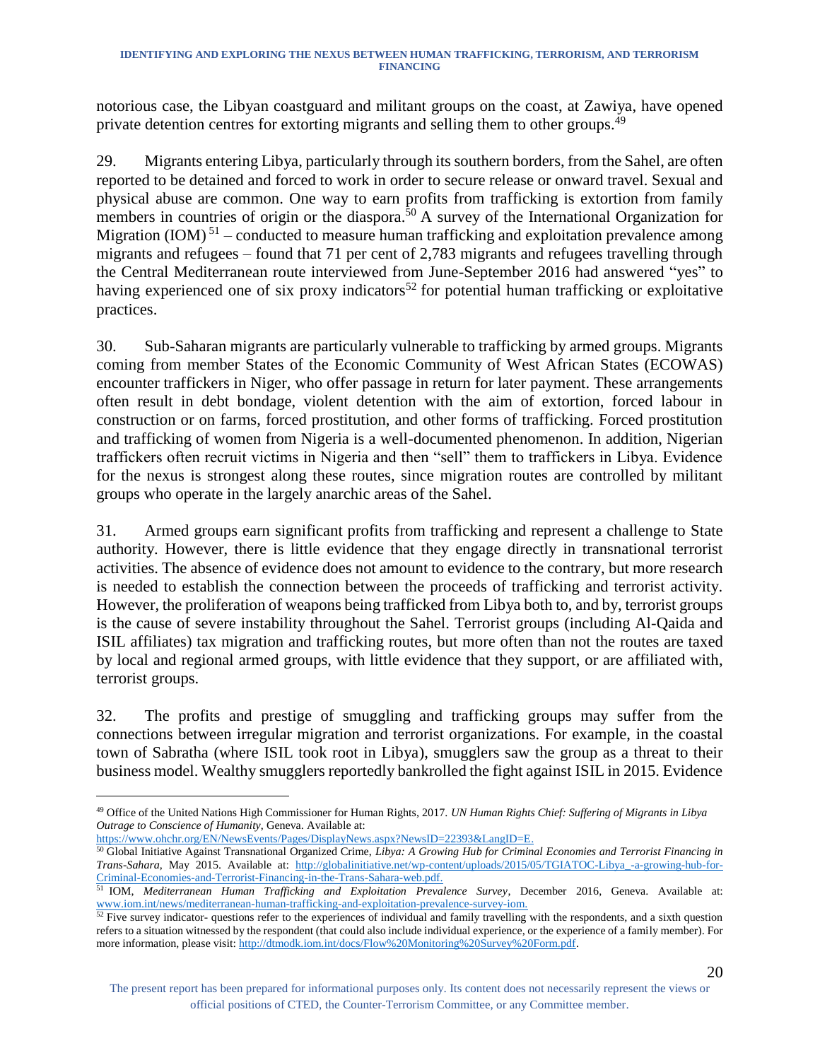notorious case, the Libyan coastguard and militant groups on the coast, at Zawiya, have opened private detention centres for extorting migrants and selling them to other groups.[49]

29. Migrants entering Libya, particularly through its southern borders, from the Sahel, are often reported to be detained and forced to work in order to secure release or onward travel. Sexual and physical abuse are common. One way to earn profits from trafficking is extortion from family members in countries of origin or the diaspora.[50] A survey of the International Organization for Migration (IOM)[51] – conducted to measure human trafficking and exploitation prevalence among migrants and refugees – found that 71 per cent of 2,783 migrants and refugees travelling through the Central Mediterranean route interviewed from June-September 2016 had answered "yes" to having experienced one of six proxy indicators[52] for potential human trafficking or exploitative practices.

30. Sub-Saharan migrants are particularly vulnerable to trafficking by armed groups. Migrants coming from member States of the Economic Community of West African States (ECOWAS) encounter traffickers in Niger, who offer passage in return for later payment. These arrangements often result in debt bondage, violent detention with the aim of extortion, forced labour in construction or on farms, forced prostitution, and other forms of trafficking. Forced prostitution and trafficking of women from Nigeria is a well-documented phenomenon. In addition, Nigerian traffickers often recruit victims in Nigeria and then "sell" them to traffickers in Libya. Evidence for the nexus is strongest along these routes, since migration routes are controlled by militant groups who operate in the largely anarchic areas of the Sahel.

31. Armed groups earn significant profits from trafficking and represent a challenge to State authority. However, there is little evidence that they engage directly in transnational terrorist activities. The absence of evidence does not amount to evidence to the contrary, but more research is needed to establish the connection between the proceeds of trafficking and terrorist activity. However, the proliferation of weapons being trafficked from Libya both to, and by, terrorist groups is the cause of severe instability throughout the Sahel. Terrorist groups (including Al-Qaida and ISIL affiliates) tax migration and trafficking routes, but more often than not the routes are taxed by local and regional armed groups, with little evidence that they support, or are affiliated with, terrorist groups.

32. The profits and prestige of smuggling and trafficking groups may suffer from the connections between irregular migration and terrorist organizations. For example, in the coastal town of Sabratha (where ISIL took root in Libya), smugglers saw the group as a threat to their business model. Wealthy smugglers reportedly bankrolled the fight against ISIL in 2015. Evidence

---

[49] Office of the United Nations High Commissioner for Human Rights, 2017. *UN Human Rights Chief: Suffering of Migrants in Libya Outrage to Conscience of Humanity*, Geneva. Available at: https://www.ohchr.org/EN/NewsEvents/Pages/DisplayNews.aspx?NewsID=22393&LangID=E.

[50] Global Initiative Against Transnational Organized Crime, *Libya: A Growing Hub for Criminal Economies and Terrorist Financing in Trans-Sahara*, May 2015. Available at: http://globalinitiative.net/wp-content/uploads/2015/05/TGIATOC-Libya_-a-growing-hub-for-Criminal-Economies-and-Terrorist-Financing-in-the-Trans-Sahara-web.pdf.

[51] IOM, *Mediterranean Human Trafficking and Exploitation Prevalence Survey*, December 2016, Geneva. Available at: www.iom.int/news/mediterranean-human-trafficking-and-exploitation-prevalence-survey-iom.

[52] Five survey indicator- questions refer to the experiences of individual and family travelling with the respondents, and a sixth question refers to a situation witnessed by the respondent (that could also include individual experience, or the experience of a family member). For more information, please visit: http://dtmodk.iom.int/docs/Flow%20Monitoring%20Survey%20Form.pdf.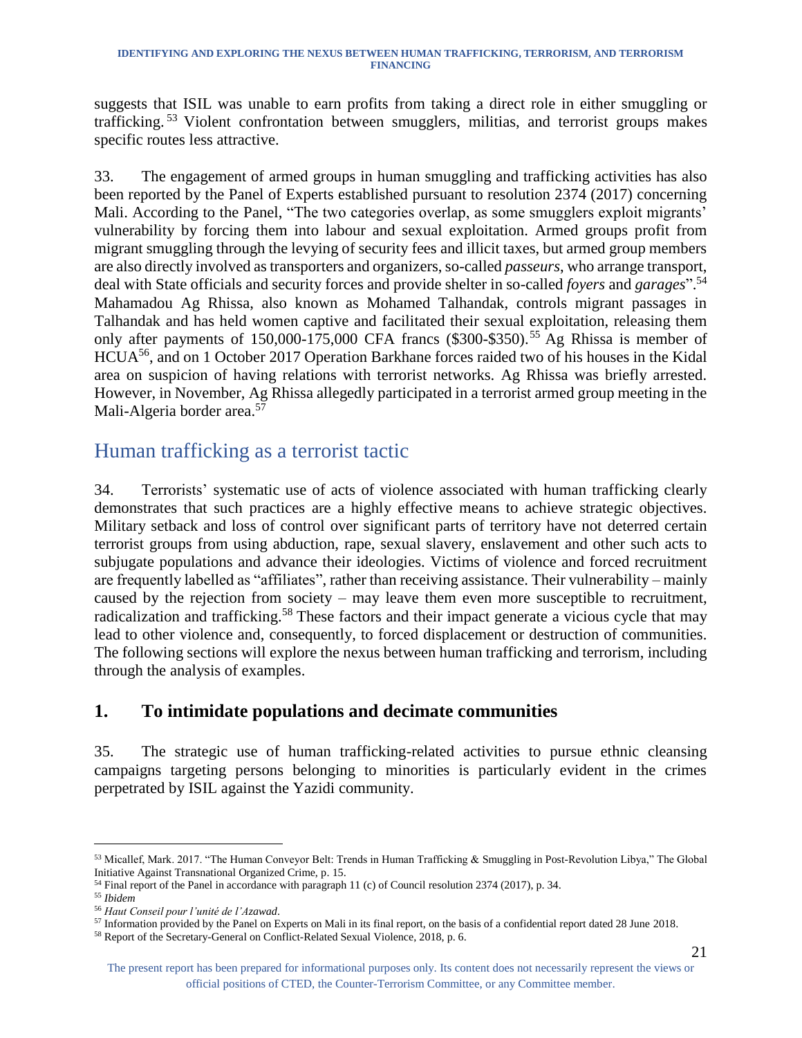suggests that ISIL was unable to earn profits from taking a direct role in either smuggling or trafficking.[53] Violent confrontation between smugglers, militias, and terrorist groups makes specific routes less attractive.

33. The engagement of armed groups in human smuggling and trafficking activities has also been reported by the Panel of Experts established pursuant to resolution 2374 (2017) concerning Mali. According to the Panel, "The two categories overlap, as some smugglers exploit migrants' vulnerability by forcing them into labour and sexual exploitation. Armed groups profit from migrant smuggling through the levying of security fees and illicit taxes, but armed group members are also directly involved as transporters and organizers, so-called *passeurs*, who arrange transport, deal with State officials and security forces and provide shelter in so-called *foyers* and *garages*".[54] Mahamadou Ag Rhissa, also known as Mohamed Talhandak, controls migrant passages in Talhandak and has held women captive and facilitated their sexual exploitation, releasing them only after payments of 150,000-175,000 CFA francs ($300-$350).[55] Ag Rhissa is member of HCUA[56], and on 1 October 2017 Operation Barkhane forces raided two of his houses in the Kidal area on suspicion of having relations with terrorist networks. Ag Rhissa was briefly arrested. However, in November, Ag Rhissa allegedly participated in a terrorist armed group meeting in the Mali-Algeria border area.[57]

## Human trafficking as a terrorist tactic

34. Terrorists' systematic use of acts of violence associated with human trafficking clearly demonstrates that such practices are a highly effective means to achieve strategic objectives. Military setback and loss of control over significant parts of territory have not deterred certain terrorist groups from using abduction, rape, sexual slavery, enslavement and other such acts to subjugate populations and advance their ideologies. Victims of violence and forced recruitment are frequently labelled as "affiliates", rather than receiving assistance. Their vulnerability – mainly caused by the rejection from society – may leave them even more susceptible to recruitment, radicalization and trafficking.[58] These factors and their impact generate a vicious cycle that may lead to other violence and, consequently, to forced displacement or destruction of communities. The following sections will explore the nexus between human trafficking and terrorism, including through the analysis of examples.

### 1. To intimidate populations and decimate communities

35. The strategic use of human trafficking-related activities to pursue ethnic cleansing campaigns targeting persons belonging to minorities is particularly evident in the crimes perpetrated by ISIL against the Yazidi community.

---

[53] Micallef, Mark. 2017. "The Human Conveyor Belt: Trends in Human Trafficking & Smuggling in Post-Revolution Libya," The Global Initiative Against Transnational Organized Crime, p. 15.

[54] Final report of the Panel in accordance with paragraph 11 (c) of Council resolution 2374 (2017), p. 34.

[55] *Ibidem*

[56] *Haut Conseil pour l'unité de l'Azawad*.

[57] Information provided by the Panel on Experts on Mali in its final report, on the basis of a confidential report dated 28 June 2018.

[58] Report of the Secretary-General on Conflict-Related Sexual Violence, 2018, p. 6.

The present report has been prepared for informational purposes only. Its content does not necessarily represent the views or official positions of CTED, the Counter-Terrorism Committee, or any Committee member.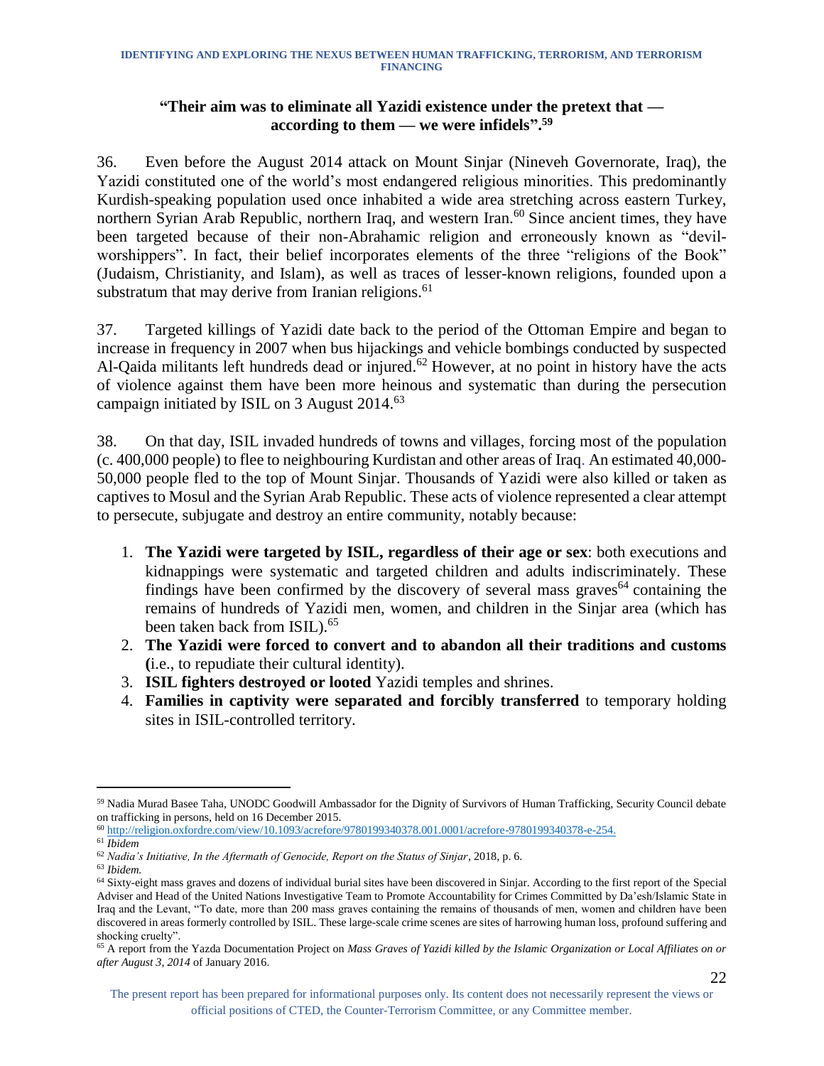**"Their aim was to eliminate all Yazidi existence under the pretext that — according to them — we were infidels".[59]**

36. Even before the August 2014 attack on Mount Sinjar (Nineveh Governorate, Iraq), the Yazidi constituted one of the world's most endangered religious minorities. This predominantly Kurdish-speaking population used once inhabited a wide area stretching across eastern Turkey, northern Syrian Arab Republic, northern Iraq, and western Iran.[60] Since ancient times, they have been targeted because of their non-Abrahamic religion and erroneously known as "devil-worshippers". In fact, their belief incorporates elements of the three "religions of the Book" (Judaism, Christianity, and Islam), as well as traces of lesser-known religions, founded upon a substratum that may derive from Iranian religions.[61]

37. Targeted killings of Yazidi date back to the period of the Ottoman Empire and began to increase in frequency in 2007 when bus hijackings and vehicle bombings conducted by suspected Al-Qaida militants left hundreds dead or injured.[62] However, at no point in history have the acts of violence against them have been more heinous and systematic than during the persecution campaign initiated by ISIL on 3 August 2014.[63]

38. On that day, ISIL invaded hundreds of towns and villages, forcing most of the population (c. 400,000 people) to flee to neighbouring Kurdistan and other areas of Iraq. An estimated 40,000-50,000 people fled to the top of Mount Sinjar. Thousands of Yazidi were also killed or taken as captives to Mosul and the Syrian Arab Republic. These acts of violence represented a clear attempt to persecute, subjugate and destroy an entire community, notably because:

1. **The Yazidi were targeted by ISIL, regardless of their age or sex**: both executions and kidnappings were systematic and targeted children and adults indiscriminately. These findings have been confirmed by the discovery of several mass graves[64] containing the remains of hundreds of Yazidi men, women, and children in the Sinjar area (which has been taken back from ISIL).[65]
2. **The Yazidi were forced to convert and to abandon all their traditions and customs (**i.e., to repudiate their cultural identity).
3. **ISIL fighters destroyed or looted** Yazidi temples and shrines.
4. **Families in captivity were separated and forcibly transferred** to temporary holding sites in ISIL-controlled territory.

---

[59] Nadia Murad Basee Taha, UNODC Goodwill Ambassador for the Dignity of Survivors of Human Trafficking, Security Council debate on trafficking in persons, held on 16 December 2015.

[60] http://religion.oxfordre.com/view/10.1093/acrefore/9780199340378.001.0001/acrefore-9780199340378-e-254.

[61] *Ibidem*

[62] *Nadia's Initiative, In the Aftermath of Genocide, Report on the Status of Sinjar*, 2018, p. 6.

[63] *Ibidem.*

[64] Sixty-eight mass graves and dozens of individual burial sites have been discovered in Sinjar. According to the first report of the Special Adviser and Head of the United Nations Investigative Team to Promote Accountability for Crimes Committed by Da'esh/Islamic State in Iraq and the Levant, "To date, more than 200 mass graves containing the remains of thousands of men, women and children have been discovered in areas formerly controlled by ISIL. These large-scale crime scenes are sites of harrowing human loss, profound suffering and shocking cruelty".

[65] A report from the Yazda Documentation Project on *Mass Graves of Yazidi killed by the Islamic Organization or Local Affiliates on or after August 3, 2014* of January 2016.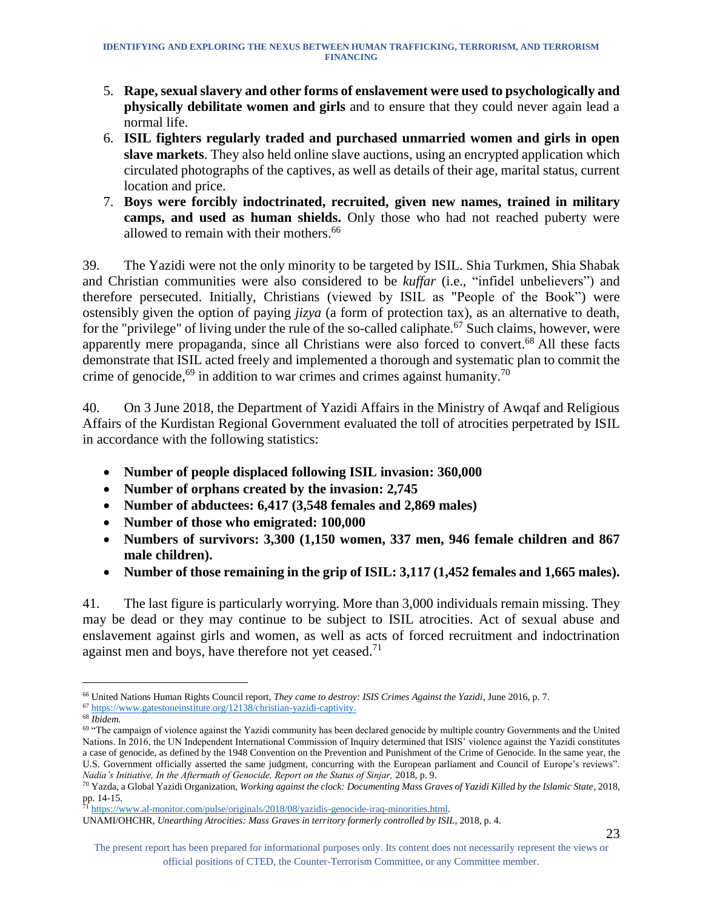5. **Rape, sexual slavery and other forms of enslavement were used to psychologically and physically debilitate women and girls** and to ensure that they could never again lead a normal life.
6. **ISIL fighters regularly traded and purchased unmarried women and girls in open slave markets**. They also held online slave auctions, using an encrypted application which circulated photographs of the captives, as well as details of their age, marital status, current location and price.
7. **Boys were forcibly indoctrinated, recruited, given new names, trained in military camps, and used as human shields.** Only those who had not reached puberty were allowed to remain with their mothers.[66]

39. The Yazidi were not the only minority to be targeted by ISIL. Shia Turkmen, Shia Shabak and Christian communities were also considered to be *kuffar* (i.e., "infidel unbelievers") and therefore persecuted. Initially, Christians (viewed by ISIL as "People of the Book") were ostensibly given the option of paying *jizya* (a form of protection tax), as an alternative to death, for the "privilege" of living under the rule of the so-called caliphate.[67] Such claims, however, were apparently mere propaganda, since all Christians were also forced to convert.[68] All these facts demonstrate that ISIL acted freely and implemented a thorough and systematic plan to commit the crime of genocide,[69] in addition to war crimes and crimes against humanity.[70]

40. On 3 June 2018, the Department of Yazidi Affairs in the Ministry of Awqaf and Religious Affairs of the Kurdistan Regional Government evaluated the toll of atrocities perpetrated by ISIL in accordance with the following statistics:

- **Number of people displaced following ISIL invasion: 360,000**
- **Number of orphans created by the invasion: 2,745**
- **Number of abductees: 6,417 (3,548 females and 2,869 males)**
- **Number of those who emigrated: 100,000**
- **Numbers of survivors: 3,300 (1,150 women, 337 men, 946 female children and 867 male children).**
- **Number of those remaining in the grip of ISIL: 3,117 (1,452 females and 1,665 males).**

41. The last figure is particularly worrying. More than 3,000 individuals remain missing. They may be dead or they may continue to be subject to ISIL atrocities. Act of sexual abuse and enslavement against girls and women, as well as acts of forced recruitment and indoctrination against men and boys, have therefore not yet ceased.[71]

---

[66] United Nations Human Rights Council report, *They came to destroy: ISIS Crimes Against the Yazidi*, June 2016, p. 7.

[67] https://www.gatestoneinstitute.org/12138/christian-yazidi-captivity.

[68] *Ibidem.*

[69] "The campaign of violence against the Yazidi community has been declared genocide by multiple country Governments and the United Nations. In 2016, the UN Independent International Commission of Inquiry determined that ISIS' violence against the Yazidi constitutes a case of genocide, as defined by the 1948 Convention on the Prevention and Punishment of the Crime of Genocide. In the same year, the U.S. Government officially asserted the same judgment, concurring with the European parliament and Council of Europe's reviews". *Nadia's Initiative, In the Aftermath of Genocide, Report on the Status of Sinjar,* 2018, p. 9.

[70] Yazda, a Global Yazidi Organization, *Working against the clock: Documenting Mass Graves of Yazidi Killed by the Islamic State*, 2018, pp. 14-15.

[71] https://www.al-monitor.com/pulse/originals/2018/08/yazidis-genocide-iraq-minorities.html.
UNAMI/OHCHR, *Unearthing Atrocities: Mass Graves in territory formerly controlled by ISIL*, 2018, p. 4.

The present report has been prepared for informational purposes only. Its content does not necessarily represent the views or official positions of CTED, the Counter-Terrorism Committee, or any Committee member.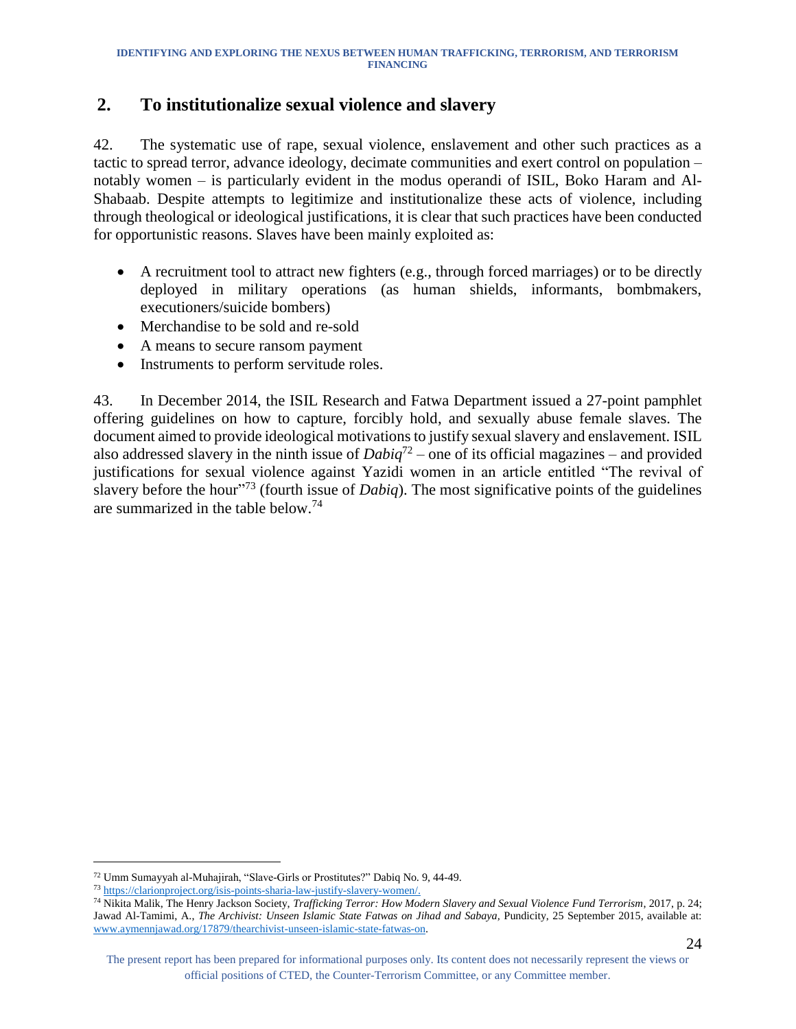## 2. To institutionalize sexual violence and slavery

42. The systematic use of rape, sexual violence, enslavement and other such practices as a tactic to spread terror, advance ideology, decimate communities and exert control on population – notably women – is particularly evident in the modus operandi of ISIL, Boko Haram and Al-Shabaab. Despite attempts to legitimize and institutionalize these acts of violence, including through theological or ideological justifications, it is clear that such practices have been conducted for opportunistic reasons. Slaves have been mainly exploited as:

- A recruitment tool to attract new fighters (e.g., through forced marriages) or to be directly deployed in military operations (as human shields, informants, bombmakers, executioners/suicide bombers)
- Merchandise to be sold and re-sold
- A means to secure ransom payment
- Instruments to perform servitude roles.

43. In December 2014, the ISIL Research and Fatwa Department issued a 27-point pamphlet offering guidelines on how to capture, forcibly hold, and sexually abuse female slaves. The document aimed to provide ideological motivations to justify sexual slavery and enslavement. ISIL also addressed slavery in the ninth issue of *Dabiq*[72] – one of its official magazines – and provided justifications for sexual violence against Yazidi women in an article entitled "The revival of slavery before the hour"[73] (fourth issue of *Dabiq*). The most significative points of the guidelines are summarized in the table below.[74]

---

[72] Umm Sumayyah al-Muhajirah, "Slave-Girls or Prostitutes?" Dabiq No. 9, 44-49.

[73] https://clarionproject.org/isis-points-sharia-law-justify-slavery-women/.

[74] Nikita Malik, The Henry Jackson Society, *Trafficking Terror: How Modern Slavery and Sexual Violence Fund Terrorism*, 2017, p. 24; Jawad Al-Tamimi, A., *The Archivist: Unseen Islamic State Fatwas on Jihad and Sabaya*, Pundicity, 25 September 2015, available at: www.aymennjawad.org/17879/thearchivist-unseen-islamic-state-fatwas-on.

The present report has been prepared for informational purposes only. Its content does not necessarily represent the views or official positions of CTED, the Counter-Terrorism Committee, or any Committee member.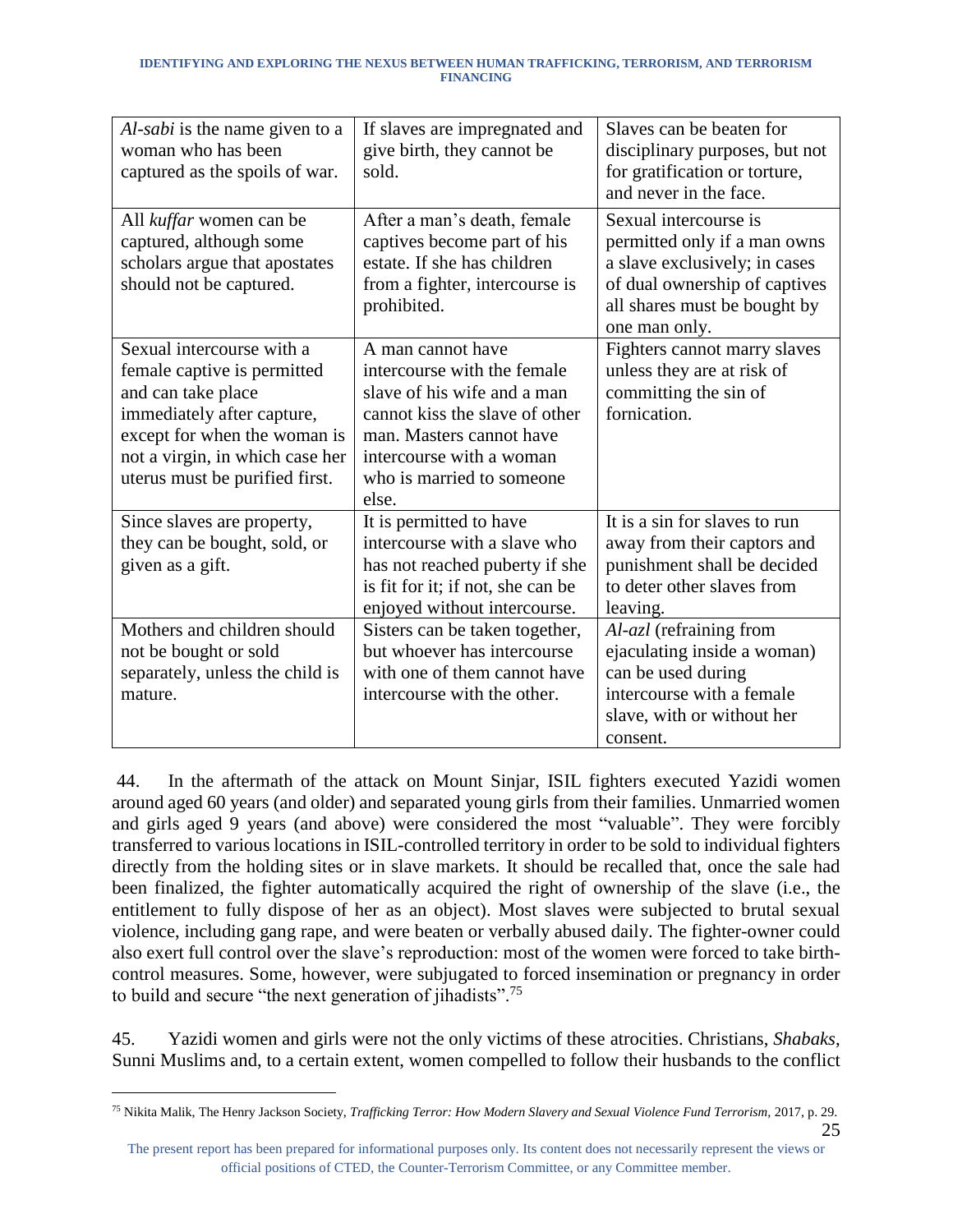| *Al-sabi* is the name given to a woman who has been captured as the spoils of war. | If slaves are impregnated and give birth, they cannot be sold. | Slaves can be beaten for disciplinary purposes, but not for gratification or torture, and never in the face. |
|---|---|---|
| All *kuffar* women can be captured, although some scholars argue that apostates should not be captured. | After a man's death, female captives become part of his estate. If she has children from a fighter, intercourse is prohibited. | Sexual intercourse is permitted only if a man owns a slave exclusively; in cases of dual ownership of captives all shares must be bought by one man only. |
| Sexual intercourse with a female captive is permitted and can take place immediately after capture, except for when the woman is not a virgin, in which case her uterus must be purified first. | A man cannot have intercourse with the female slave of his wife and a man cannot kiss the slave of other man. Masters cannot have intercourse with a woman who is married to someone else. | Fighters cannot marry slaves unless they are at risk of committing the sin of fornication. |
| Since slaves are property, they can be bought, sold, or given as a gift. | It is permitted to have intercourse with a slave who has not reached puberty if she is fit for it; if not, she can be enjoyed without intercourse. | It is a sin for slaves to run away from their captors and punishment shall be decided to deter other slaves from leaving. |
| Mothers and children should not be bought or sold separately, unless the child is mature. | Sisters can be taken together, but whoever has intercourse with one of them cannot have intercourse with the other. | *Al-azl* (refraining from ejaculating inside a woman) can be used during intercourse with a female slave, with or without her consent. |

44. In the aftermath of the attack on Mount Sinjar, ISIL fighters executed Yazidi women around aged 60 years (and older) and separated young girls from their families. Unmarried women and girls aged 9 years (and above) were considered the most "valuable". They were forcibly transferred to various locations in ISIL-controlled territory in order to be sold to individual fighters directly from the holding sites or in slave markets. It should be recalled that, once the sale had been finalized, the fighter automatically acquired the right of ownership of the slave (i.e., the entitlement to fully dispose of her as an object). Most slaves were subjected to brutal sexual violence, including gang rape, and were beaten or verbally abused daily. The fighter-owner could also exert full control over the slave's reproduction: most of the women were forced to take birth-control measures. Some, however, were subjugated to forced insemination or pregnancy in order to build and secure "the next generation of jihadists".[75]

45. Yazidi women and girls were not the only victims of these atrocities. Christians, *Shabaks*, Sunni Muslims and, to a certain extent, women compelled to follow their husbands to the conflict

[75] Nikita Malik, The Henry Jackson Society, *Trafficking Terror: How Modern Slavery and Sexual Violence Fund Terrorism*, 2017, p. 29.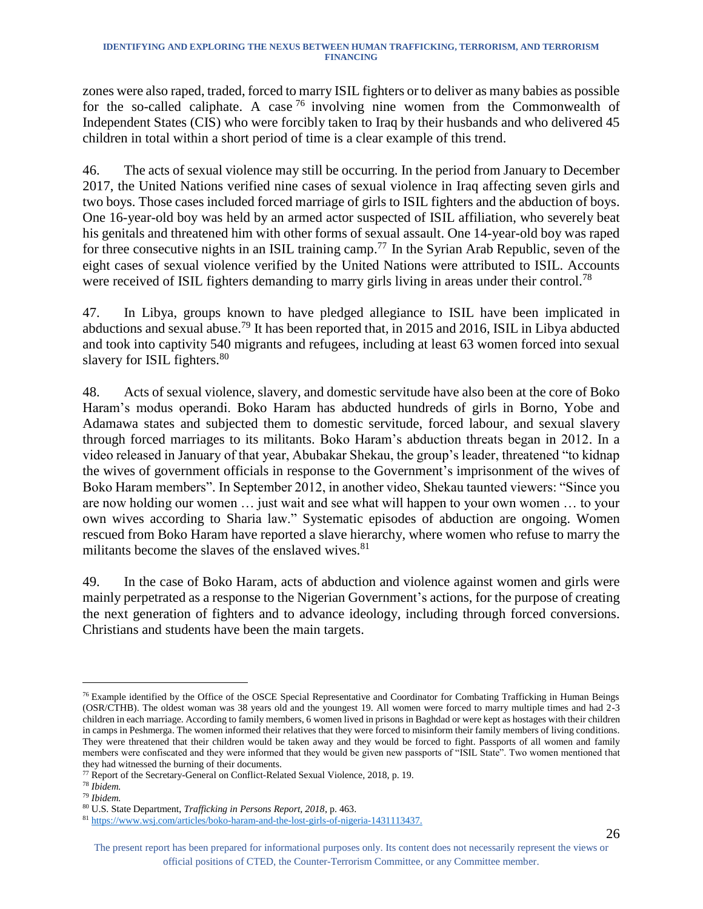zones were also raped, traded, forced to marry ISIL fighters or to deliver as many babies as possible for the so-called caliphate. A case[76] involving nine women from the Commonwealth of Independent States (CIS) who were forcibly taken to Iraq by their husbands and who delivered 45 children in total within a short period of time is a clear example of this trend.

46. The acts of sexual violence may still be occurring. In the period from January to December 2017, the United Nations verified nine cases of sexual violence in Iraq affecting seven girls and two boys. Those cases included forced marriage of girls to ISIL fighters and the abduction of boys. One 16-year-old boy was held by an armed actor suspected of ISIL affiliation, who severely beat his genitals and threatened him with other forms of sexual assault. One 14-year-old boy was raped for three consecutive nights in an ISIL training camp.[77] In the Syrian Arab Republic, seven of the eight cases of sexual violence verified by the United Nations were attributed to ISIL. Accounts were received of ISIL fighters demanding to marry girls living in areas under their control.[78]

47. In Libya, groups known to have pledged allegiance to ISIL have been implicated in abductions and sexual abuse.[79] It has been reported that, in 2015 and 2016, ISIL in Libya abducted and took into captivity 540 migrants and refugees, including at least 63 women forced into sexual slavery for ISIL fighters.[80]

48. Acts of sexual violence, slavery, and domestic servitude have also been at the core of Boko Haram's modus operandi. Boko Haram has abducted hundreds of girls in Borno, Yobe and Adamawa states and subjected them to domestic servitude, forced labour, and sexual slavery through forced marriages to its militants. Boko Haram's abduction threats began in 2012. In a video released in January of that year, Abubakar Shekau, the group's leader, threatened "to kidnap the wives of government officials in response to the Government's imprisonment of the wives of Boko Haram members". In September 2012, in another video, Shekau taunted viewers: "Since you are now holding our women … just wait and see what will happen to your own women … to your own wives according to Sharia law." Systematic episodes of abduction are ongoing. Women rescued from Boko Haram have reported a slave hierarchy, where women who refuse to marry the militants become the slaves of the enslaved wives.[81]

49. In the case of Boko Haram, acts of abduction and violence against women and girls were mainly perpetrated as a response to the Nigerian Government's actions, for the purpose of creating the next generation of fighters and to advance ideology, including through forced conversions. Christians and students have been the main targets.

---

[76] Example identified by the Office of the OSCE Special Representative and Coordinator for Combating Trafficking in Human Beings (OSR/CTHB). The oldest woman was 38 years old and the youngest 19. All women were forced to marry multiple times and had 2-3 children in each marriage. According to family members, 6 women lived in prisons in Baghdad or were kept as hostages with their children in camps in Peshmerga. The women informed their relatives that they were forced to misinform their family members of living conditions. They were threatened that their children would be taken away and they would be forced to fight. Passports of all women and family members were confiscated and they were informed that they would be given new passports of "ISIL State". Two women mentioned that they had witnessed the burning of their documents.

[77] Report of the Secretary-General on Conflict-Related Sexual Violence, 2018, p. 19.

[78] *Ibidem.*

[79] *Ibidem.*

[80] U.S. State Department, *Trafficking in Persons Report, 2018*, p. 463.

[81] https://www.wsj.com/articles/boko-haram-and-the-lost-girls-of-nigeria-1431113437.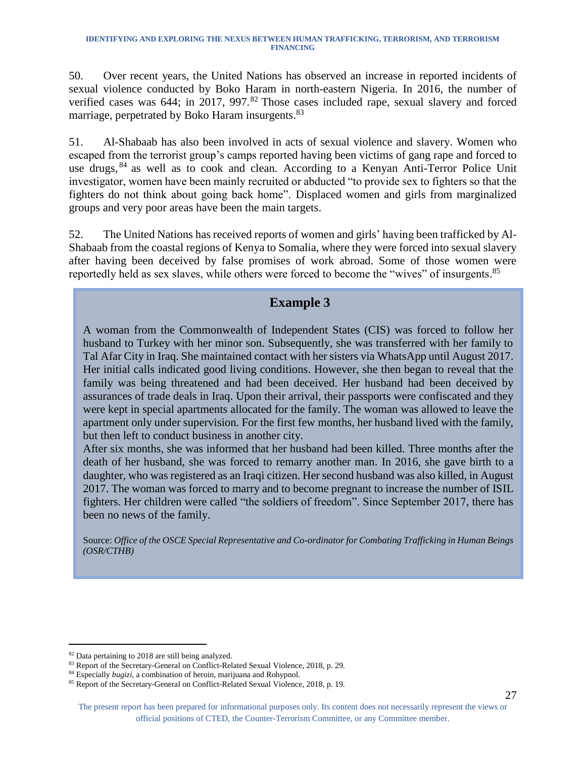50. Over recent years, the United Nations has observed an increase in reported incidents of sexual violence conducted by Boko Haram in north-eastern Nigeria. In 2016, the number of verified cases was 644; in 2017, 997.[82] Those cases included rape, sexual slavery and forced marriage, perpetrated by Boko Haram insurgents.[83]

51. Al-Shabaab has also been involved in acts of sexual violence and slavery. Women who escaped from the terrorist group's camps reported having been victims of gang rape and forced to use drugs,[84] as well as to cook and clean. According to a Kenyan Anti-Terror Police Unit investigator, women have been mainly recruited or abducted "to provide sex to fighters so that the fighters do not think about going back home". Displaced women and girls from marginalized groups and very poor areas have been the main targets.

52. The United Nations has received reports of women and girls' having been trafficked by Al-Shabaab from the coastal regions of Kenya to Somalia, where they were forced into sexual slavery after having been deceived by false promises of work abroad. Some of those women were reportedly held as sex slaves, while others were forced to become the "wives" of insurgents.[85]

### Example 3

A woman from the Commonwealth of Independent States (CIS) was forced to follow her husband to Turkey with her minor son. Subsequently, she was transferred with her family to Tal Afar City in Iraq. She maintained contact with her sisters via WhatsApp until August 2017. Her initial calls indicated good living conditions. However, she then began to reveal that the family was being threatened and had been deceived. Her husband had been deceived by assurances of trade deals in Iraq. Upon their arrival, their passports were confiscated and they were kept in special apartments allocated for the family. The woman was allowed to leave the apartment only under supervision. For the first few months, her husband lived with the family, but then left to conduct business in another city.

After six months, she was informed that her husband had been killed. Three months after the death of her husband, she was forced to remarry another man. In 2016, she gave birth to a daughter, who was registered as an Iraqi citizen. Her second husband was also killed, in August 2017. The woman was forced to marry and to become pregnant to increase the number of ISIL fighters. Her children were called "the soldiers of freedom". Since September 2017, there has been no news of the family.

Source: *Office of the OSCE Special Representative and Co-ordinator for Combating Trafficking in Human Beings (OSR/CTHB)*

---

[82] Data pertaining to 2018 are still being analyzed.

[83] Report of the Secretary-General on Conflict-Related Sexual Violence, 2018, p. 29.

[84] Especially *bugizi*, a combination of heroin, marijuana and Rohypnol.

[85] Report of the Secretary-General on Conflict-Related Sexual Violence, 2018, p. 19.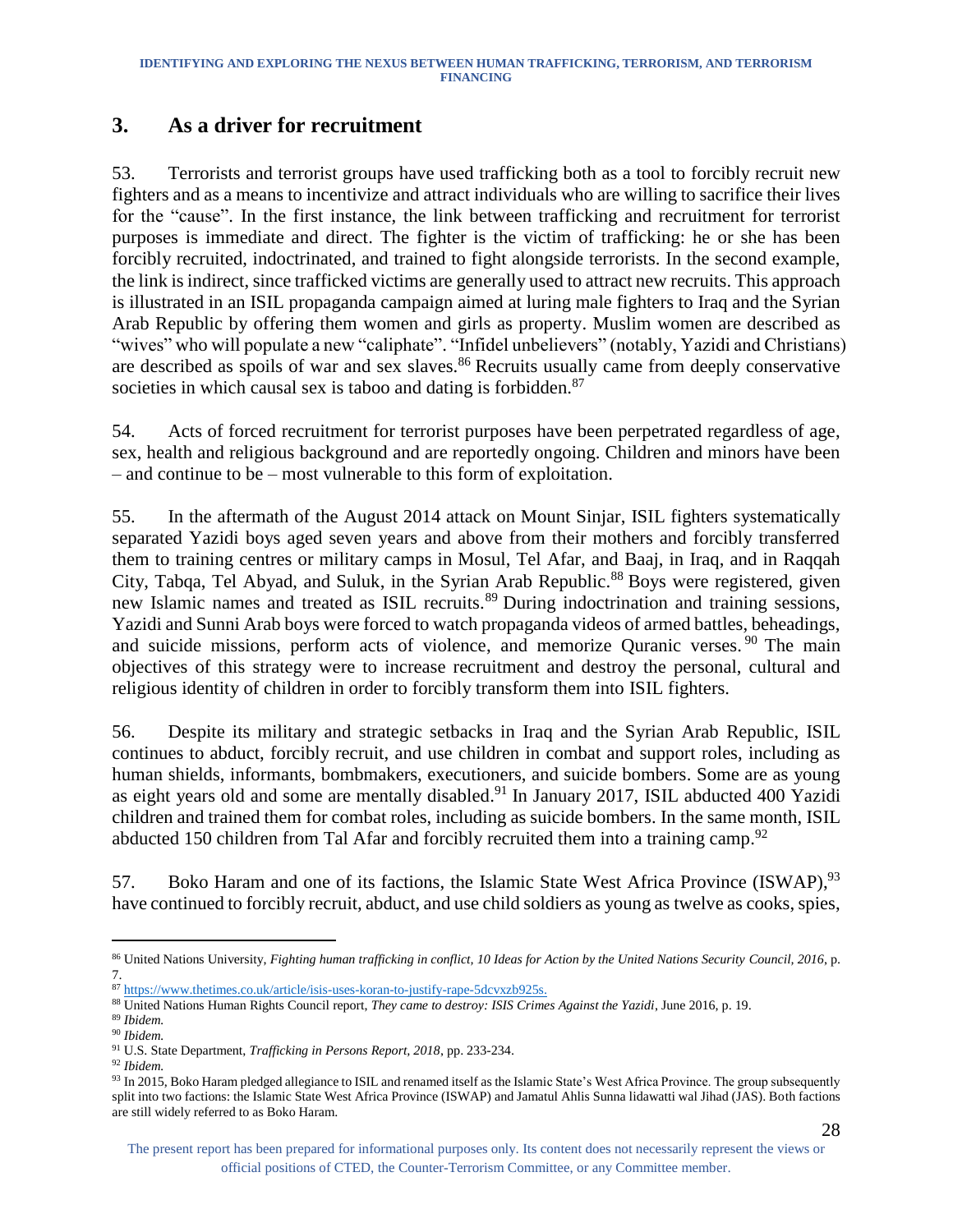## 3. As a driver for recruitment

53. Terrorists and terrorist groups have used trafficking both as a tool to forcibly recruit new fighters and as a means to incentivize and attract individuals who are willing to sacrifice their lives for the "cause". In the first instance, the link between trafficking and recruitment for terrorist purposes is immediate and direct. The fighter is the victim of trafficking: he or she has been forcibly recruited, indoctrinated, and trained to fight alongside terrorists. In the second example, the link is indirect, since trafficked victims are generally used to attract new recruits. This approach is illustrated in an ISIL propaganda campaign aimed at luring male fighters to Iraq and the Syrian Arab Republic by offering them women and girls as property. Muslim women are described as "wives" who will populate a new "caliphate". "Infidel unbelievers" (notably, Yazidi and Christians) are described as spoils of war and sex slaves.[86] Recruits usually came from deeply conservative societies in which causal sex is taboo and dating is forbidden.[87]

54. Acts of forced recruitment for terrorist purposes have been perpetrated regardless of age, sex, health and religious background and are reportedly ongoing. Children and minors have been – and continue to be – most vulnerable to this form of exploitation.

55. In the aftermath of the August 2014 attack on Mount Sinjar, ISIL fighters systematically separated Yazidi boys aged seven years and above from their mothers and forcibly transferred them to training centres or military camps in Mosul, Tel Afar, and Baaj, in Iraq, and in Raqqah City, Tabqa, Tel Abyad, and Suluk, in the Syrian Arab Republic.[88] Boys were registered, given new Islamic names and treated as ISIL recruits.[89] During indoctrination and training sessions, Yazidi and Sunni Arab boys were forced to watch propaganda videos of armed battles, beheadings, and suicide missions, perform acts of violence, and memorize Quranic verses.[90] The main objectives of this strategy were to increase recruitment and destroy the personal, cultural and religious identity of children in order to forcibly transform them into ISIL fighters.

56. Despite its military and strategic setbacks in Iraq and the Syrian Arab Republic, ISIL continues to abduct, forcibly recruit, and use children in combat and support roles, including as human shields, informants, bombmakers, executioners, and suicide bombers. Some are as young as eight years old and some are mentally disabled.[91] In January 2017, ISIL abducted 400 Yazidi children and trained them for combat roles, including as suicide bombers. In the same month, ISIL abducted 150 children from Tal Afar and forcibly recruited them into a training camp.[92]

57. Boko Haram and one of its factions, the Islamic State West Africa Province (ISWAP),[93] have continued to forcibly recruit, abduct, and use child soldiers as young as twelve as cooks, spies,

---

[86] United Nations University, *Fighting human trafficking in conflict, 10 Ideas for Action by the United Nations Security Council, 2016*, p. 7.

[87] https://www.thetimes.co.uk/article/isis-uses-koran-to-justify-rape-5dcvxzb925s.

[88] United Nations Human Rights Council report, *They came to destroy: ISIS Crimes Against the Yazidi*, June 2016, p. 19.

[89] *Ibidem.*

[90] *Ibidem.*

[91] U.S. State Department, *Trafficking in Persons Report, 2018*, pp. 233-234.

[92] *Ibidem.*

[93] In 2015, Boko Haram pledged allegiance to ISIL and renamed itself as the Islamic State's West Africa Province. The group subsequently split into two factions: the Islamic State West Africa Province (ISWAP) and Jamatul Ahlis Sunna lidawatti wal Jihad (JAS). Both factions are still widely referred to as Boko Haram.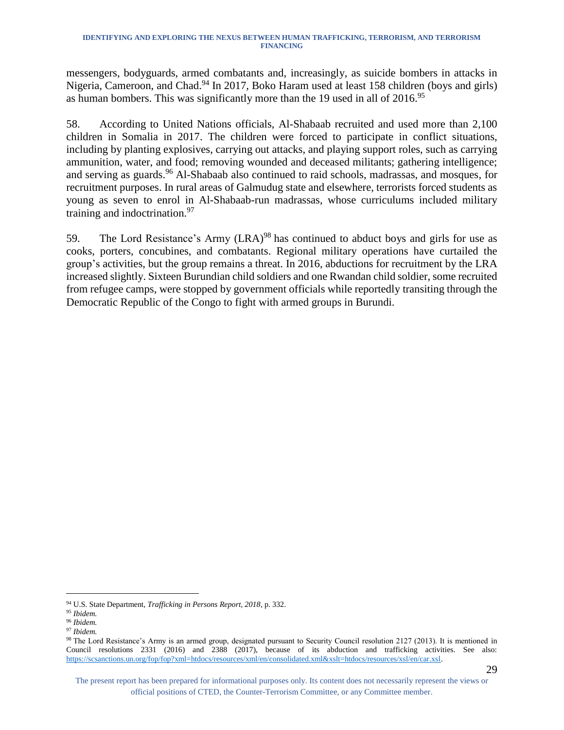messengers, bodyguards, armed combatants and, increasingly, as suicide bombers in attacks in Nigeria, Cameroon, and Chad.[94] In 2017, Boko Haram used at least 158 children (boys and girls) as human bombers. This was significantly more than the 19 used in all of 2016.[95]

58. According to United Nations officials, Al-Shabaab recruited and used more than 2,100 children in Somalia in 2017. The children were forced to participate in conflict situations, including by planting explosives, carrying out attacks, and playing support roles, such as carrying ammunition, water, and food; removing wounded and deceased militants; gathering intelligence; and serving as guards.[96] Al-Shabaab also continued to raid schools, madrassas, and mosques, for recruitment purposes. In rural areas of Galmudug state and elsewhere, terrorists forced students as young as seven to enrol in Al-Shabaab-run madrassas, whose curriculums included military training and indoctrination.[97]

59. The Lord Resistance's Army (LRA)[98] has continued to abduct boys and girls for use as cooks, porters, concubines, and combatants. Regional military operations have curtailed the group's activities, but the group remains a threat. In 2016, abductions for recruitment by the LRA increased slightly. Sixteen Burundian child soldiers and one Rwandan child soldier, some recruited from refugee camps, were stopped by government officials while reportedly transiting through the Democratic Republic of the Congo to fight with armed groups in Burundi.

---

[94] U.S. State Department, *Trafficking in Persons Report, 2018*, p. 332.

[95] *Ibidem.*

[96] *Ibidem.*

[97] *Ibidem.*

[98] The Lord Resistance's Army is an armed group, designated pursuant to Security Council resolution 2127 (2013). It is mentioned in Council resolutions 2331 (2016) and 2388 (2017), because of its abduction and trafficking activities. See also: https://scsanctions.un.org/fop/fop?xml=htdocs/resources/xml/en/consolidated.xml&xslt=htdocs/resources/xsl/en/car.xsl.

The present report has been prepared for informational purposes only. Its content does not necessarily represent the views or official positions of CTED, the Counter-Terrorism Committee, or any Committee member.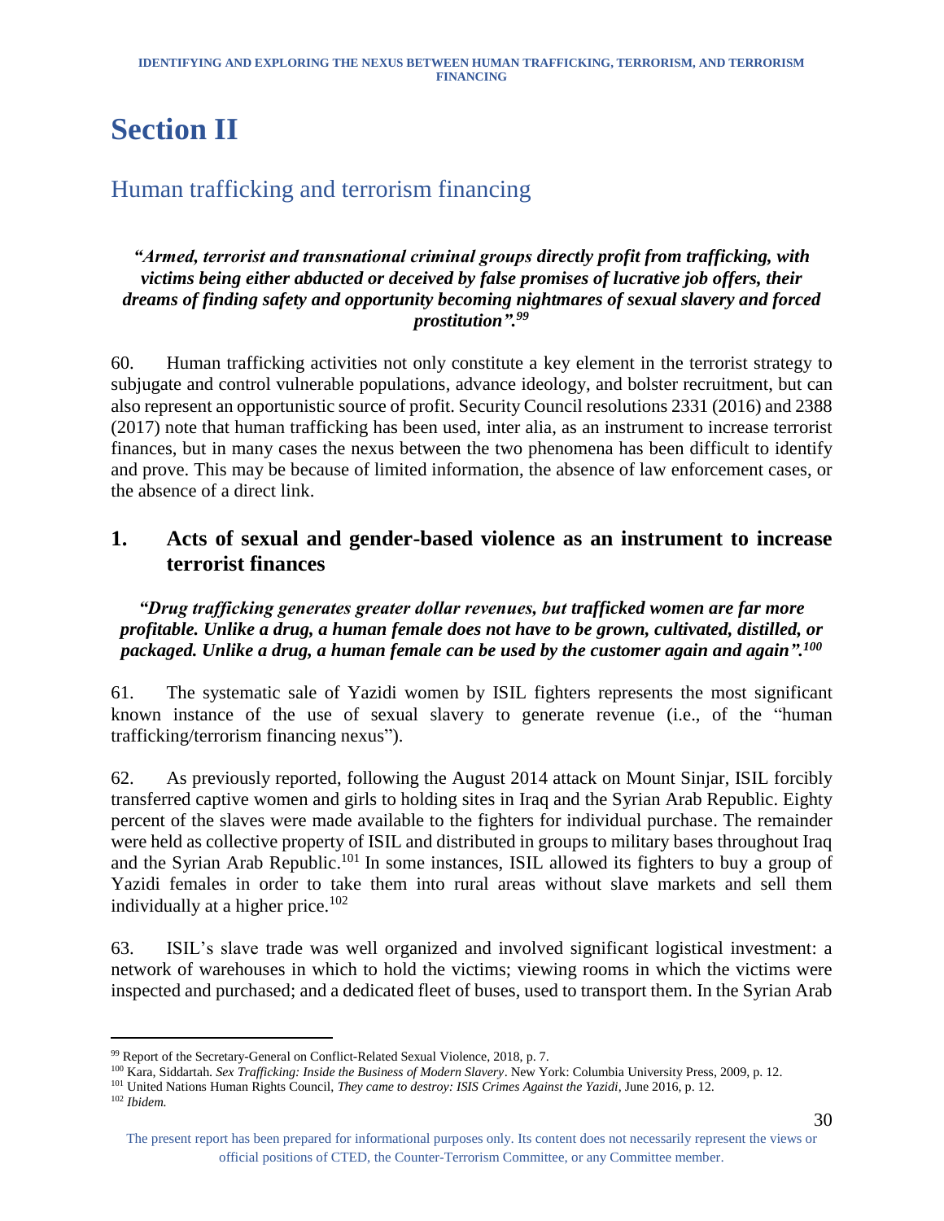# Section II

## Human trafficking and terrorism financing

***"Armed, terrorist and transnational criminal groups directly profit from trafficking, with victims being either abducted or deceived by false promises of lucrative job offers, their dreams of finding safety and opportunity becoming nightmares of sexual slavery and forced prostitution".[99]***

60. Human trafficking activities not only constitute a key element in the terrorist strategy to subjugate and control vulnerable populations, advance ideology, and bolster recruitment, but can also represent an opportunistic source of profit. Security Council resolutions 2331 (2016) and 2388 (2017) note that human trafficking has been used, inter alia, as an instrument to increase terrorist finances, but in many cases the nexus between the two phenomena has been difficult to identify and prove. This may be because of limited information, the absence of law enforcement cases, or the absence of a direct link.

### 1. Acts of sexual and gender-based violence as an instrument to increase terrorist finances

***"Drug trafficking generates greater dollar revenues, but trafficked women are far more profitable. Unlike a drug, a human female does not have to be grown, cultivated, distilled, or packaged. Unlike a drug, a human female can be used by the customer again and again".[100]***

61. The systematic sale of Yazidi women by ISIL fighters represents the most significant known instance of the use of sexual slavery to generate revenue (i.e., of the "human trafficking/terrorism financing nexus").

62. As previously reported, following the August 2014 attack on Mount Sinjar, ISIL forcibly transferred captive women and girls to holding sites in Iraq and the Syrian Arab Republic. Eighty percent of the slaves were made available to the fighters for individual purchase. The remainder were held as collective property of ISIL and distributed in groups to military bases throughout Iraq and the Syrian Arab Republic.[101] In some instances, ISIL allowed its fighters to buy a group of Yazidi females in order to take them into rural areas without slave markets and sell them individually at a higher price.[102]

63. ISIL's slave trade was well organized and involved significant logistical investment: a network of warehouses in which to hold the victims; viewing rooms in which the victims were inspected and purchased; and a dedicated fleet of buses, used to transport them. In the Syrian Arab

---

[99] Report of the Secretary-General on Conflict-Related Sexual Violence, 2018, p. 7.

[100] Kara, Siddartah. *Sex Trafficking: Inside the Business of Modern Slavery*. New York: Columbia University Press, 2009, p. 12.

[101] United Nations Human Rights Council, *They came to destroy: ISIS Crimes Against the Yazidi*, June 2016, p. 12.

[102] *Ibidem.*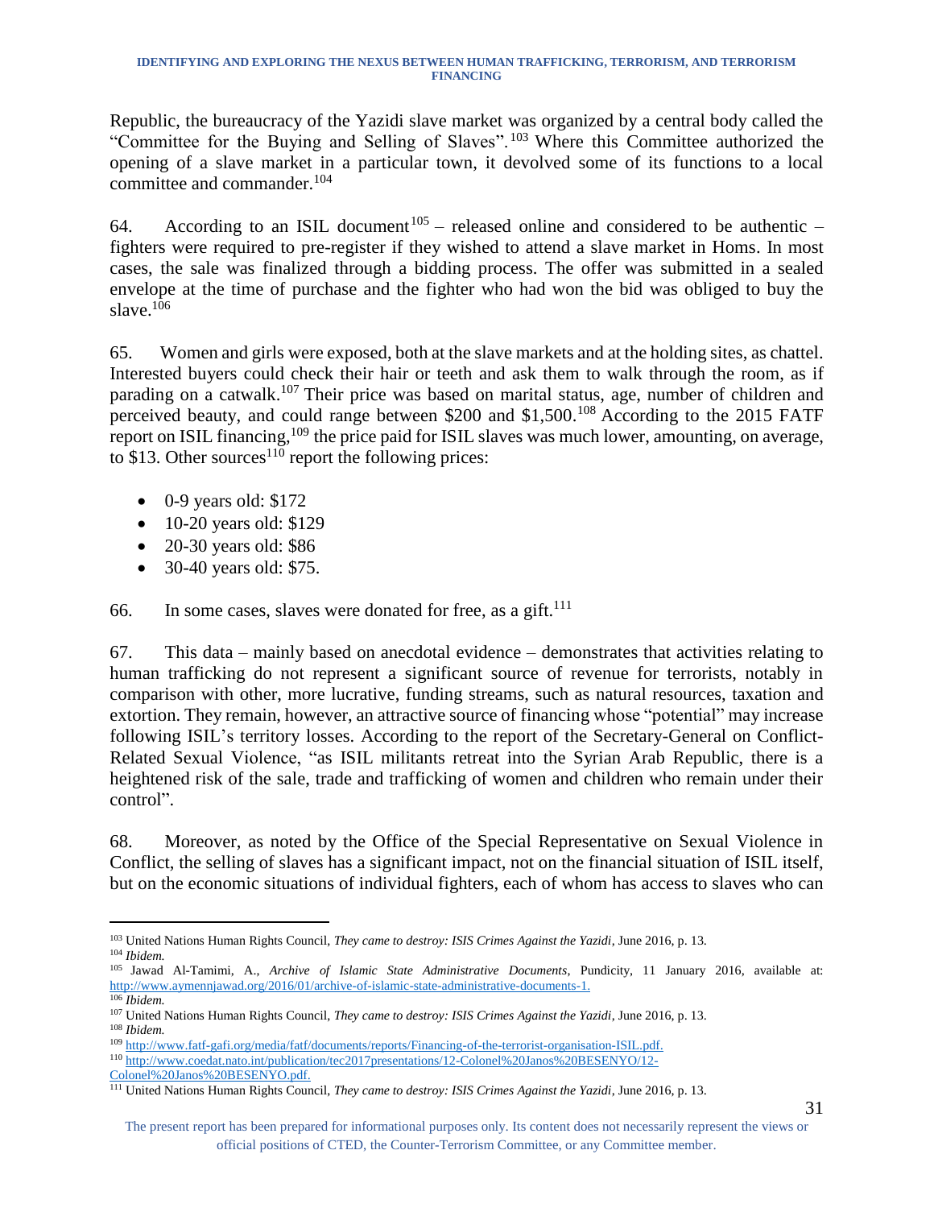Republic, the bureaucracy of the Yazidi slave market was organized by a central body called the "Committee for the Buying and Selling of Slaves".[103] Where this Committee authorized the opening of a slave market in a particular town, it devolved some of its functions to a local committee and commander.[104]

64. According to an ISIL document[105] – released online and considered to be authentic – fighters were required to pre-register if they wished to attend a slave market in Homs. In most cases, the sale was finalized through a bidding process. The offer was submitted in a sealed envelope at the time of purchase and the fighter who had won the bid was obliged to buy the slave.[106]

65. Women and girls were exposed, both at the slave markets and at the holding sites, as chattel. Interested buyers could check their hair or teeth and ask them to walk through the room, as if parading on a catwalk.[107] Their price was based on marital status, age, number of children and perceived beauty, and could range between $200 and $1,500.[108] According to the 2015 FATF report on ISIL financing,[109] the price paid for ISIL slaves was much lower, amounting, on average, to $13. Other sources[110] report the following prices:

- 0-9 years old: $172
- 10-20 years old: $129
- 20-30 years old: $86
- 30-40 years old: $75.

66. In some cases, slaves were donated for free, as a gift.[111]

67. This data – mainly based on anecdotal evidence – demonstrates that activities relating to human trafficking do not represent a significant source of revenue for terrorists, notably in comparison with other, more lucrative, funding streams, such as natural resources, taxation and extortion. They remain, however, an attractive source of financing whose "potential" may increase following ISIL's territory losses. According to the report of the Secretary-General on Conflict-Related Sexual Violence, "as ISIL militants retreat into the Syrian Arab Republic, there is a heightened risk of the sale, trade and trafficking of women and children who remain under their control".

68. Moreover, as noted by the Office of the Special Representative on Sexual Violence in Conflict, the selling of slaves has a significant impact, not on the financial situation of ISIL itself, but on the economic situations of individual fighters, each of whom has access to slaves who can

---

[103] United Nations Human Rights Council, *They came to destroy: ISIS Crimes Against the Yazidi*, June 2016, p. 13.

[104] *Ibidem.*

[105] Jawad Al-Tamimi, A., *Archive of Islamic State Administrative Documents*, Pundicity, 11 January 2016, available at: http://www.aymennjawad.org/2016/01/archive-of-islamic-state-administrative-documents-1.

[106] *Ibidem.*

[107] United Nations Human Rights Council, *They came to destroy: ISIS Crimes Against the Yazidi*, June 2016, p. 13.

[108] *Ibidem.*

[109] http://www.fatf-gafi.org/media/fatf/documents/reports/Financing-of-the-terrorist-organisation-ISIL.pdf.

[110] http://www.coedat.nato.int/publication/tec2017presentations/12-Colonel%20Janos%20BESENYO/12-Colonel%20Janos%20BESENYO.pdf.

[111] United Nations Human Rights Council, *They came to destroy: ISIS Crimes Against the Yazidi*, June 2016, p. 13.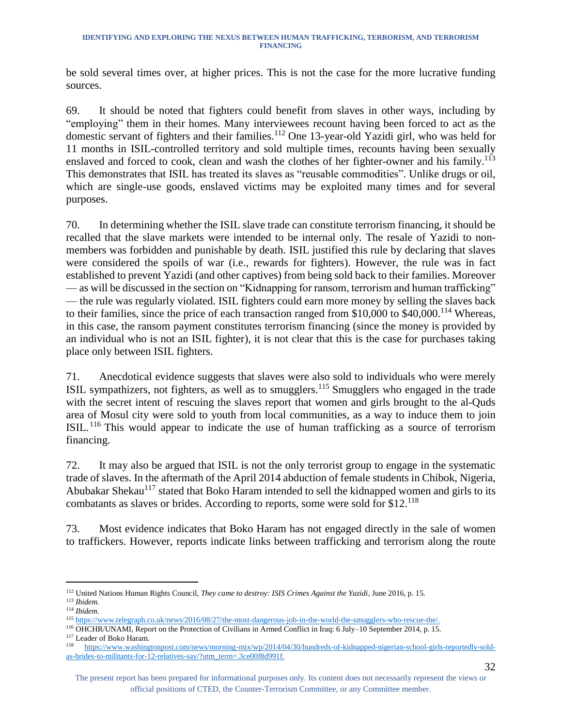be sold several times over, at higher prices. This is not the case for the more lucrative funding sources.

69. It should be noted that fighters could benefit from slaves in other ways, including by "employing" them in their homes. Many interviewees recount having been forced to act as the domestic servant of fighters and their families.[112] One 13-year-old Yazidi girl, who was held for 11 months in ISIL-controlled territory and sold multiple times, recounts having been sexually enslaved and forced to cook, clean and wash the clothes of her fighter-owner and his family.[113] This demonstrates that ISIL has treated its slaves as "reusable commodities". Unlike drugs or oil, which are single-use goods, enslaved victims may be exploited many times and for several purposes.

70. In determining whether the ISIL slave trade can constitute terrorism financing, it should be recalled that the slave markets were intended to be internal only. The resale of Yazidi to non-members was forbidden and punishable by death. ISIL justified this rule by declaring that slaves were considered the spoils of war (i.e., rewards for fighters). However, the rule was in fact established to prevent Yazidi (and other captives) from being sold back to their families. Moreover — as will be discussed in the section on "Kidnapping for ransom, terrorism and human trafficking" — the rule was regularly violated. ISIL fighters could earn more money by selling the slaves back to their families, since the price of each transaction ranged from $10,000 to $40,000.[114] Whereas, in this case, the ransom payment constitutes terrorism financing (since the money is provided by an individual who is not an ISIL fighter), it is not clear that this is the case for purchases taking place only between ISIL fighters.

71. Anecdotical evidence suggests that slaves were also sold to individuals who were merely ISIL sympathizers, not fighters, as well as to smugglers.[115] Smugglers who engaged in the trade with the secret intent of rescuing the slaves report that women and girls brought to the al-Quds area of Mosul city were sold to youth from local communities, as a way to induce them to join ISIL.[116] This would appear to indicate the use of human trafficking as a source of terrorism financing.

72. It may also be argued that ISIL is not the only terrorist group to engage in the systematic trade of slaves. In the aftermath of the April 2014 abduction of female students in Chibok, Nigeria, Abubakar Shekau[117] stated that Boko Haram intended to sell the kidnapped women and girls to its combatants as slaves or brides. According to reports, some were sold for $12.[118]

73. Most evidence indicates that Boko Haram has not engaged directly in the sale of women to traffickers. However, reports indicate links between trafficking and terrorism along the route

---

[112] United Nations Human Rights Council, *They came to destroy: ISIS Crimes Against the Yazidi*, June 2016, p. 15.

[113] *Ibidem.*

[114] *Ibidem.*

[115] https://www.telegraph.co.uk/news/2016/08/27/the-most-dangerous-job-in-the-world-the-smugglers-who-rescue-the/.

[116] OHCHR/UNAMI, Report on the Protection of Civilians in Armed Conflict in Iraq: 6 July–10 September 2014, p. 15.

[117] Leader of Boko Haram.

[118] https://www.washingtonpost.com/news/morning-mix/wp/2014/04/30/hundreds-of-kidnapped-nigerian-school-girls-reportedly-sold-as-brides-to-militants-for-12-relatives-say/?utm_term=.3ce00f8d991f.

The present report has been prepared for informational purposes only. Its content does not necessarily represent the views or official positions of CTED, the Counter-Terrorism Committee, or any Committee member.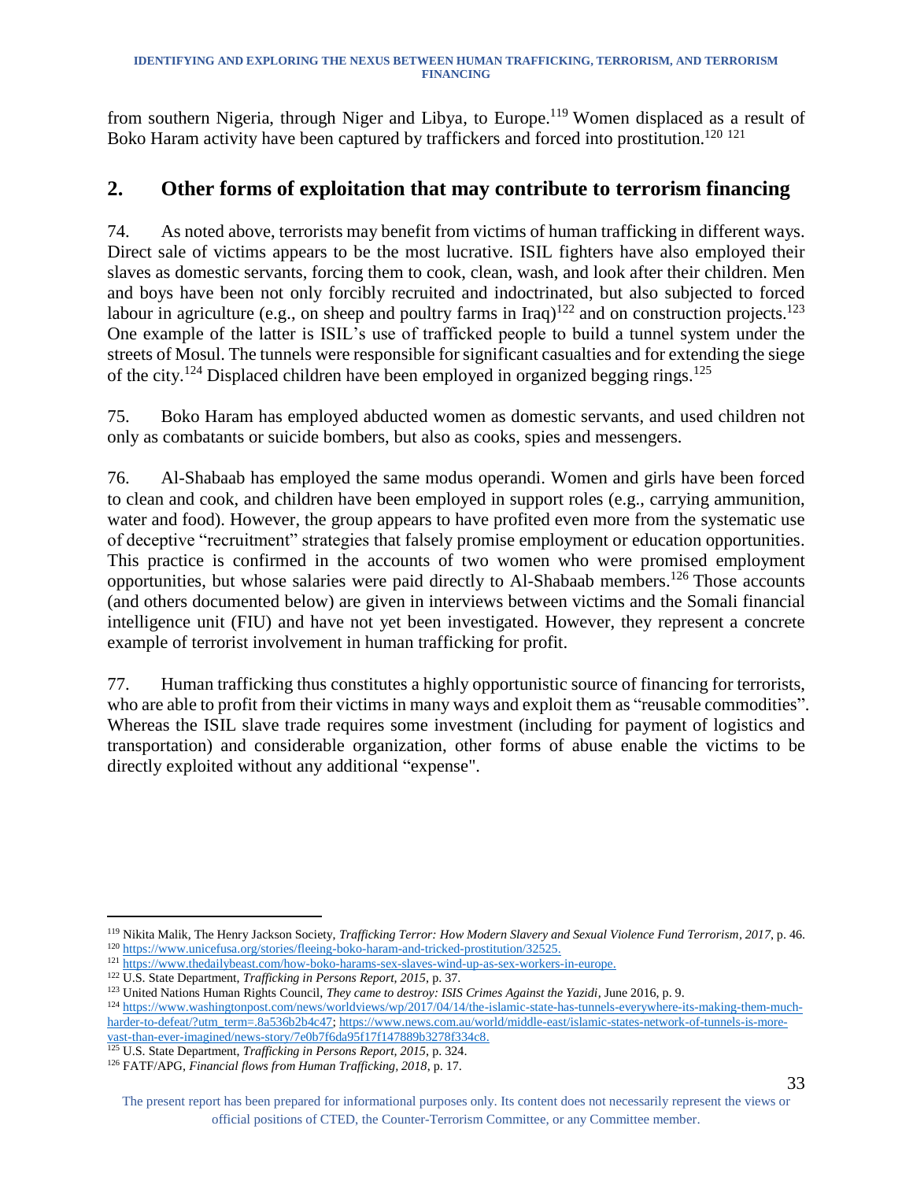from southern Nigeria, through Niger and Libya, to Europe.[119] Women displaced as a result of Boko Haram activity have been captured by traffickers and forced into prostitution.[120] [121]

## 2. Other forms of exploitation that may contribute to terrorism financing

74. As noted above, terrorists may benefit from victims of human trafficking in different ways. Direct sale of victims appears to be the most lucrative. ISIL fighters have also employed their slaves as domestic servants, forcing them to cook, clean, wash, and look after their children. Men and boys have been not only forcibly recruited and indoctrinated, but also subjected to forced labour in agriculture (e.g., on sheep and poultry farms in Iraq)[122] and on construction projects.[123] One example of the latter is ISIL's use of trafficked people to build a tunnel system under the streets of Mosul. The tunnels were responsible for significant casualties and for extending the siege of the city.[124] Displaced children have been employed in organized begging rings.[125]

75. Boko Haram has employed abducted women as domestic servants, and used children not only as combatants or suicide bombers, but also as cooks, spies and messengers.

76. Al-Shabaab has employed the same modus operandi. Women and girls have been forced to clean and cook, and children have been employed in support roles (e.g., carrying ammunition, water and food). However, the group appears to have profited even more from the systematic use of deceptive "recruitment" strategies that falsely promise employment or education opportunities. This practice is confirmed in the accounts of two women who were promised employment opportunities, but whose salaries were paid directly to Al-Shabaab members.[126] Those accounts (and others documented below) are given in interviews between victims and the Somali financial intelligence unit (FIU) and have not yet been investigated. However, they represent a concrete example of terrorist involvement in human trafficking for profit.

77. Human trafficking thus constitutes a highly opportunistic source of financing for terrorists, who are able to profit from their victims in many ways and exploit them as "reusable commodities". Whereas the ISIL slave trade requires some investment (including for payment of logistics and transportation) and considerable organization, other forms of abuse enable the victims to be directly exploited without any additional "expense".

---

[119] Nikita Malik, The Henry Jackson Society, *Trafficking Terror: How Modern Slavery and Sexual Violence Fund Terrorism, 2017*, p. 46.

[120] https://www.unicefusa.org/stories/fleeing-boko-haram-and-tricked-prostitution/32525.

[121] https://www.thedailybeast.com/how-boko-harams-sex-slaves-wind-up-as-sex-workers-in-europe.

[122] U.S. State Department, *Trafficking in Persons Report, 2015*, p. 37.

[123] United Nations Human Rights Council, *They came to destroy: ISIS Crimes Against the Yazidi*, June 2016, p. 9.

[124] https://www.washingtonpost.com/news/worldviews/wp/2017/04/14/the-islamic-state-has-tunnels-everywhere-its-making-them-much-harder-to-defeat/?utm_term=.8a536b2b4c47; https://www.news.com.au/world/middle-east/islamic-states-network-of-tunnels-is-more-vast-than-ever-imagined/news-story/7e0b7f6da95f17f147889b3278f334c8.

[125] U.S. State Department, *Trafficking in Persons Report, 2015*, p. 324.

[126] FATF/APG, *Financial flows from Human Trafficking, 2018*, p. 17.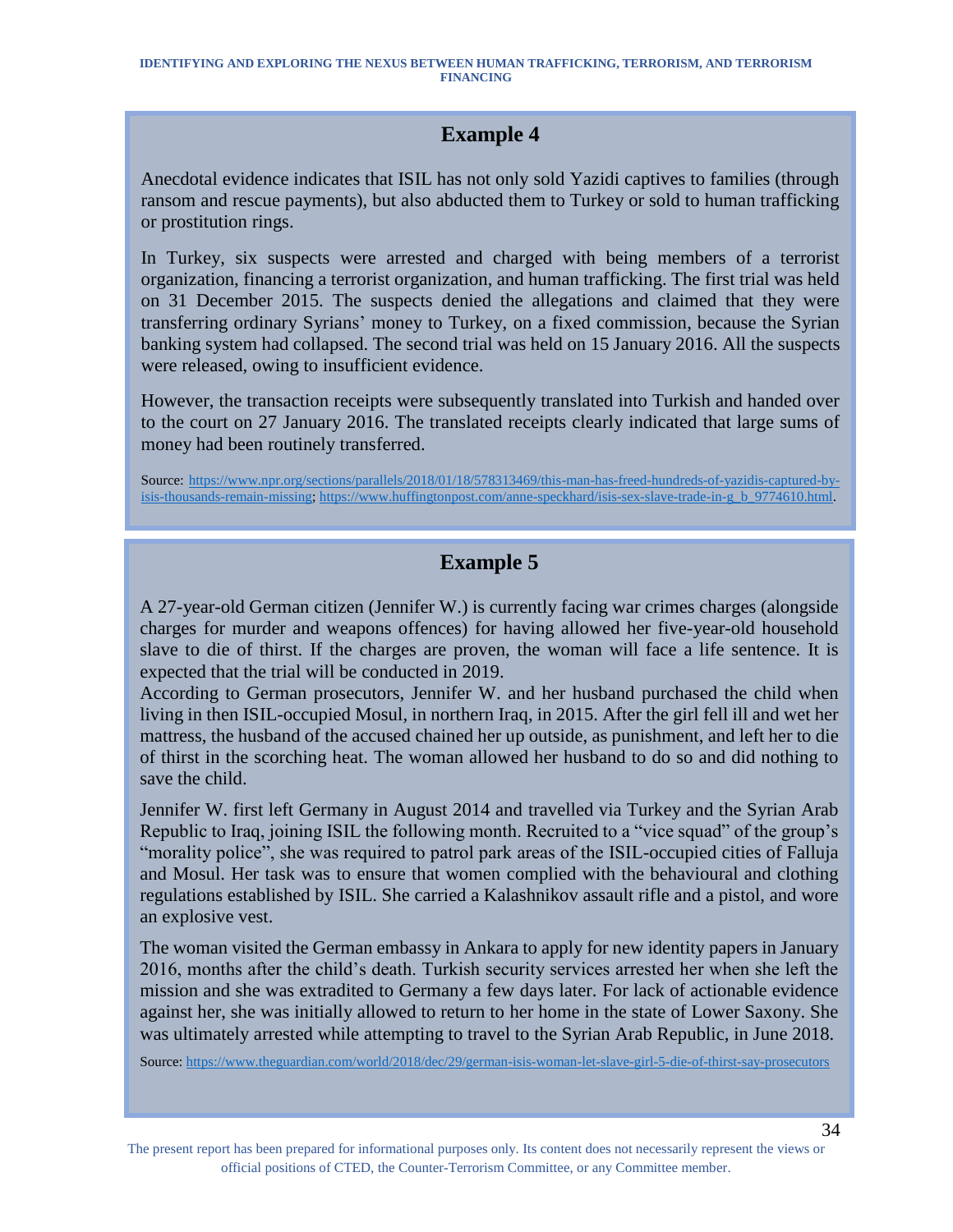## Example 4

Anecdotal evidence indicates that ISIL has not only sold Yazidi captives to families (through ransom and rescue payments), but also abducted them to Turkey or sold to human trafficking or prostitution rings.

In Turkey, six suspects were arrested and charged with being members of a terrorist organization, financing a terrorist organization, and human trafficking. The first trial was held on 31 December 2015. The suspects denied the allegations and claimed that they were transferring ordinary Syrians' money to Turkey, on a fixed commission, because the Syrian banking system had collapsed. The second trial was held on 15 January 2016. All the suspects were released, owing to insufficient evidence.

However, the transaction receipts were subsequently translated into Turkish and handed over to the court on 27 January 2016. The translated receipts clearly indicated that large sums of money had been routinely transferred.

Source: https://www.npr.org/sections/parallels/2018/01/18/578313469/this-man-has-freed-hundreds-of-yazidis-captured-by-isis-thousands-remain-missing; https://www.huffingtonpost.com/anne-speckhard/isis-sex-slave-trade-in-g_b_9774610.html.

## Example 5

A 27-year-old German citizen (Jennifer W.) is currently facing war crimes charges (alongside charges for murder and weapons offences) for having allowed her five-year-old household slave to die of thirst. If the charges are proven, the woman will face a life sentence. It is expected that the trial will be conducted in 2019.

According to German prosecutors, Jennifer W. and her husband purchased the child when living in then ISIL-occupied Mosul, in northern Iraq, in 2015. After the girl fell ill and wet her mattress, the husband of the accused chained her up outside, as punishment, and left her to die of thirst in the scorching heat. The woman allowed her husband to do so and did nothing to save the child.

Jennifer W. first left Germany in August 2014 and travelled via Turkey and the Syrian Arab Republic to Iraq, joining ISIL the following month. Recruited to a "vice squad" of the group's "morality police", she was required to patrol park areas of the ISIL-occupied cities of Falluja and Mosul. Her task was to ensure that women complied with the behavioural and clothing regulations established by ISIL. She carried a Kalashnikov assault rifle and a pistol, and wore an explosive vest.

The woman visited the German embassy in Ankara to apply for new identity papers in January 2016, months after the child's death. Turkish security services arrested her when she left the mission and she was extradited to Germany a few days later. For lack of actionable evidence against her, she was initially allowed to return to her home in the state of Lower Saxony. She was ultimately arrested while attempting to travel to the Syrian Arab Republic, in June 2018.

Source: https://www.theguardian.com/world/2018/dec/29/german-isis-woman-let-slave-girl-5-die-of-thirst-say-prosecutors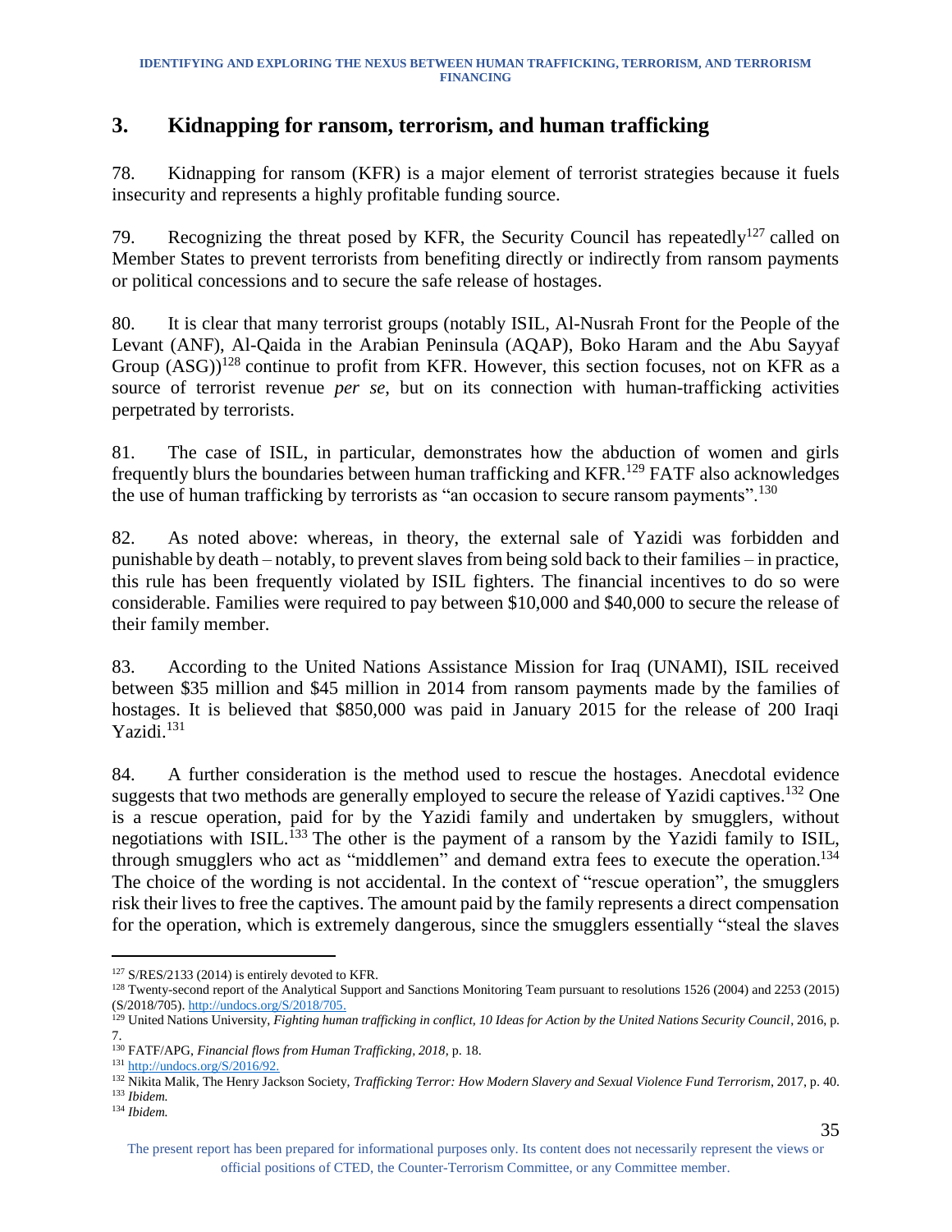## 3. Kidnapping for ransom, terrorism, and human trafficking

78. Kidnapping for ransom (KFR) is a major element of terrorist strategies because it fuels insecurity and represents a highly profitable funding source.

79. Recognizing the threat posed by KFR, the Security Council has repeatedly[127] called on Member States to prevent terrorists from benefiting directly or indirectly from ransom payments or political concessions and to secure the safe release of hostages.

80. It is clear that many terrorist groups (notably ISIL, Al-Nusrah Front for the People of the Levant (ANF), Al-Qaida in the Arabian Peninsula (AQAP), Boko Haram and the Abu Sayyaf Group (ASG))[128] continue to profit from KFR. However, this section focuses, not on KFR as a source of terrorist revenue *per se*, but on its connection with human-trafficking activities perpetrated by terrorists.

81. The case of ISIL, in particular, demonstrates how the abduction of women and girls frequently blurs the boundaries between human trafficking and KFR.[129] FATF also acknowledges the use of human trafficking by terrorists as "an occasion to secure ransom payments".[130]

82. As noted above: whereas, in theory, the external sale of Yazidi was forbidden and punishable by death – notably, to prevent slaves from being sold back to their families – in practice, this rule has been frequently violated by ISIL fighters. The financial incentives to do so were considerable. Families were required to pay between $10,000 and $40,000 to secure the release of their family member.

83. According to the United Nations Assistance Mission for Iraq (UNAMI), ISIL received between $35 million and $45 million in 2014 from ransom payments made by the families of hostages. It is believed that $850,000 was paid in January 2015 for the release of 200 Iraqi Yazidi.[131]

84. A further consideration is the method used to rescue the hostages. Anecdotal evidence suggests that two methods are generally employed to secure the release of Yazidi captives.[132] One is a rescue operation, paid for by the Yazidi family and undertaken by smugglers, without negotiations with ISIL.[133] The other is the payment of a ransom by the Yazidi family to ISIL, through smugglers who act as "middlemen" and demand extra fees to execute the operation.[134] The choice of the wording is not accidental. In the context of "rescue operation", the smugglers risk their lives to free the captives. The amount paid by the family represents a direct compensation for the operation, which is extremely dangerous, since the smugglers essentially "steal the slaves

---

[127] S/RES/2133 (2014) is entirely devoted to KFR.

[128] Twenty-second report of the Analytical Support and Sanctions Monitoring Team pursuant to resolutions 1526 (2004) and 2253 (2015) (S/2018/705). http://undocs.org/S/2018/705.

[129] United Nations University, *Fighting human trafficking in conflict, 10 Ideas for Action by the United Nations Security Council*, 2016, p. 7.

[130] FATF/APG, *Financial flows from Human Trafficking, 2018*, p. 18.

[131] http://undocs.org/S/2016/92.

[132] Nikita Malik, The Henry Jackson Society, *Trafficking Terror: How Modern Slavery and Sexual Violence Fund Terrorism*, 2017, p. 40.

[133] *Ibidem.*

[134] *Ibidem.*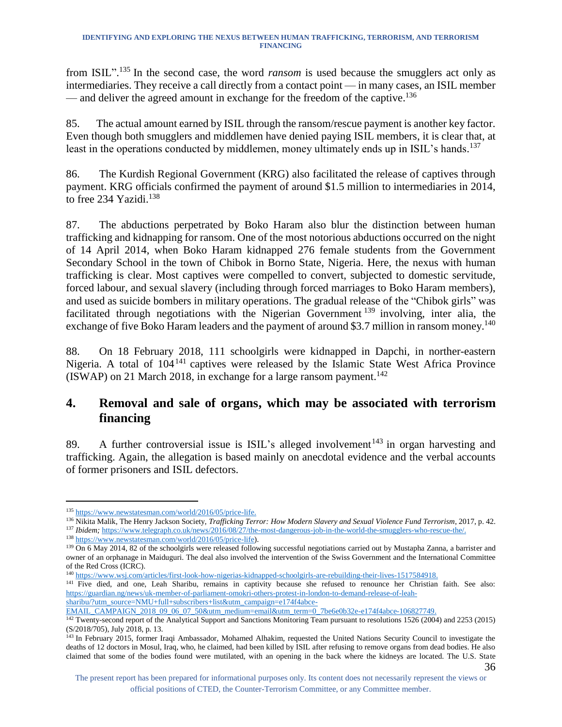from ISIL".[135] In the second case, the word *ransom* is used because the smugglers act only as intermediaries. They receive a call directly from a contact point — in many cases, an ISIL member — and deliver the agreed amount in exchange for the freedom of the captive.[136]

85. The actual amount earned by ISIL through the ransom/rescue payment is another key factor. Even though both smugglers and middlemen have denied paying ISIL members, it is clear that, at least in the operations conducted by middlemen, money ultimately ends up in ISIL's hands.[137]

86. The Kurdish Regional Government (KRG) also facilitated the release of captives through payment. KRG officials confirmed the payment of around $1.5 million to intermediaries in 2014, to free 234 Yazidi.[138]

87. The abductions perpetrated by Boko Haram also blur the distinction between human trafficking and kidnapping for ransom. One of the most notorious abductions occurred on the night of 14 April 2014, when Boko Haram kidnapped 276 female students from the Government Secondary School in the town of Chibok in Borno State, Nigeria. Here, the nexus with human trafficking is clear. Most captives were compelled to convert, subjected to domestic servitude, forced labour, and sexual slavery (including through forced marriages to Boko Haram members), and used as suicide bombers in military operations. The gradual release of the "Chibok girls" was facilitated through negotiations with the Nigerian Government[139] involving, inter alia, the exchange of five Boko Haram leaders and the payment of around $3.7 million in ransom money.[140]

88. On 18 February 2018, 111 schoolgirls were kidnapped in Dapchi, in norther-eastern Nigeria. A total of 104[141] captives were released by the Islamic State West Africa Province (ISWAP) on 21 March 2018, in exchange for a large ransom payment.[142]

## 4. Removal and sale of organs, which may be associated with terrorism financing

89. A further controversial issue is ISIL's alleged involvement[143] in organ harvesting and trafficking. Again, the allegation is based mainly on anecdotal evidence and the verbal accounts of former prisoners and ISIL defectors.

---

[135] https://www.newstatesman.com/world/2016/05/price-life.

[136] Nikita Malik, The Henry Jackson Society, *Trafficking Terror: How Modern Slavery and Sexual Violence Fund Terrorism*, 2017, p. 42.

[137] *Ibidem;* https://www.telegraph.co.uk/news/2016/08/27/the-most-dangerous-job-in-the-world-the-smugglers-who-rescue-the/.

[138] https://www.newstatesman.com/world/2016/05/price-life).

[139] On 6 May 2014, 82 of the schoolgirls were released following successful negotiations carried out by Mustapha Zanna, a barrister and owner of an orphanage in Maiduguri. The deal also involved the intervention of the Swiss Government and the International Committee of the Red Cross (ICRC).

[140] https://www.wsj.com/articles/first-look-how-nigerias-kidnapped-schoolgirls-are-rebuilding-their-lives-1517584918.

[141] Five died, and one, Leah Sharibu, remains in captivity because she refused to renounce her Christian faith. See also: https://guardian.ng/news/uk-member-of-parliament-omokri-others-protest-in-london-to-demand-release-of-leah-sharibu/?utm_source=NMU+full+subscribers+list&utm_campaign=e174f4abce-EMAIL_CAMPAIGN_2018_09_06_07_50&utm_medium=email&utm_term=0_7be6e0b32e-e174f4abce-106827749.

[142] Twenty-second report of the Analytical Support and Sanctions Monitoring Team pursuant to resolutions 1526 (2004) and 2253 (2015) (S/2018/705), July 2018, p. 13.

[143] In February 2015, former Iraqi Ambassador, Mohamed Alhakim, requested the United Nations Security Council to investigate the deaths of 12 doctors in Mosul, Iraq, who, he claimed, had been killed by ISIL after refusing to remove organs from dead bodies. He also claimed that some of the bodies found were mutilated, with an opening in the back where the kidneys are located. The U.S. State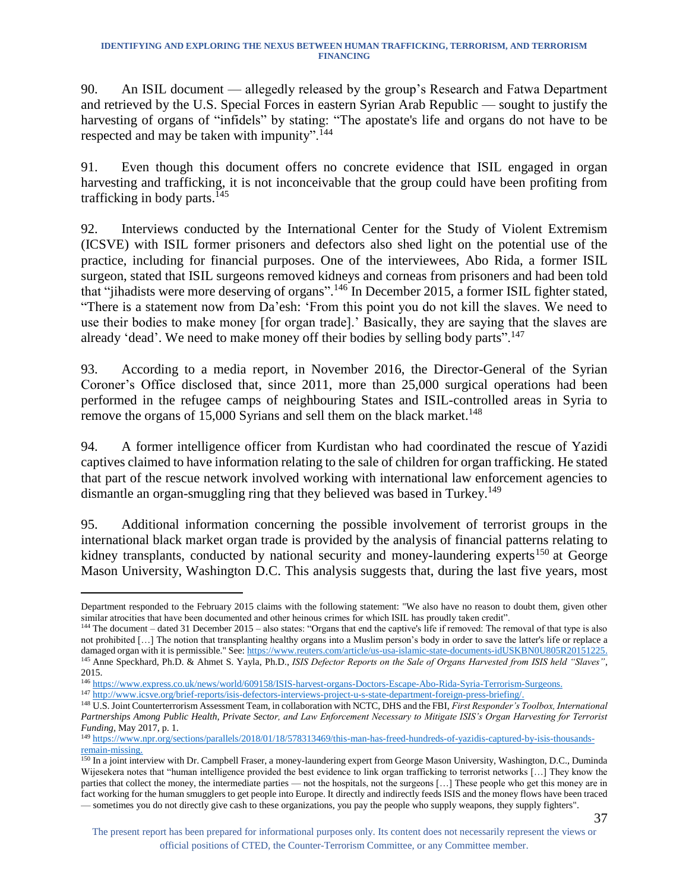90. An ISIL document — allegedly released by the group's Research and Fatwa Department and retrieved by the U.S. Special Forces in eastern Syrian Arab Republic — sought to justify the harvesting of organs of "infidels" by stating: "The apostate's life and organs do not have to be respected and may be taken with impunity".[144]

91. Even though this document offers no concrete evidence that ISIL engaged in organ harvesting and trafficking, it is not inconceivable that the group could have been profiting from trafficking in body parts.[145]

92. Interviews conducted by the International Center for the Study of Violent Extremism (ICSVE) with ISIL former prisoners and defectors also shed light on the potential use of the practice, including for financial purposes. One of the interviewees, Abo Rida, a former ISIL surgeon, stated that ISIL surgeons removed kidneys and corneas from prisoners and had been told that "jihadists were more deserving of organs".[146] In December 2015, a former ISIL fighter stated, "There is a statement now from Da'esh: 'From this point you do not kill the slaves. We need to use their bodies to make money [for organ trade].' Basically, they are saying that the slaves are already 'dead'. We need to make money off their bodies by selling body parts".[147]

93. According to a media report, in November 2016, the Director-General of the Syrian Coroner's Office disclosed that, since 2011, more than 25,000 surgical operations had been performed in the refugee camps of neighbouring States and ISIL-controlled areas in Syria to remove the organs of 15,000 Syrians and sell them on the black market.[148]

94. A former intelligence officer from Kurdistan who had coordinated the rescue of Yazidi captives claimed to have information relating to the sale of children for organ trafficking. He stated that part of the rescue network involved working with international law enforcement agencies to dismantle an organ-smuggling ring that they believed was based in Turkey.[149]

95. Additional information concerning the possible involvement of terrorist groups in the international black market organ trade is provided by the analysis of financial patterns relating to kidney transplants, conducted by national security and money-laundering experts[150] at George Mason University, Washington D.C. This analysis suggests that, during the last five years, most

---

Department responded to the February 2015 claims with the following statement: "We also have no reason to doubt them, given other similar atrocities that have been documented and other heinous crimes for which ISIL has proudly taken credit".

[144] The document – dated 31 December 2015 – also states: "Organs that end the captive's life if removed: The removal of that type is also not prohibited […] The notion that transplanting healthy organs into a Muslim person's body in order to save the latter's life or replace a damaged organ with it is permissible." See: https://www.reuters.com/article/us-usa-islamic-state-documents-idUSKBN0U805R20151225.

[145] Anne Speckhard, Ph.D. & Ahmet S. Yayla, Ph.D., *ISIS Defector Reports on the Sale of Organs Harvested from ISIS held "Slaves"*, 2015.

[146] https://www.express.co.uk/news/world/609158/ISIS-harvest-organs-Doctors-Escape-Abo-Rida-Syria-Terrorism-Surgeons.

[147] http://www.icsve.org/brief-reports/isis-defectors-interviews-project-u-s-state-department-foreign-press-briefing/.

[148] U.S. Joint Counterterrorism Assessment Team, in collaboration with NCTC, DHS and the FBI, *First Responder's Toolbox, International Partnerships Among Public Health, Private Sector, and Law Enforcement Necessary to Mitigate ISIS's Organ Harvesting for Terrorist Funding*, May 2017, p. 1.

[149] https://www.npr.org/sections/parallels/2018/01/18/578313469/this-man-has-freed-hundreds-of-yazidis-captured-by-isis-thousands-remain-missing.

[150] In a joint interview with Dr. Campbell Fraser, a money-laundering expert from George Mason University, Washington, D.C., Duminda Wijesekera notes that "human intelligence provided the best evidence to link organ trafficking to terrorist networks […] They know the parties that collect the money, the intermediate parties — not the hospitals, not the surgeons […] These people who get this money are in fact working for the human smugglers to get people into Europe. It directly and indirectly feeds ISIS and the money flows have been traced — sometimes you do not directly give cash to these organizations, you pay the people who supply weapons, they supply fighters".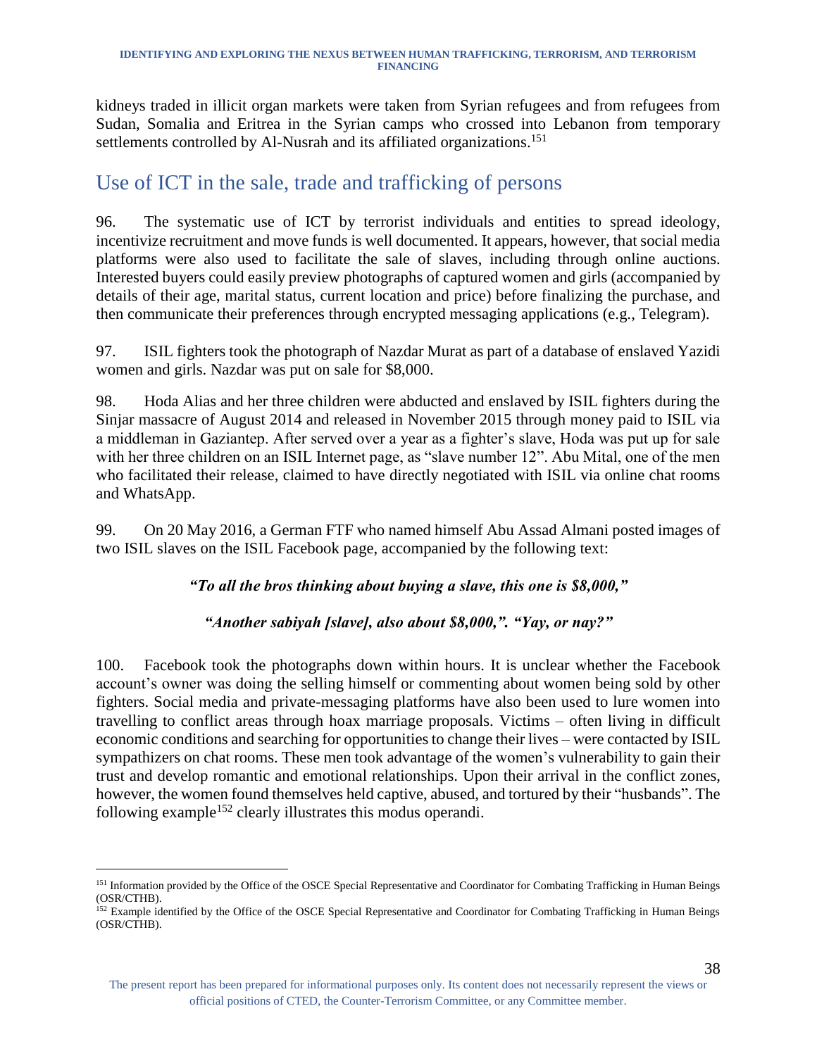kidneys traded in illicit organ markets were taken from Syrian refugees and from refugees from Sudan, Somalia and Eritrea in the Syrian camps who crossed into Lebanon from temporary settlements controlled by Al-Nusrah and its affiliated organizations.[151]

## Use of ICT in the sale, trade and trafficking of persons

96. The systematic use of ICT by terrorist individuals and entities to spread ideology, incentivize recruitment and move funds is well documented. It appears, however, that social media platforms were also used to facilitate the sale of slaves, including through online auctions. Interested buyers could easily preview photographs of captured women and girls (accompanied by details of their age, marital status, current location and price) before finalizing the purchase, and then communicate their preferences through encrypted messaging applications (e.g., Telegram).

97. ISIL fighters took the photograph of Nazdar Murat as part of a database of enslaved Yazidi women and girls. Nazdar was put on sale for $8,000.

98. Hoda Alias and her three children were abducted and enslaved by ISIL fighters during the Sinjar massacre of August 2014 and released in November 2015 through money paid to ISIL via a middleman in Gaziantep. After served over a year as a fighter's slave, Hoda was put up for sale with her three children on an ISIL Internet page, as "slave number 12". Abu Mital, one of the men who facilitated their release, claimed to have directly negotiated with ISIL via online chat rooms and WhatsApp.

99. On 20 May 2016, a German FTF who named himself Abu Assad Almani posted images of two ISIL slaves on the ISIL Facebook page, accompanied by the following text:

***"To all the bros thinking about buying a slave, this one is $8,000,"***

***"Another sabiyah [slave], also about $8,000,". "Yay, or nay?"***

100. Facebook took the photographs down within hours. It is unclear whether the Facebook account's owner was doing the selling himself or commenting about women being sold by other fighters. Social media and private-messaging platforms have also been used to lure women into travelling to conflict areas through hoax marriage proposals. Victims – often living in difficult economic conditions and searching for opportunities to change their lives – were contacted by ISIL sympathizers on chat rooms. These men took advantage of the women's vulnerability to gain their trust and develop romantic and emotional relationships. Upon their arrival in the conflict zones, however, the women found themselves held captive, abused, and tortured by their "husbands". The following example[152] clearly illustrates this modus operandi.

---

[151] Information provided by the Office of the OSCE Special Representative and Coordinator for Combating Trafficking in Human Beings (OSR/CTHB).

[152] Example identified by the Office of the OSCE Special Representative and Coordinator for Combating Trafficking in Human Beings (OSR/CTHB).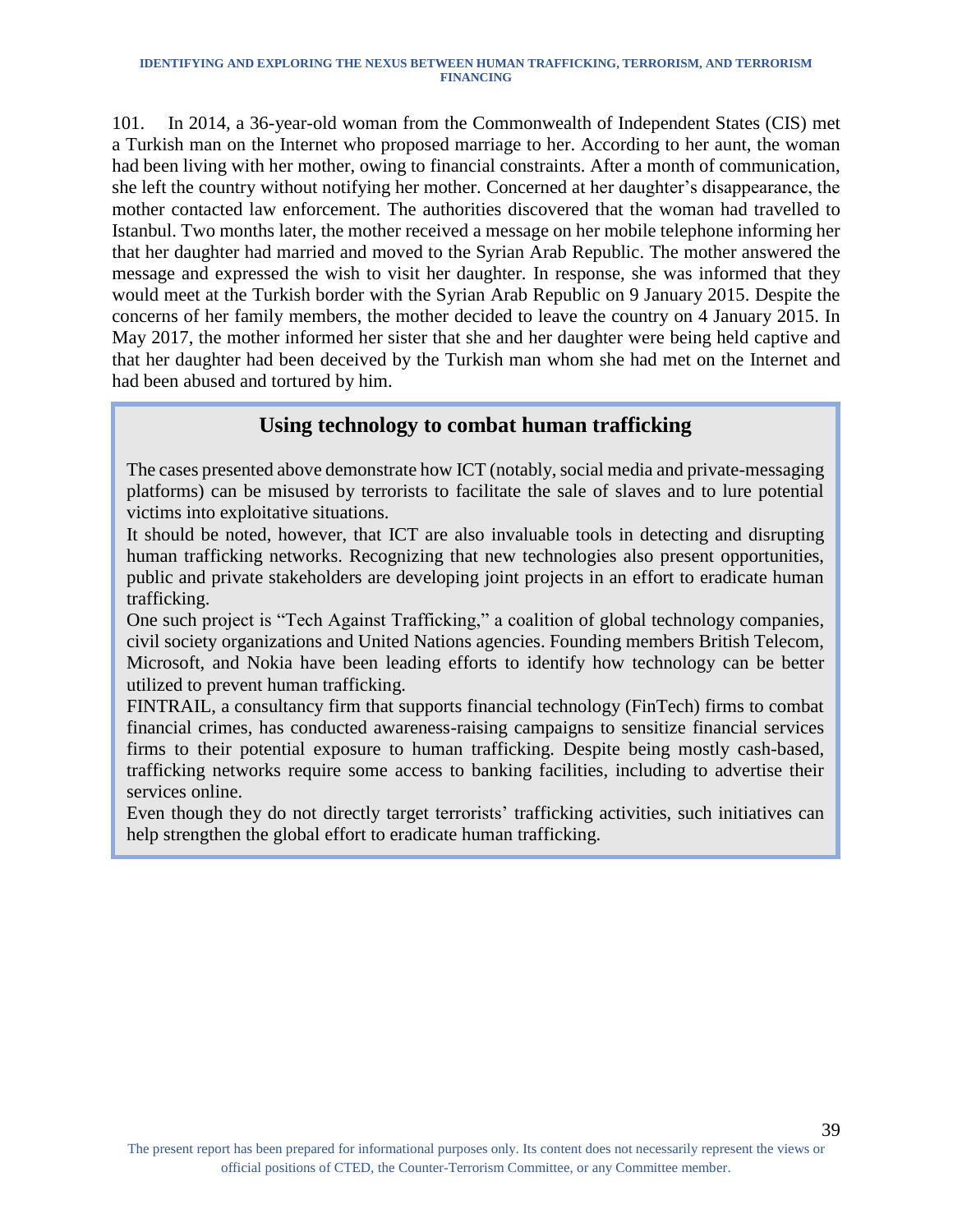101. In 2014, a 36-year-old woman from the Commonwealth of Independent States (CIS) met a Turkish man on the Internet who proposed marriage to her. According to her aunt, the woman had been living with her mother, owing to financial constraints. After a month of communication, she left the country without notifying her mother. Concerned at her daughter's disappearance, the mother contacted law enforcement. The authorities discovered that the woman had travelled to Istanbul. Two months later, the mother received a message on her mobile telephone informing her that her daughter had married and moved to the Syrian Arab Republic. The mother answered the message and expressed the wish to visit her daughter. In response, she was informed that they would meet at the Turkish border with the Syrian Arab Republic on 9 January 2015. Despite the concerns of her family members, the mother decided to leave the country on 4 January 2015. In May 2017, the mother informed her sister that she and her daughter were being held captive and that her daughter had been deceived by the Turkish man whom she had met on the Internet and had been abused and tortured by him.

### Using technology to combat human trafficking

The cases presented above demonstrate how ICT (notably, social media and private-messaging platforms) can be misused by terrorists to facilitate the sale of slaves and to lure potential victims into exploitative situations.

It should be noted, however, that ICT are also invaluable tools in detecting and disrupting human trafficking networks. Recognizing that new technologies also present opportunities, public and private stakeholders are developing joint projects in an effort to eradicate human trafficking.

One such project is "Tech Against Trafficking," a coalition of global technology companies, civil society organizations and United Nations agencies. Founding members British Telecom, Microsoft, and Nokia have been leading efforts to identify how technology can be better utilized to prevent human trafficking.

FINTRAIL, a consultancy firm that supports financial technology (FinTech) firms to combat financial crimes, has conducted awareness-raising campaigns to sensitize financial services firms to their potential exposure to human trafficking. Despite being mostly cash-based, trafficking networks require some access to banking facilities, including to advertise their services online.

Even though they do not directly target terrorists' trafficking activities, such initiatives can help strengthen the global effort to eradicate human trafficking.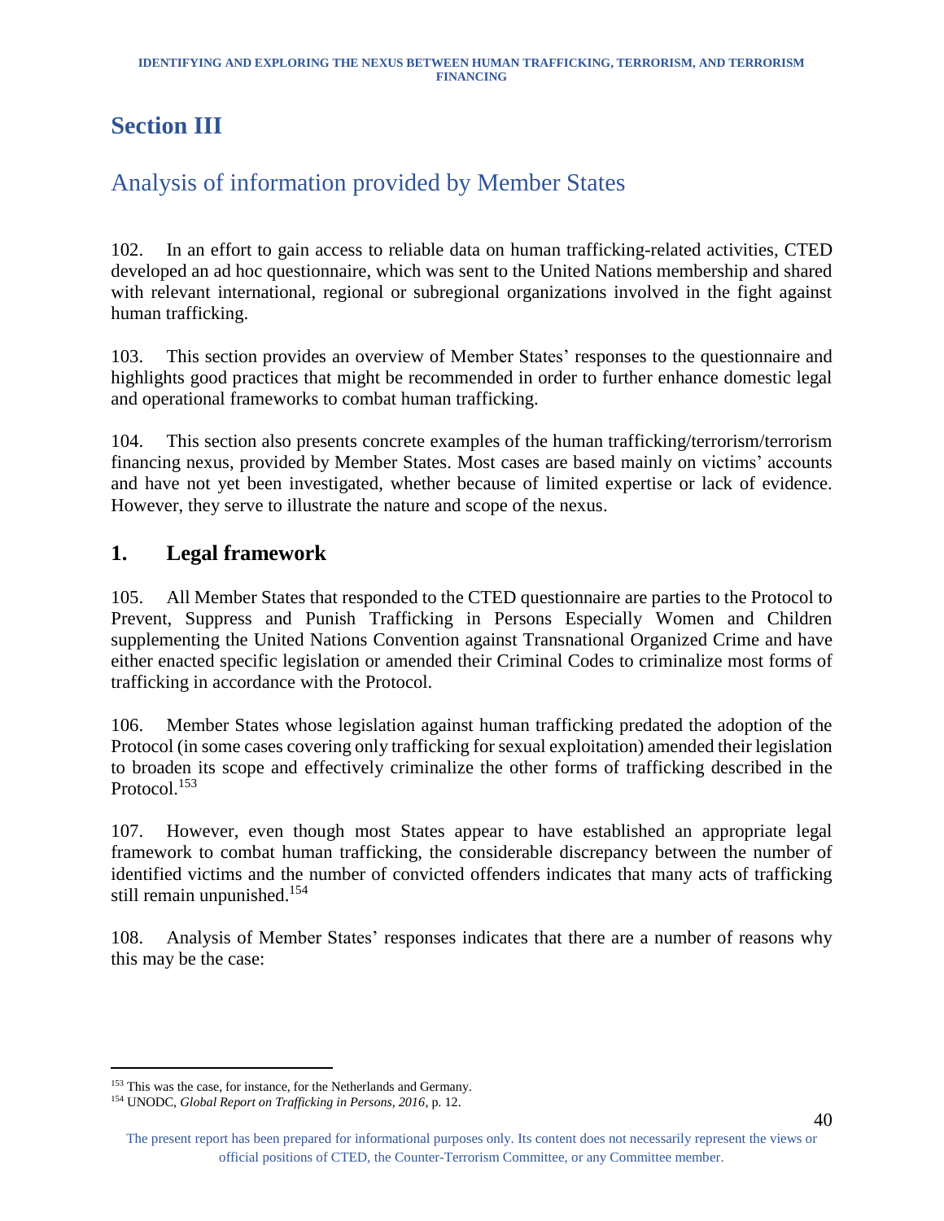# Section III

## Analysis of information provided by Member States

102. In an effort to gain access to reliable data on human trafficking-related activities, CTED developed an ad hoc questionnaire, which was sent to the United Nations membership and shared with relevant international, regional or subregional organizations involved in the fight against human trafficking.

103. This section provides an overview of Member States' responses to the questionnaire and highlights good practices that might be recommended in order to further enhance domestic legal and operational frameworks to combat human trafficking.

104. This section also presents concrete examples of the human trafficking/terrorism/terrorism financing nexus, provided by Member States. Most cases are based mainly on victims' accounts and have not yet been investigated, whether because of limited expertise or lack of evidence. However, they serve to illustrate the nature and scope of the nexus.

### 1. Legal framework

105. All Member States that responded to the CTED questionnaire are parties to the Protocol to Prevent, Suppress and Punish Trafficking in Persons Especially Women and Children supplementing the United Nations Convention against Transnational Organized Crime and have either enacted specific legislation or amended their Criminal Codes to criminalize most forms of trafficking in accordance with the Protocol.

106. Member States whose legislation against human trafficking predated the adoption of the Protocol (in some cases covering only trafficking for sexual exploitation) amended their legislation to broaden its scope and effectively criminalize the other forms of trafficking described in the Protocol.[153]

107. However, even though most States appear to have established an appropriate legal framework to combat human trafficking, the considerable discrepancy between the number of identified victims and the number of convicted offenders indicates that many acts of trafficking still remain unpunished.[154]

108. Analysis of Member States' responses indicates that there are a number of reasons why this may be the case:

---

[153] This was the case, for instance, for the Netherlands and Germany.

[154] UNODC, *Global Report on Trafficking in Persons, 2016*, p. 12.

The present report has been prepared for informational purposes only. Its content does not necessarily represent the views or official positions of CTED, the Counter-Terrorism Committee, or any Committee member.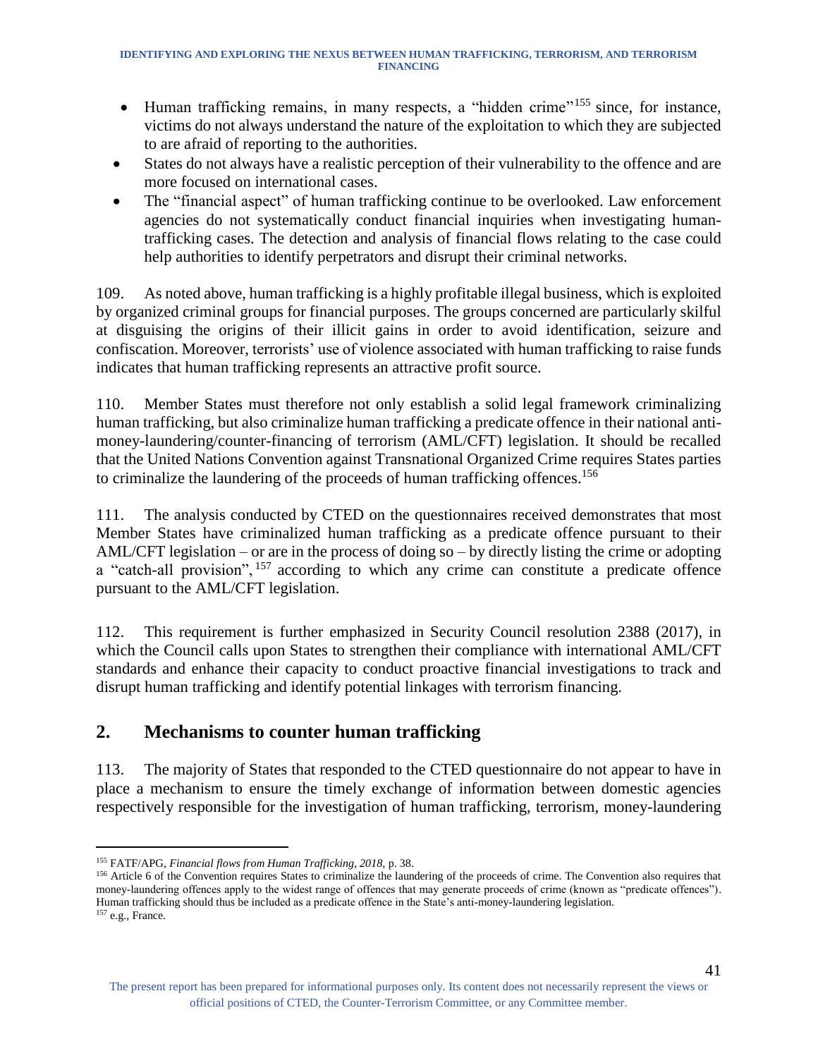- Human trafficking remains, in many respects, a "hidden crime"[155] since, for instance, victims do not always understand the nature of the exploitation to which they are subjected to are afraid of reporting to the authorities.
- States do not always have a realistic perception of their vulnerability to the offence and are more focused on international cases.
- The "financial aspect" of human trafficking continue to be overlooked. Law enforcement agencies do not systematically conduct financial inquiries when investigating human-trafficking cases. The detection and analysis of financial flows relating to the case could help authorities to identify perpetrators and disrupt their criminal networks.

109. As noted above, human trafficking is a highly profitable illegal business, which is exploited by organized criminal groups for financial purposes. The groups concerned are particularly skilful at disguising the origins of their illicit gains in order to avoid identification, seizure and confiscation. Moreover, terrorists' use of violence associated with human trafficking to raise funds indicates that human trafficking represents an attractive profit source.

110. Member States must therefore not only establish a solid legal framework criminalizing human trafficking, but also criminalize human trafficking a predicate offence in their national anti-money-laundering/counter-financing of terrorism (AML/CFT) legislation. It should be recalled that the United Nations Convention against Transnational Organized Crime requires States parties to criminalize the laundering of the proceeds of human trafficking offences.[156]

111. The analysis conducted by CTED on the questionnaires received demonstrates that most Member States have criminalized human trafficking as a predicate offence pursuant to their AML/CFT legislation – or are in the process of doing so – by directly listing the crime or adopting a "catch-all provision",[157] according to which any crime can constitute a predicate offence pursuant to the AML/CFT legislation.

112. This requirement is further emphasized in Security Council resolution 2388 (2017), in which the Council calls upon States to strengthen their compliance with international AML/CFT standards and enhance their capacity to conduct proactive financial investigations to track and disrupt human trafficking and identify potential linkages with terrorism financing.

## 2. Mechanisms to counter human trafficking

113. The majority of States that responded to the CTED questionnaire do not appear to have in place a mechanism to ensure the timely exchange of information between domestic agencies respectively responsible for the investigation of human trafficking, terrorism, money-laundering

---

[155] FATF/APG, *Financial flows from Human Trafficking, 2018*, p. 38.

[156] Article 6 of the Convention requires States to criminalize the laundering of the proceeds of crime. The Convention also requires that money-laundering offences apply to the widest range of offences that may generate proceeds of crime (known as "predicate offences"). Human trafficking should thus be included as a predicate offence in the State's anti-money-laundering legislation.

[157] e.g., France.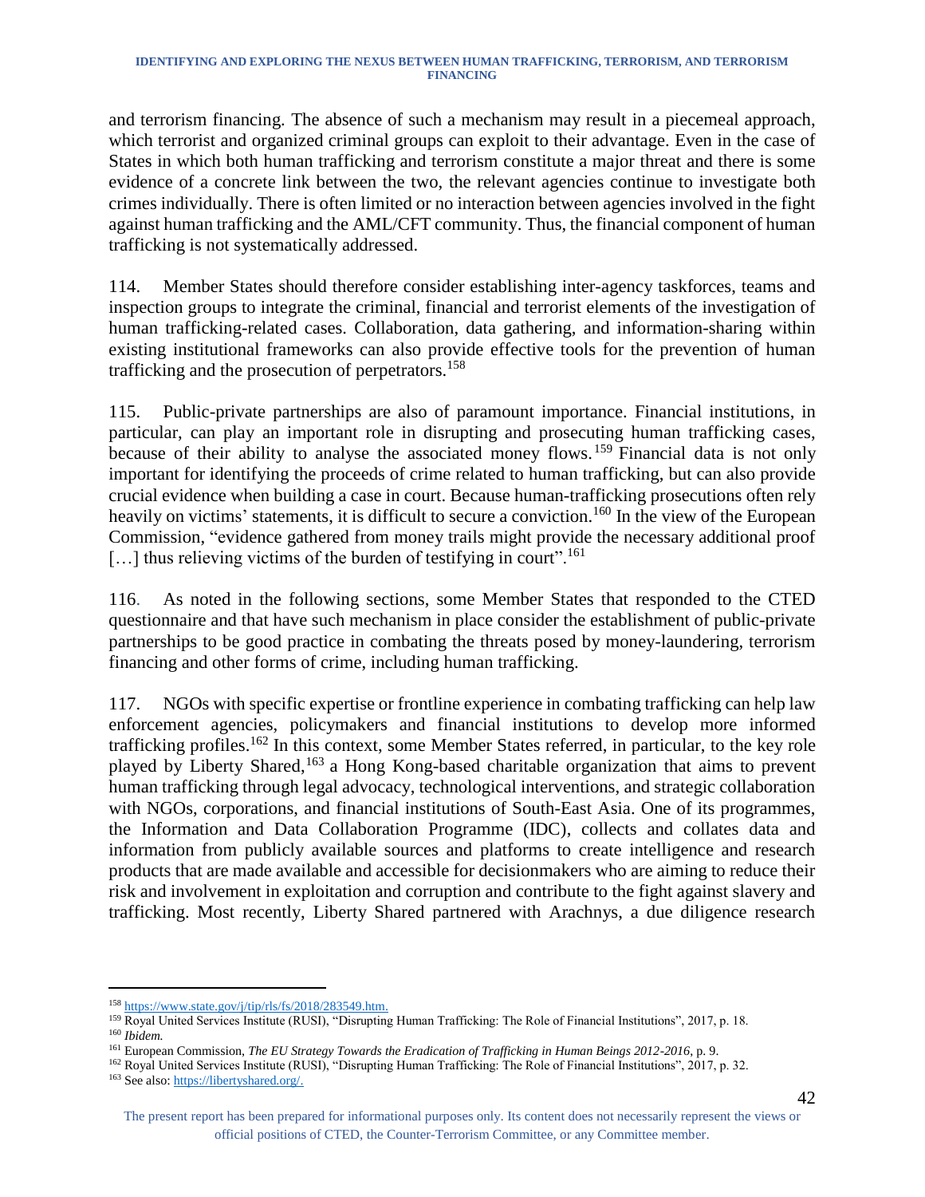and terrorism financing. The absence of such a mechanism may result in a piecemeal approach, which terrorist and organized criminal groups can exploit to their advantage. Even in the case of States in which both human trafficking and terrorism constitute a major threat and there is some evidence of a concrete link between the two, the relevant agencies continue to investigate both crimes individually. There is often limited or no interaction between agencies involved in the fight against human trafficking and the AML/CFT community. Thus, the financial component of human trafficking is not systematically addressed.

114. Member States should therefore consider establishing inter-agency taskforces, teams and inspection groups to integrate the criminal, financial and terrorist elements of the investigation of human trafficking-related cases. Collaboration, data gathering, and information-sharing within existing institutional frameworks can also provide effective tools for the prevention of human trafficking and the prosecution of perpetrators.[158]

115. Public-private partnerships are also of paramount importance. Financial institutions, in particular, can play an important role in disrupting and prosecuting human trafficking cases, because of their ability to analyse the associated money flows.[159] Financial data is not only important for identifying the proceeds of crime related to human trafficking, but can also provide crucial evidence when building a case in court. Because human-trafficking prosecutions often rely heavily on victims' statements, it is difficult to secure a conviction.[160] In the view of the European Commission, "evidence gathered from money trails might provide the necessary additional proof […] thus relieving victims of the burden of testifying in court".[161]

116. As noted in the following sections, some Member States that responded to the CTED questionnaire and that have such mechanism in place consider the establishment of public-private partnerships to be good practice in combating the threats posed by money-laundering, terrorism financing and other forms of crime, including human trafficking.

117. NGOs with specific expertise or frontline experience in combating trafficking can help law enforcement agencies, policymakers and financial institutions to develop more informed trafficking profiles.[162] In this context, some Member States referred, in particular, to the key role played by Liberty Shared,[163] a Hong Kong-based charitable organization that aims to prevent human trafficking through legal advocacy, technological interventions, and strategic collaboration with NGOs, corporations, and financial institutions of South-East Asia. One of its programmes, the Information and Data Collaboration Programme (IDC), collects and collates data and information from publicly available sources and platforms to create intelligence and research products that are made available and accessible for decisionmakers who are aiming to reduce their risk and involvement in exploitation and corruption and contribute to the fight against slavery and trafficking. Most recently, Liberty Shared partnered with Arachnys, a due diligence research

---

[158] https://www.state.gov/j/tip/rls/fs/2018/283549.htm.

[159] Royal United Services Institute (RUSI), "Disrupting Human Trafficking: The Role of Financial Institutions", 2017, p. 18.

[160] *Ibidem.*

[161] European Commission, *The EU Strategy Towards the Eradication of Trafficking in Human Beings 2012-2016*, p. 9.

[162] Royal United Services Institute (RUSI), "Disrupting Human Trafficking: The Role of Financial Institutions", 2017, p. 32.

[163] See also: https://libertyshared.org/.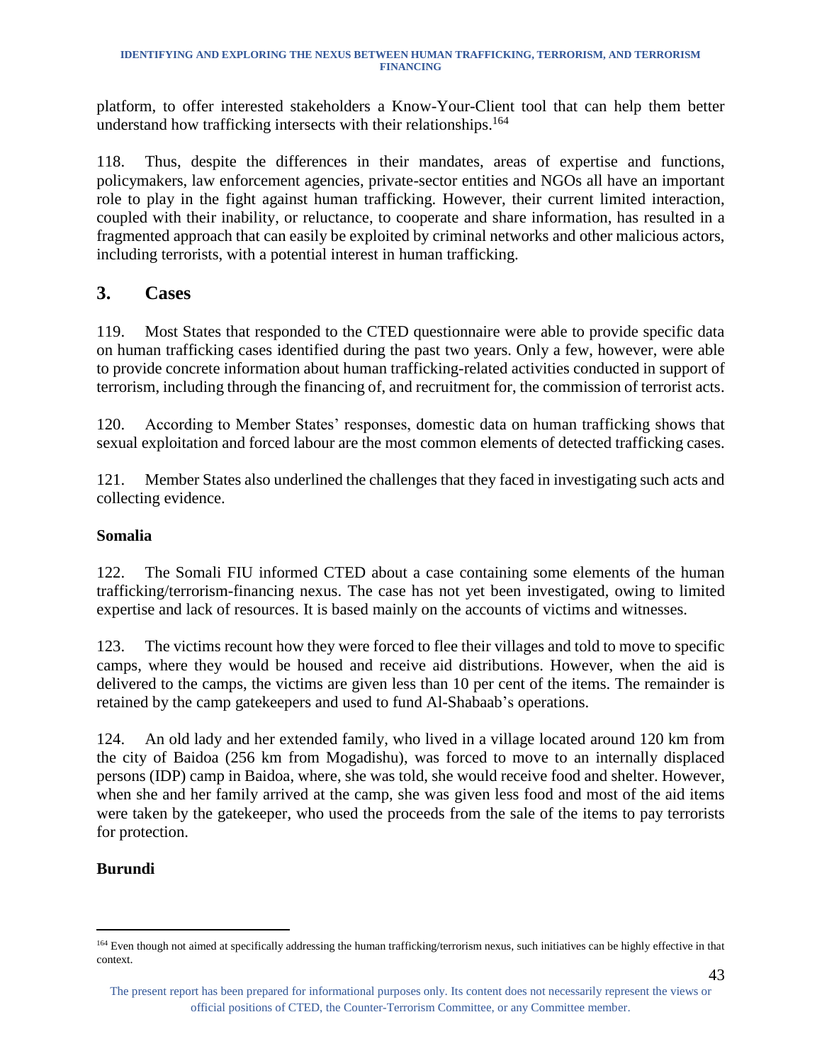platform, to offer interested stakeholders a Know-Your-Client tool that can help them better understand how trafficking intersects with their relationships.[164]

118. Thus, despite the differences in their mandates, areas of expertise and functions, policymakers, law enforcement agencies, private-sector entities and NGOs all have an important role to play in the fight against human trafficking. However, their current limited interaction, coupled with their inability, or reluctance, to cooperate and share information, has resulted in a fragmented approach that can easily be exploited by criminal networks and other malicious actors, including terrorists, with a potential interest in human trafficking.

## 3. Cases

119. Most States that responded to the CTED questionnaire were able to provide specific data on human trafficking cases identified during the past two years. Only a few, however, were able to provide concrete information about human trafficking-related activities conducted in support of terrorism, including through the financing of, and recruitment for, the commission of terrorist acts.

120. According to Member States' responses, domestic data on human trafficking shows that sexual exploitation and forced labour are the most common elements of detected trafficking cases.

121. Member States also underlined the challenges that they faced in investigating such acts and collecting evidence.

**Somalia**

122. The Somali FIU informed CTED about a case containing some elements of the human trafficking/terrorism-financing nexus. The case has not yet been investigated, owing to limited expertise and lack of resources. It is based mainly on the accounts of victims and witnesses.

123. The victims recount how they were forced to flee their villages and told to move to specific camps, where they would be housed and receive aid distributions. However, when the aid is delivered to the camps, the victims are given less than 10 per cent of the items. The remainder is retained by the camp gatekeepers and used to fund Al-Shabaab's operations.

124. An old lady and her extended family, who lived in a village located around 120 km from the city of Baidoa (256 km from Mogadishu), was forced to move to an internally displaced persons (IDP) camp in Baidoa, where, she was told, she would receive food and shelter. However, when she and her family arrived at the camp, she was given less food and most of the aid items were taken by the gatekeeper, who used the proceeds from the sale of the items to pay terrorists for protection.

**Burundi**

[164] Even though not aimed at specifically addressing the human trafficking/terrorism nexus, such initiatives can be highly effective in that context.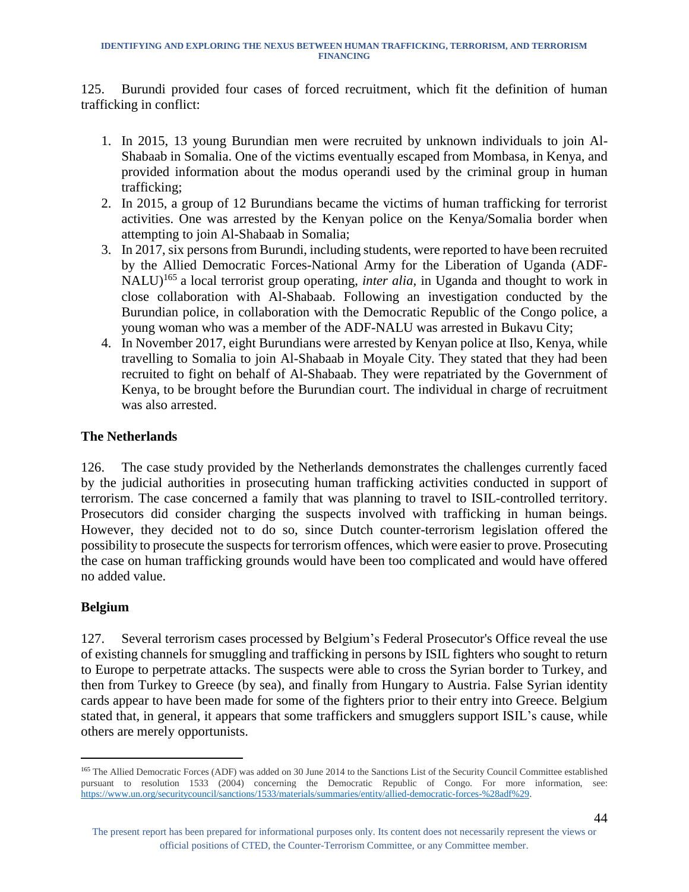125. Burundi provided four cases of forced recruitment, which fit the definition of human trafficking in conflict:

1. In 2015, 13 young Burundian men were recruited by unknown individuals to join Al-Shabaab in Somalia. One of the victims eventually escaped from Mombasa, in Kenya, and provided information about the modus operandi used by the criminal group in human trafficking;
2. In 2015, a group of 12 Burundians became the victims of human trafficking for terrorist activities. One was arrested by the Kenyan police on the Kenya/Somalia border when attempting to join Al-Shabaab in Somalia;
3. In 2017, six persons from Burundi, including students, were reported to have been recruited by the Allied Democratic Forces-National Army for the Liberation of Uganda (ADF-NALU)[165] a local terrorist group operating, *inter alia*, in Uganda and thought to work in close collaboration with Al-Shabaab. Following an investigation conducted by the Burundian police, in collaboration with the Democratic Republic of the Congo police, a young woman who was a member of the ADF-NALU was arrested in Bukavu City;
4. In November 2017, eight Burundians were arrested by Kenyan police at Ilso, Kenya, while travelling to Somalia to join Al-Shabaab in Moyale City. They stated that they had been recruited to fight on behalf of Al-Shabaab. They were repatriated by the Government of Kenya, to be brought before the Burundian court. The individual in charge of recruitment was also arrested.

## The Netherlands

126. The case study provided by the Netherlands demonstrates the challenges currently faced by the judicial authorities in prosecuting human trafficking activities conducted in support of terrorism. The case concerned a family that was planning to travel to ISIL-controlled territory. Prosecutors did consider charging the suspects involved with trafficking in human beings. However, they decided not to do so, since Dutch counter-terrorism legislation offered the possibility to prosecute the suspects for terrorism offences, which were easier to prove. Prosecuting the case on human trafficking grounds would have been too complicated and would have offered no added value.

## Belgium

127. Several terrorism cases processed by Belgium's Federal Prosecutor's Office reveal the use of existing channels for smuggling and trafficking in persons by ISIL fighters who sought to return to Europe to perpetrate attacks. The suspects were able to cross the Syrian border to Turkey, and then from Turkey to Greece (by sea), and finally from Hungary to Austria. False Syrian identity cards appear to have been made for some of the fighters prior to their entry into Greece. Belgium stated that, in general, it appears that some traffickers and smugglers support ISIL's cause, while others are merely opportunists.

---

[165] The Allied Democratic Forces (ADF) was added on 30 June 2014 to the Sanctions List of the Security Council Committee established pursuant to resolution 1533 (2004) concerning the Democratic Republic of Congo. For more information, see: https://www.un.org/securitycouncil/sanctions/1533/materials/summaries/entity/allied-democratic-forces-%28adf%29.

The present report has been prepared for informational purposes only. Its content does not necessarily represent the views or official positions of CTED, the Counter-Terrorism Committee, or any Committee member.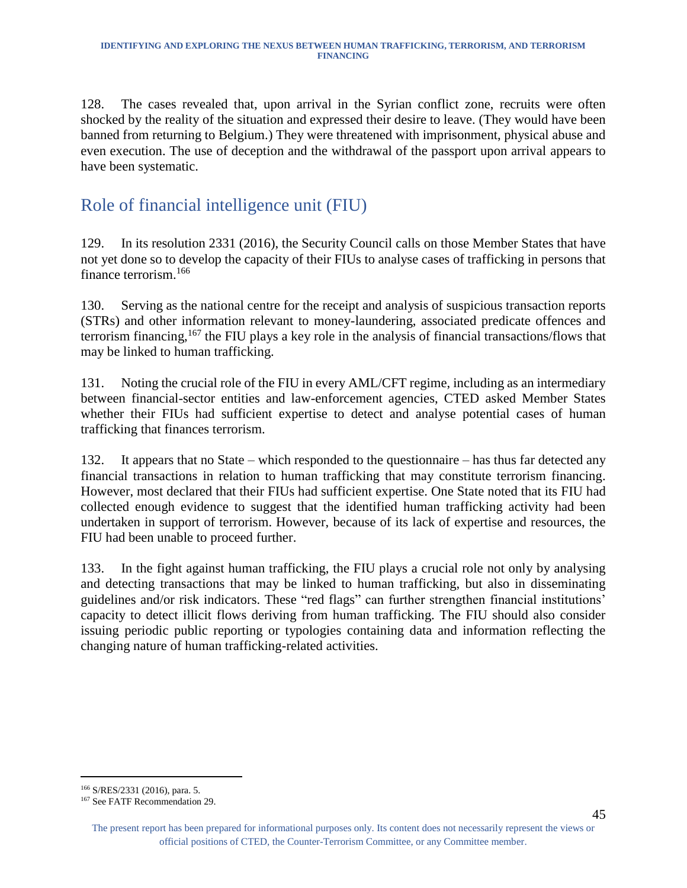128. The cases revealed that, upon arrival in the Syrian conflict zone, recruits were often shocked by the reality of the situation and expressed their desire to leave. (They would have been banned from returning to Belgium.) They were threatened with imprisonment, physical abuse and even execution. The use of deception and the withdrawal of the passport upon arrival appears to have been systematic.

## Role of financial intelligence unit (FIU)

129. In its resolution 2331 (2016), the Security Council calls on those Member States that have not yet done so to develop the capacity of their FIUs to analyse cases of trafficking in persons that finance terrorism.[166]

130. Serving as the national centre for the receipt and analysis of suspicious transaction reports (STRs) and other information relevant to money-laundering, associated predicate offences and terrorism financing,[167] the FIU plays a key role in the analysis of financial transactions/flows that may be linked to human trafficking.

131. Noting the crucial role of the FIU in every AML/CFT regime, including as an intermediary between financial-sector entities and law-enforcement agencies, CTED asked Member States whether their FIUs had sufficient expertise to detect and analyse potential cases of human trafficking that finances terrorism.

132. It appears that no State – which responded to the questionnaire – has thus far detected any financial transactions in relation to human trafficking that may constitute terrorism financing. However, most declared that their FIUs had sufficient expertise. One State noted that its FIU had collected enough evidence to suggest that the identified human trafficking activity had been undertaken in support of terrorism. However, because of its lack of expertise and resources, the FIU had been unable to proceed further.

133. In the fight against human trafficking, the FIU plays a crucial role not only by analysing and detecting transactions that may be linked to human trafficking, but also in disseminating guidelines and/or risk indicators. These "red flags" can further strengthen financial institutions' capacity to detect illicit flows deriving from human trafficking. The FIU should also consider issuing periodic public reporting or typologies containing data and information reflecting the changing nature of human trafficking-related activities.

---

[166] S/RES/2331 (2016), para. 5.

[167] See FATF Recommendation 29.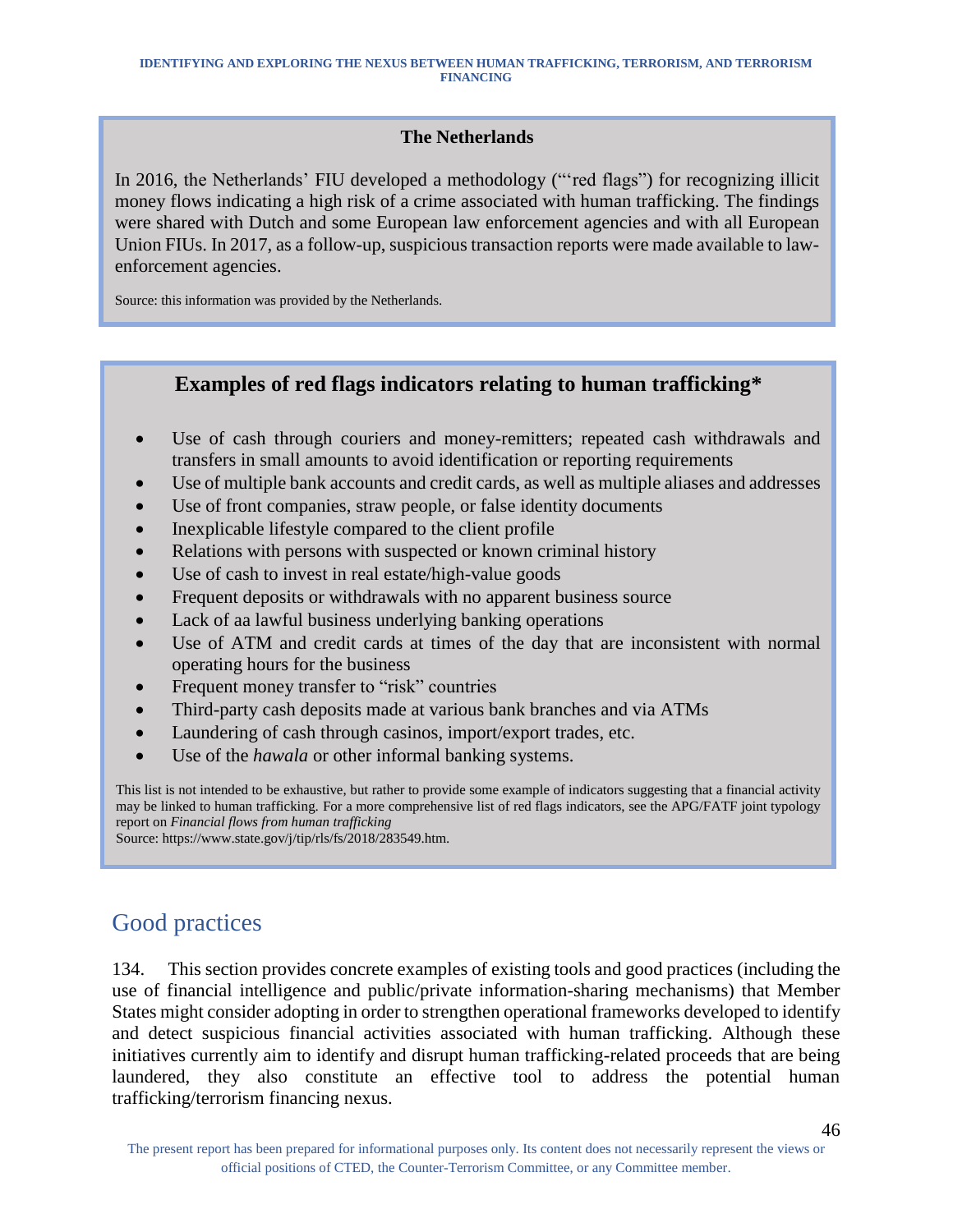### The Netherlands

In 2016, the Netherlands' FIU developed a methodology ("'red flags") for recognizing illicit money flows indicating a high risk of a crime associated with human trafficking. The findings were shared with Dutch and some European law enforcement agencies and with all European Union FIUs. In 2017, as a follow-up, suspicious transaction reports were made available to law-enforcement agencies.

Source: this information was provided by the Netherlands.

### Examples of red flags indicators relating to human trafficking*

- Use of cash through couriers and money-remitters; repeated cash withdrawals and transfers in small amounts to avoid identification or reporting requirements
- Use of multiple bank accounts and credit cards, as well as multiple aliases and addresses
- Use of front companies, straw people, or false identity documents
- Inexplicable lifestyle compared to the client profile
- Relations with persons with suspected or known criminal history
- Use of cash to invest in real estate/high-value goods
- Frequent deposits or withdrawals with no apparent business source
- Lack of aa lawful business underlying banking operations
- Use of ATM and credit cards at times of the day that are inconsistent with normal operating hours for the business
- Frequent money transfer to "risk" countries
- Third-party cash deposits made at various bank branches and via ATMs
- Laundering of cash through casinos, import/export trades, etc.
- Use of the *hawala* or other informal banking systems.

This list is not intended to be exhaustive, but rather to provide some example of indicators suggesting that a financial activity may be linked to human trafficking. For a more comprehensive list of red flags indicators, see the APG/FATF joint typology report on *Financial flows from human trafficking*
Source: https://www.state.gov/j/tip/rls/fs/2018/283549.htm.

## Good practices

134. This section provides concrete examples of existing tools and good practices (including the use of financial intelligence and public/private information-sharing mechanisms) that Member States might consider adopting in order to strengthen operational frameworks developed to identify and detect suspicious financial activities associated with human trafficking. Although these initiatives currently aim to identify and disrupt human trafficking-related proceeds that are being laundered, they also constitute an effective tool to address the potential human trafficking/terrorism financing nexus.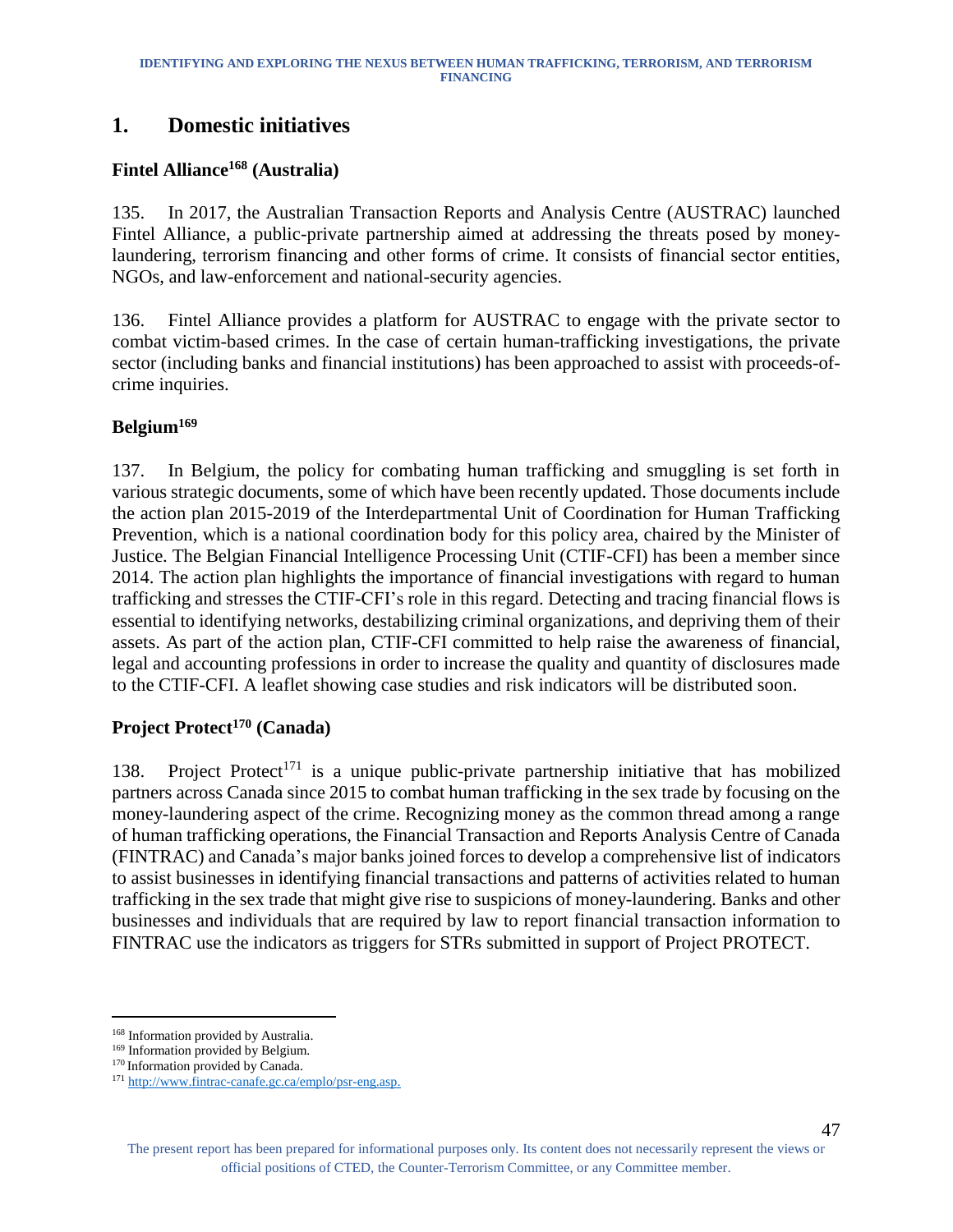# 1. Domestic initiatives

### Fintel Alliance[168] (Australia)

135. In 2017, the Australian Transaction Reports and Analysis Centre (AUSTRAC) launched Fintel Alliance, a public-private partnership aimed at addressing the threats posed by money-laundering, terrorism financing and other forms of crime. It consists of financial sector entities, NGOs, and law-enforcement and national-security agencies.

136. Fintel Alliance provides a platform for AUSTRAC to engage with the private sector to combat victim-based crimes. In the case of certain human-trafficking investigations, the private sector (including banks and financial institutions) has been approached to assist with proceeds-of-crime inquiries.

### Belgium[169]

137. In Belgium, the policy for combating human trafficking and smuggling is set forth in various strategic documents, some of which have been recently updated. Those documents include the action plan 2015-2019 of the Interdepartmental Unit of Coordination for Human Trafficking Prevention, which is a national coordination body for this policy area, chaired by the Minister of Justice. The Belgian Financial Intelligence Processing Unit (CTIF-CFI) has been a member since 2014. The action plan highlights the importance of financial investigations with regard to human trafficking and stresses the CTIF-CFI's role in this regard. Detecting and tracing financial flows is essential to identifying networks, destabilizing criminal organizations, and depriving them of their assets. As part of the action plan, CTIF-CFI committed to help raise the awareness of financial, legal and accounting professions in order to increase the quality and quantity of disclosures made to the CTIF-CFI. A leaflet showing case studies and risk indicators will be distributed soon.

### Project Protect[170] (Canada)

138. Project Protect[171] is a unique public-private partnership initiative that has mobilized partners across Canada since 2015 to combat human trafficking in the sex trade by focusing on the money-laundering aspect of the crime. Recognizing money as the common thread among a range of human trafficking operations, the Financial Transaction and Reports Analysis Centre of Canada (FINTRAC) and Canada's major banks joined forces to develop a comprehensive list of indicators to assist businesses in identifying financial transactions and patterns of activities related to human trafficking in the sex trade that might give rise to suspicions of money-laundering. Banks and other businesses and individuals that are required by law to report financial transaction information to FINTRAC use the indicators as triggers for STRs submitted in support of Project PROTECT.

---

[168] Information provided by Australia.

[169] Information provided by Belgium.

[170] Information provided by Canada.

[171] http://www.fintrac-canafe.gc.ca/emplo/psr-eng.asp.

The present report has been prepared for informational purposes only. Its content does not necessarily represent the views or official positions of CTED, the Counter-Terrorism Committee, or any Committee member.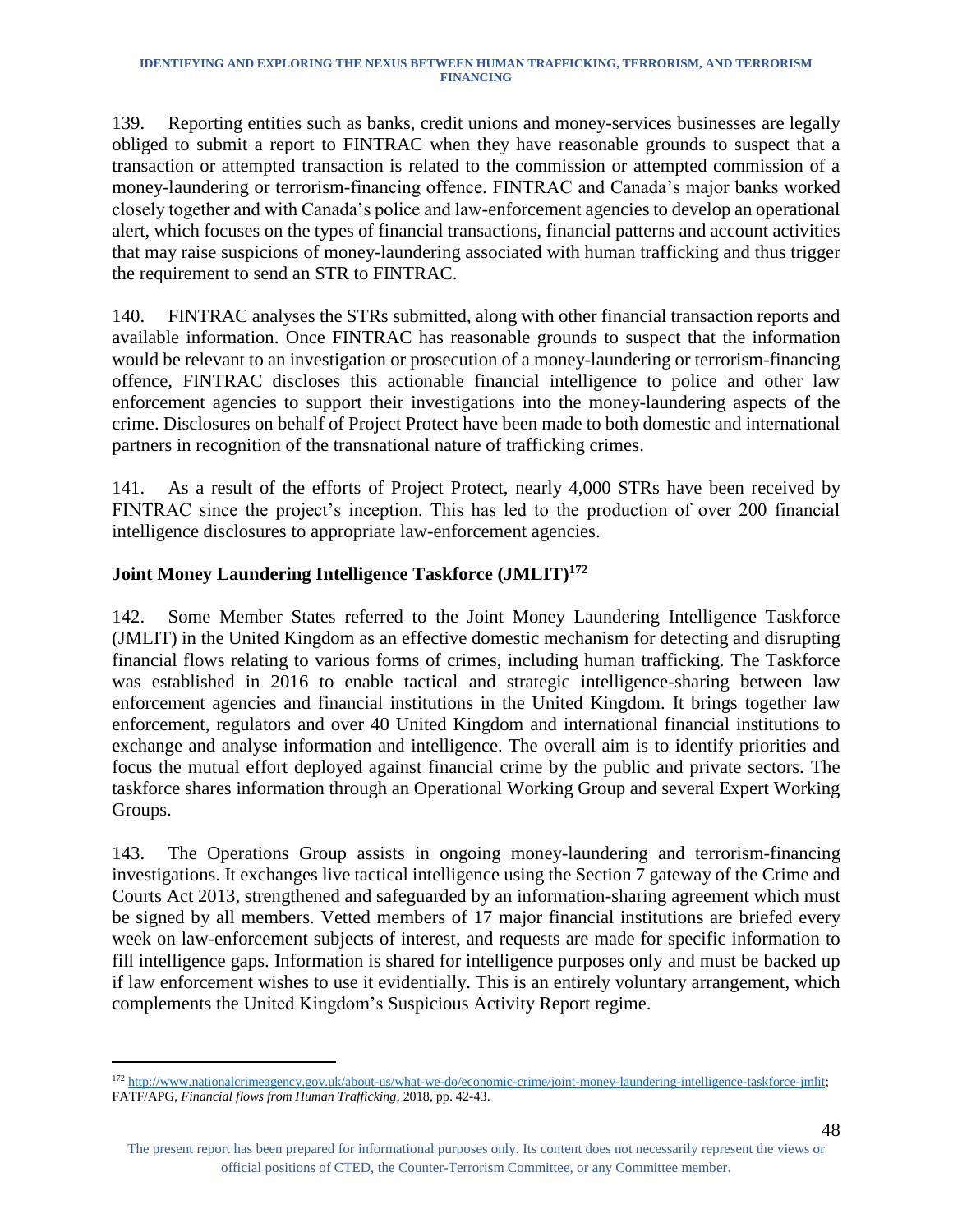139. Reporting entities such as banks, credit unions and money-services businesses are legally obliged to submit a report to FINTRAC when they have reasonable grounds to suspect that a transaction or attempted transaction is related to the commission or attempted commission of a money-laundering or terrorism-financing offence. FINTRAC and Canada's major banks worked closely together and with Canada's police and law-enforcement agencies to develop an operational alert, which focuses on the types of financial transactions, financial patterns and account activities that may raise suspicions of money-laundering associated with human trafficking and thus trigger the requirement to send an STR to FINTRAC.

140. FINTRAC analyses the STRs submitted, along with other financial transaction reports and available information. Once FINTRAC has reasonable grounds to suspect that the information would be relevant to an investigation or prosecution of a money-laundering or terrorism-financing offence, FINTRAC discloses this actionable financial intelligence to police and other law enforcement agencies to support their investigations into the money-laundering aspects of the crime. Disclosures on behalf of Project Protect have been made to both domestic and international partners in recognition of the transnational nature of trafficking crimes.

141. As a result of the efforts of Project Protect, nearly 4,000 STRs have been received by FINTRAC since the project's inception. This has led to the production of over 200 financial intelligence disclosures to appropriate law-enforcement agencies.

**Joint Money Laundering Intelligence Taskforce (JMLIT)[172]**

142. Some Member States referred to the Joint Money Laundering Intelligence Taskforce (JMLIT) in the United Kingdom as an effective domestic mechanism for detecting and disrupting financial flows relating to various forms of crimes, including human trafficking. The Taskforce was established in 2016 to enable tactical and strategic intelligence-sharing between law enforcement agencies and financial institutions in the United Kingdom. It brings together law enforcement, regulators and over 40 United Kingdom and international financial institutions to exchange and analyse information and intelligence. The overall aim is to identify priorities and focus the mutual effort deployed against financial crime by the public and private sectors. The taskforce shares information through an Operational Working Group and several Expert Working Groups.

143. The Operations Group assists in ongoing money-laundering and terrorism-financing investigations. It exchanges live tactical intelligence using the Section 7 gateway of the Crime and Courts Act 2013, strengthened and safeguarded by an information-sharing agreement which must be signed by all members. Vetted members of 17 major financial institutions are briefed every week on law-enforcement subjects of interest, and requests are made for specific information to fill intelligence gaps. Information is shared for intelligence purposes only and must be backed up if law enforcement wishes to use it evidentially. This is an entirely voluntary arrangement, which complements the United Kingdom's Suspicious Activity Report regime.

---

[172] http://www.nationalcrimeagency.gov.uk/about-us/what-we-do/economic-crime/joint-money-laundering-intelligence-taskforce-jmlit; FATF/APG, *Financial flows from Human Trafficking*, 2018, pp. 42-43.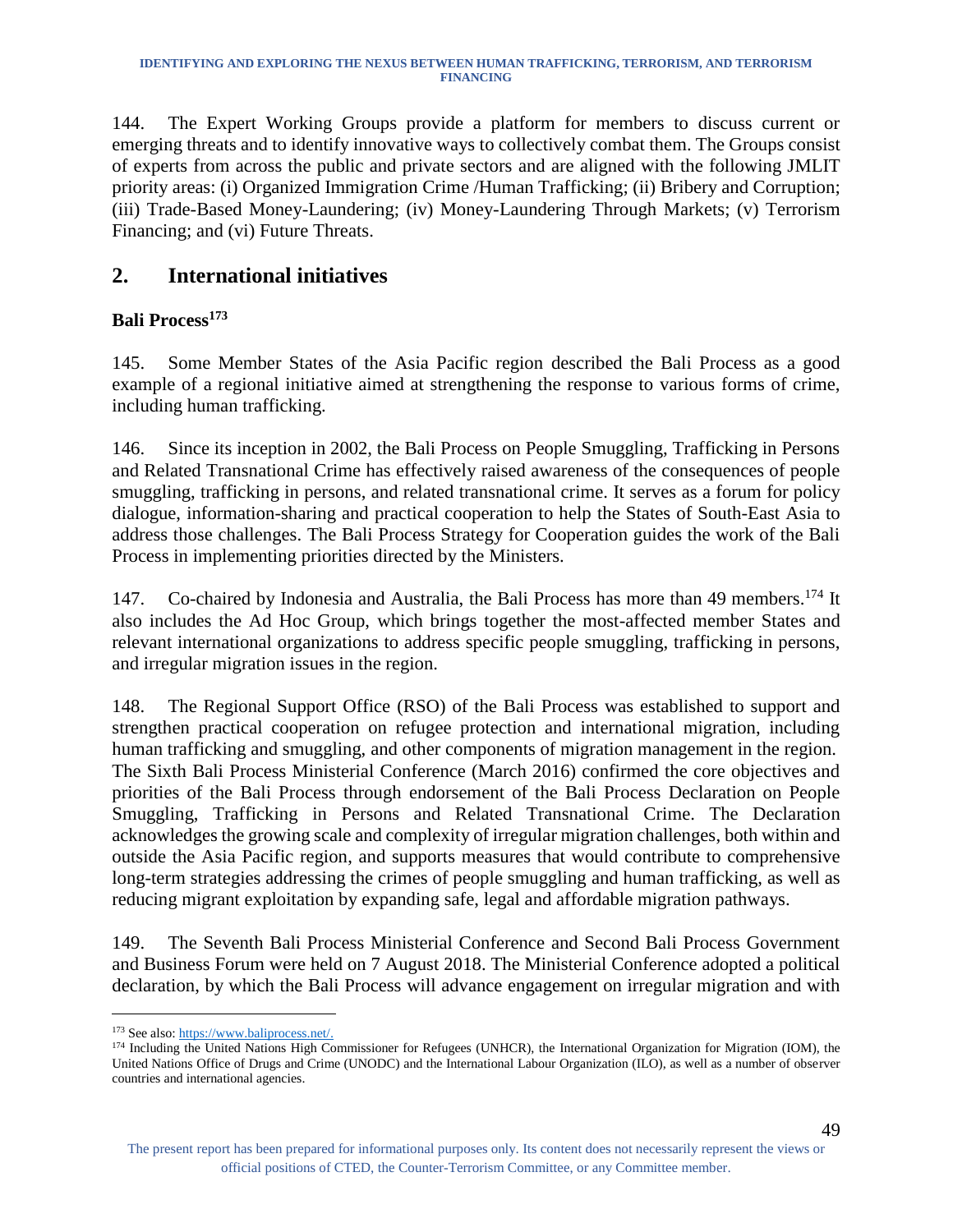144. The Expert Working Groups provide a platform for members to discuss current or emerging threats and to identify innovative ways to collectively combat them. The Groups consist of experts from across the public and private sectors and are aligned with the following JMLIT priority areas: (i) Organized Immigration Crime /Human Trafficking; (ii) Bribery and Corruption; (iii) Trade-Based Money-Laundering; (iv) Money-Laundering Through Markets; (v) Terrorism Financing; and (vi) Future Threats.

## 2. International initiatives

### Bali Process[173]

145. Some Member States of the Asia Pacific region described the Bali Process as a good example of a regional initiative aimed at strengthening the response to various forms of crime, including human trafficking.

146. Since its inception in 2002, the Bali Process on People Smuggling, Trafficking in Persons and Related Transnational Crime has effectively raised awareness of the consequences of people smuggling, trafficking in persons, and related transnational crime. It serves as a forum for policy dialogue, information-sharing and practical cooperation to help the States of South-East Asia to address those challenges. The Bali Process Strategy for Cooperation guides the work of the Bali Process in implementing priorities directed by the Ministers.

147. Co-chaired by Indonesia and Australia, the Bali Process has more than 49 members.[174] It also includes the Ad Hoc Group, which brings together the most-affected member States and relevant international organizations to address specific people smuggling, trafficking in persons, and irregular migration issues in the region.

148. The Regional Support Office (RSO) of the Bali Process was established to support and strengthen practical cooperation on refugee protection and international migration, including human trafficking and smuggling, and other components of migration management in the region. The Sixth Bali Process Ministerial Conference (March 2016) confirmed the core objectives and priorities of the Bali Process through endorsement of the Bali Process Declaration on People Smuggling, Trafficking in Persons and Related Transnational Crime. The Declaration acknowledges the growing scale and complexity of irregular migration challenges, both within and outside the Asia Pacific region, and supports measures that would contribute to comprehensive long-term strategies addressing the crimes of people smuggling and human trafficking, as well as reducing migrant exploitation by expanding safe, legal and affordable migration pathways.

149. The Seventh Bali Process Ministerial Conference and Second Bali Process Government and Business Forum were held on 7 August 2018. The Ministerial Conference adopted a political declaration, by which the Bali Process will advance engagement on irregular migration and with

---

[173] See also: https://www.baliprocess.net/.

[174] Including the United Nations High Commissioner for Refugees (UNHCR), the International Organization for Migration (IOM), the United Nations Office of Drugs and Crime (UNODC) and the International Labour Organization (ILO), as well as a number of observer countries and international agencies.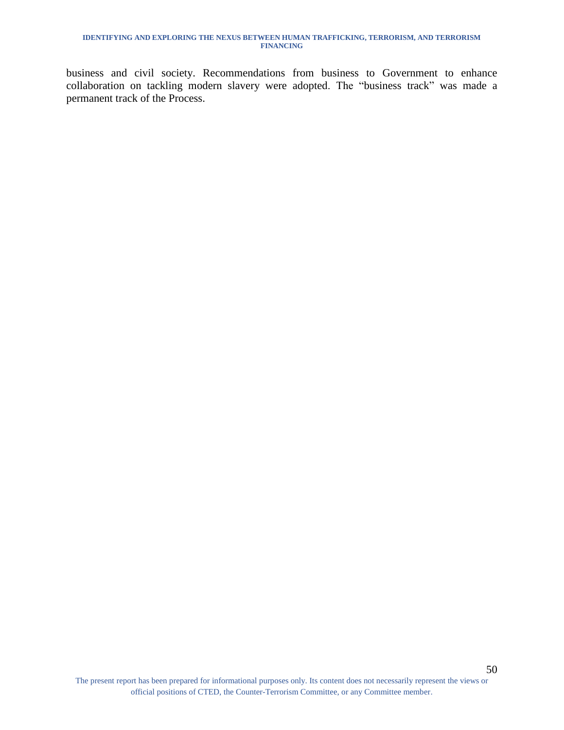business and civil society. Recommendations from business to Government to enhance collaboration on tackling modern slavery were adopted. The “business track” was made a permanent track of the Process.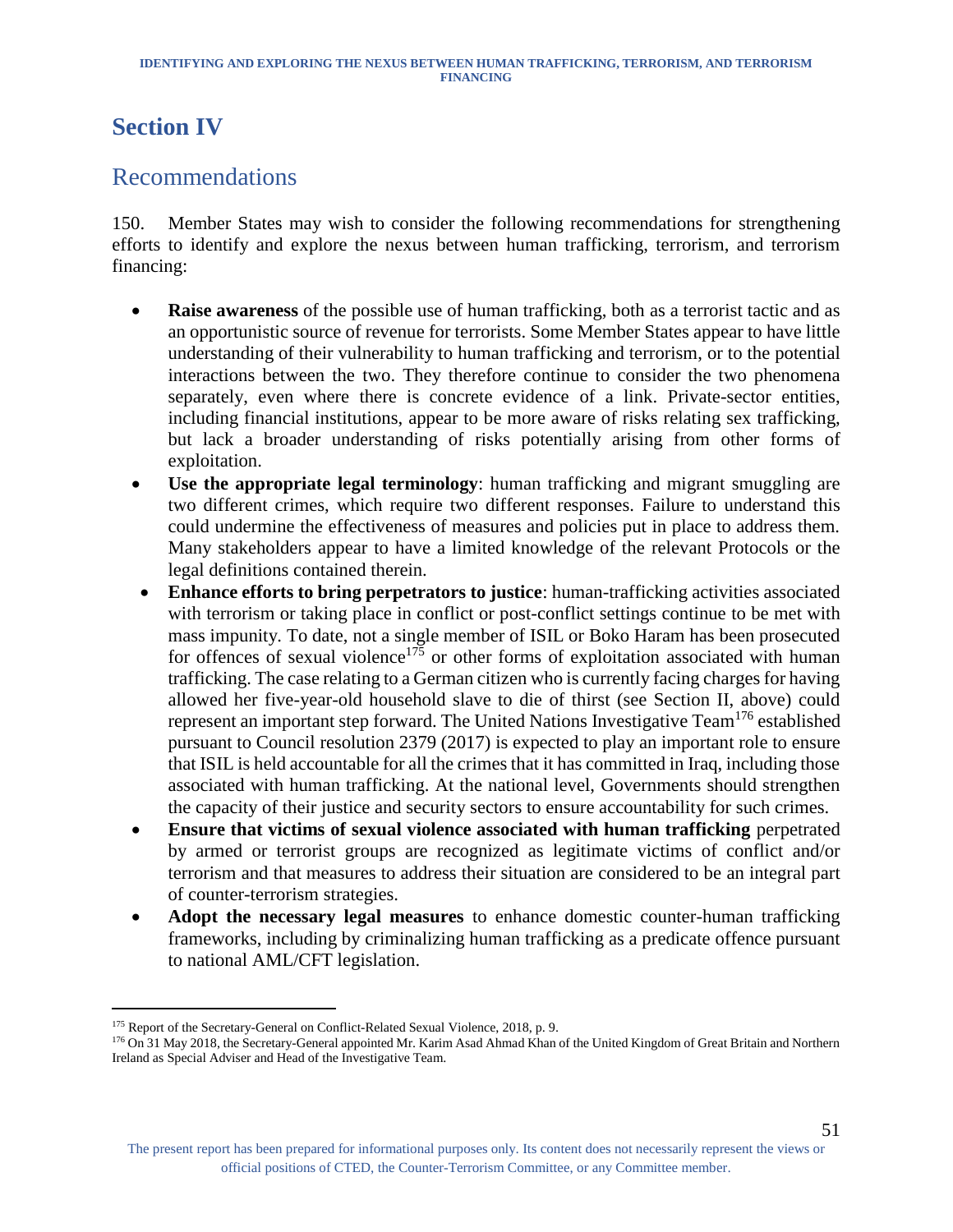# Section IV

## Recommendations

150. Member States may wish to consider the following recommendations for strengthening efforts to identify and explore the nexus between human trafficking, terrorism, and terrorism financing:

- **Raise awareness** of the possible use of human trafficking, both as a terrorist tactic and as an opportunistic source of revenue for terrorists. Some Member States appear to have little understanding of their vulnerability to human trafficking and terrorism, or to the potential interactions between the two. They therefore continue to consider the two phenomena separately, even where there is concrete evidence of a link. Private-sector entities, including financial institutions, appear to be more aware of risks relating sex trafficking, but lack a broader understanding of risks potentially arising from other forms of exploitation.
- **Use the appropriate legal terminology**: human trafficking and migrant smuggling are two different crimes, which require two different responses. Failure to understand this could undermine the effectiveness of measures and policies put in place to address them. Many stakeholders appear to have a limited knowledge of the relevant Protocols or the legal definitions contained therein.
- **Enhance efforts to bring perpetrators to justice**: human-trafficking activities associated with terrorism or taking place in conflict or post-conflict settings continue to be met with mass impunity. To date, not a single member of ISIL or Boko Haram has been prosecuted for offences of sexual violence[175] or other forms of exploitation associated with human trafficking. The case relating to a German citizen who is currently facing charges for having allowed her five-year-old household slave to die of thirst (see Section II, above) could represent an important step forward. The United Nations Investigative Team[176] established pursuant to Council resolution 2379 (2017) is expected to play an important role to ensure that ISIL is held accountable for all the crimes that it has committed in Iraq, including those associated with human trafficking. At the national level, Governments should strengthen the capacity of their justice and security sectors to ensure accountability for such crimes.
- **Ensure that victims of sexual violence associated with human trafficking** perpetrated by armed or terrorist groups are recognized as legitimate victims of conflict and/or terrorism and that measures to address their situation are considered to be an integral part of counter-terrorism strategies.
- **Adopt the necessary legal measures** to enhance domestic counter-human trafficking frameworks, including by criminalizing human trafficking as a predicate offence pursuant to national AML/CFT legislation.

---

[175] Report of the Secretary-General on Conflict-Related Sexual Violence, 2018, p. 9.

[176] On 31 May 2018, the Secretary-General appointed Mr. Karim Asad Ahmad Khan of the United Kingdom of Great Britain and Northern Ireland as Special Adviser and Head of the Investigative Team.

The present report has been prepared for informational purposes only. Its content does not necessarily represent the views or official positions of CTED, the Counter-Terrorism Committee, or any Committee member.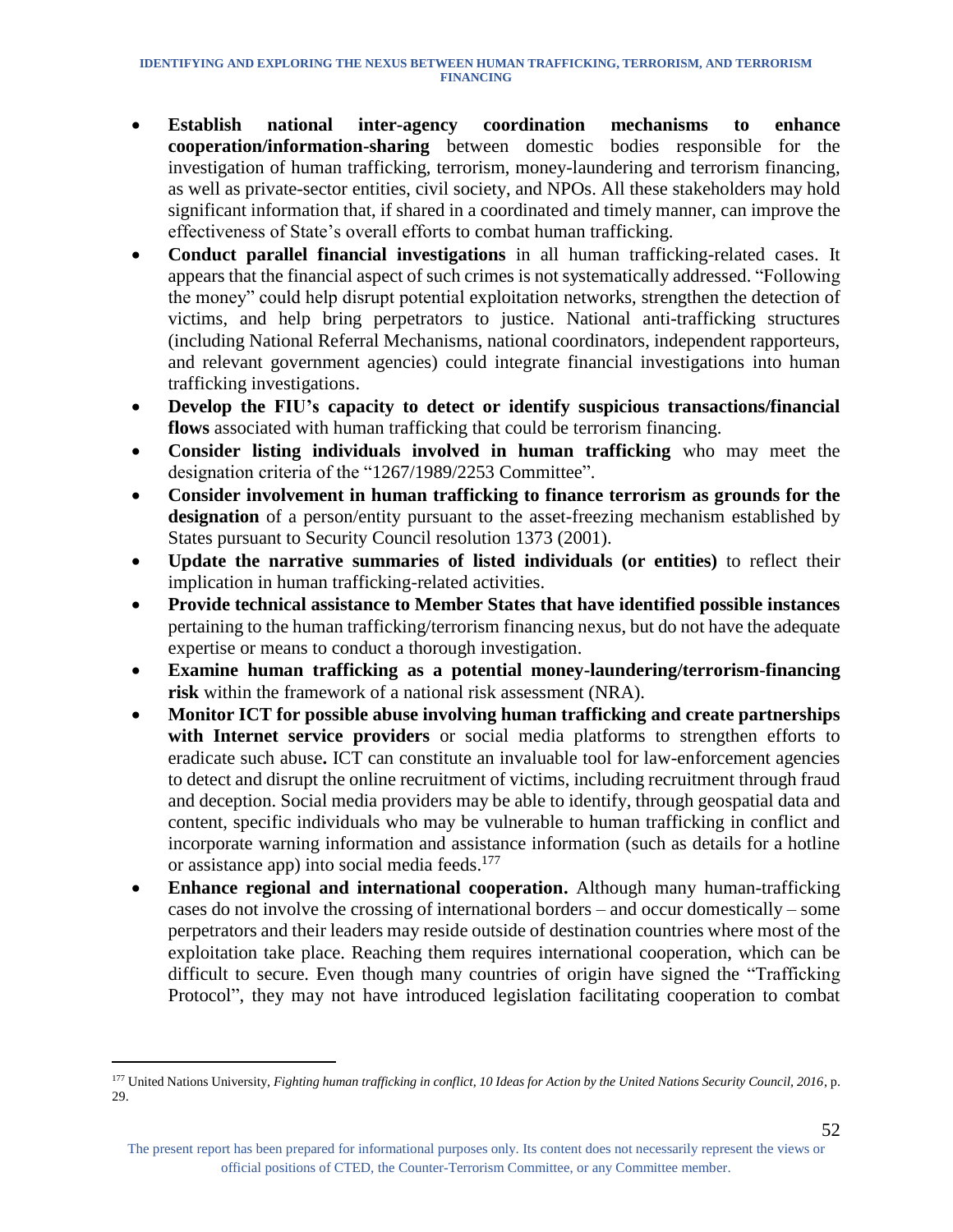- **Establish national inter-agency coordination mechanisms to enhance cooperation/information-sharing** between domestic bodies responsible for the investigation of human trafficking, terrorism, money-laundering and terrorism financing, as well as private-sector entities, civil society, and NPOs. All these stakeholders may hold significant information that, if shared in a coordinated and timely manner, can improve the effectiveness of State's overall efforts to combat human trafficking.
- **Conduct parallel financial investigations** in all human trafficking-related cases. It appears that the financial aspect of such crimes is not systematically addressed. "Following the money" could help disrupt potential exploitation networks, strengthen the detection of victims, and help bring perpetrators to justice. National anti-trafficking structures (including National Referral Mechanisms, national coordinators, independent rapporteurs, and relevant government agencies) could integrate financial investigations into human trafficking investigations.
- **Develop the FIU's capacity to detect or identify suspicious transactions/financial flows** associated with human trafficking that could be terrorism financing.
- **Consider listing individuals involved in human trafficking** who may meet the designation criteria of the "1267/1989/2253 Committee".
- **Consider involvement in human trafficking to finance terrorism as grounds for the designation** of a person/entity pursuant to the asset-freezing mechanism established by States pursuant to Security Council resolution 1373 (2001).
- **Update the narrative summaries of listed individuals (or entities)** to reflect their implication in human trafficking-related activities.
- **Provide technical assistance to Member States that have identified possible instances** pertaining to the human trafficking/terrorism financing nexus, but do not have the adequate expertise or means to conduct a thorough investigation.
- **Examine human trafficking as a potential money-laundering/terrorism-financing risk** within the framework of a national risk assessment (NRA).
- **Monitor ICT for possible abuse involving human trafficking and create partnerships with Internet service providers** or social media platforms to strengthen efforts to eradicate such abuse**.** ICT can constitute an invaluable tool for law-enforcement agencies to detect and disrupt the online recruitment of victims, including recruitment through fraud and deception. Social media providers may be able to identify, through geospatial data and content, specific individuals who may be vulnerable to human trafficking in conflict and incorporate warning information and assistance information (such as details for a hotline or assistance app) into social media feeds.[177]
- **Enhance regional and international cooperation.** Although many human-trafficking cases do not involve the crossing of international borders – and occur domestically – some perpetrators and their leaders may reside outside of destination countries where most of the exploitation take place. Reaching them requires international cooperation, which can be difficult to secure. Even though many countries of origin have signed the "Trafficking Protocol", they may not have introduced legislation facilitating cooperation to combat

---

[177] United Nations University, *Fighting human trafficking in conflict, 10 Ideas for Action by the United Nations Security Council, 2016*, p. 29.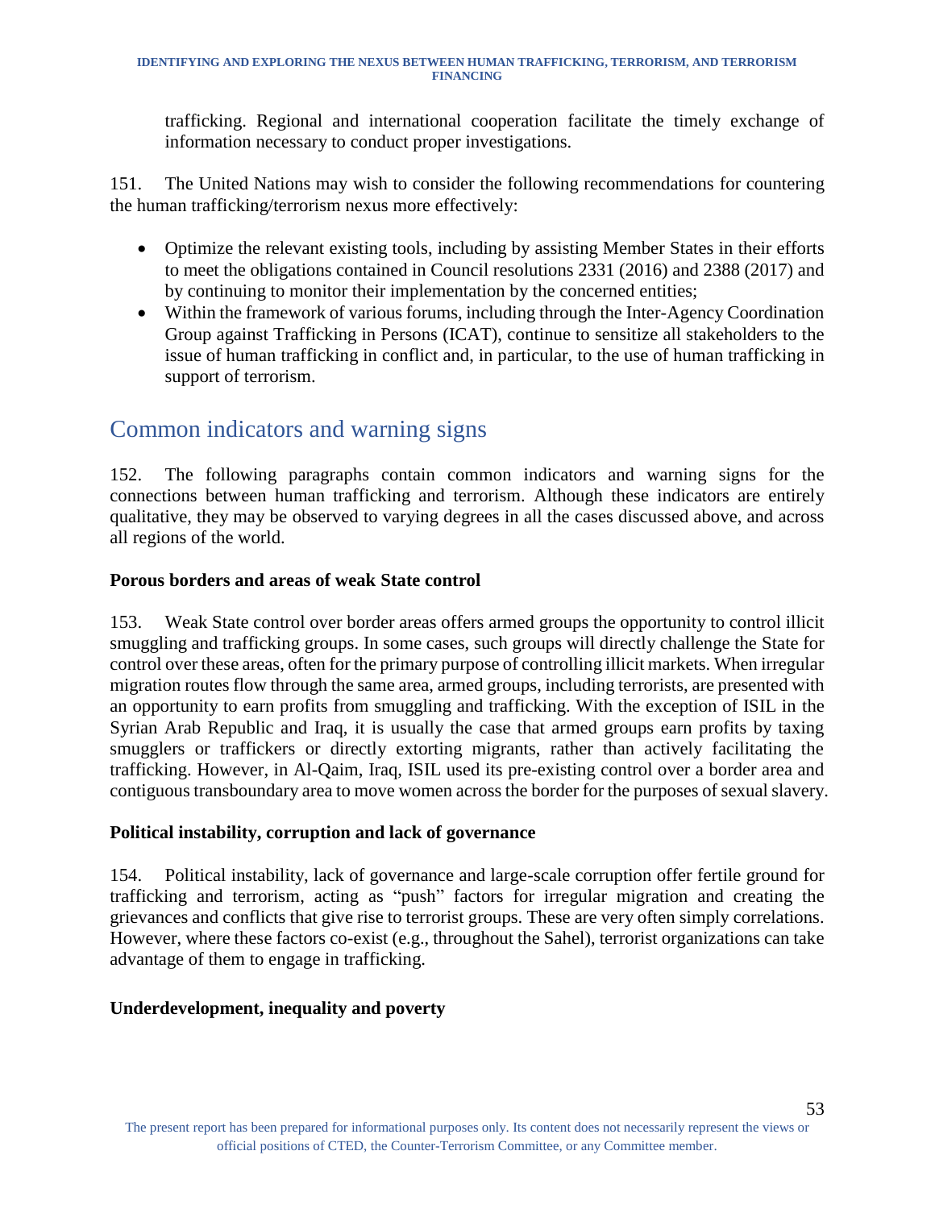trafficking. Regional and international cooperation facilitate the timely exchange of information necessary to conduct proper investigations.

151. The United Nations may wish to consider the following recommendations for countering the human trafficking/terrorism nexus more effectively:

- Optimize the relevant existing tools, including by assisting Member States in their efforts to meet the obligations contained in Council resolutions 2331 (2016) and 2388 (2017) and by continuing to monitor their implementation by the concerned entities;
- Within the framework of various forums, including through the Inter-Agency Coordination Group against Trafficking in Persons (ICAT), continue to sensitize all stakeholders to the issue of human trafficking in conflict and, in particular, to the use of human trafficking in support of terrorism.

## Common indicators and warning signs

152. The following paragraphs contain common indicators and warning signs for the connections between human trafficking and terrorism. Although these indicators are entirely qualitative, they may be observed to varying degrees in all the cases discussed above, and across all regions of the world.

**Porous borders and areas of weak State control**

153. Weak State control over border areas offers armed groups the opportunity to control illicit smuggling and trafficking groups. In some cases, such groups will directly challenge the State for control over these areas, often for the primary purpose of controlling illicit markets. When irregular migration routes flow through the same area, armed groups, including terrorists, are presented with an opportunity to earn profits from smuggling and trafficking. With the exception of ISIL in the Syrian Arab Republic and Iraq, it is usually the case that armed groups earn profits by taxing smugglers or traffickers or directly extorting migrants, rather than actively facilitating the trafficking. However, in Al-Qaim, Iraq, ISIL used its pre-existing control over a border area and contiguous transboundary area to move women across the border for the purposes of sexual slavery.

**Political instability, corruption and lack of governance**

154. Political instability, lack of governance and large-scale corruption offer fertile ground for trafficking and terrorism, acting as "push" factors for irregular migration and creating the grievances and conflicts that give rise to terrorist groups. These are very often simply correlations. However, where these factors co-exist (e.g., throughout the Sahel), terrorist organizations can take advantage of them to engage in trafficking.

**Underdevelopment, inequality and poverty**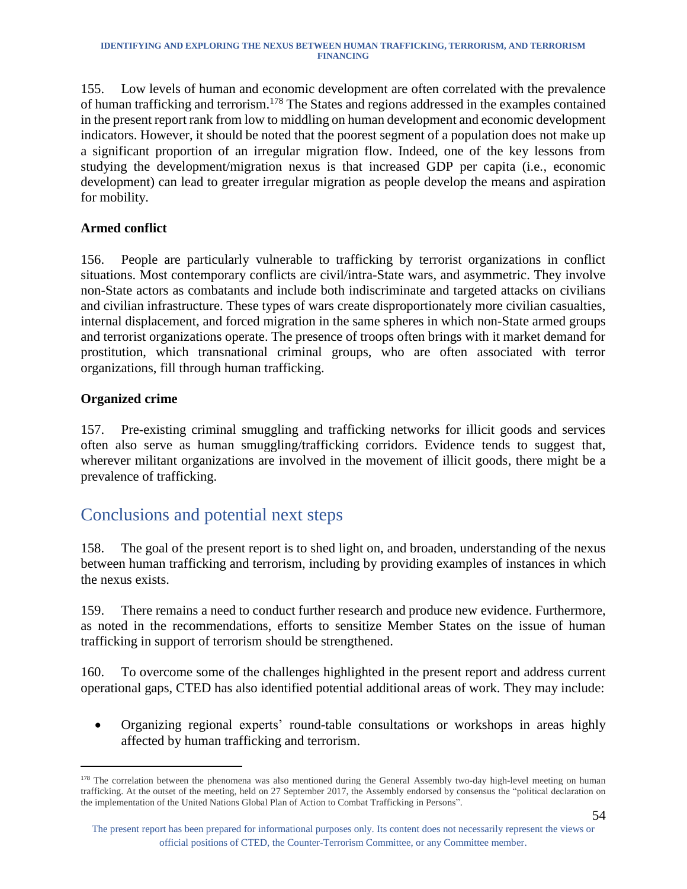155. Low levels of human and economic development are often correlated with the prevalence of human trafficking and terrorism.[178] The States and regions addressed in the examples contained in the present report rank from low to middling on human development and economic development indicators. However, it should be noted that the poorest segment of a population does not make up a significant proportion of an irregular migration flow. Indeed, one of the key lessons from studying the development/migration nexus is that increased GDP per capita (i.e., economic development) can lead to greater irregular migration as people develop the means and aspiration for mobility.

### Armed conflict

156. People are particularly vulnerable to trafficking by terrorist organizations in conflict situations. Most contemporary conflicts are civil/intra-State wars, and asymmetric. They involve non-State actors as combatants and include both indiscriminate and targeted attacks on civilians and civilian infrastructure. These types of wars create disproportionately more civilian casualties, internal displacement, and forced migration in the same spheres in which non-State armed groups and terrorist organizations operate. The presence of troops often brings with it market demand for prostitution, which transnational criminal groups, who are often associated with terror organizations, fill through human trafficking.

### Organized crime

157. Pre-existing criminal smuggling and trafficking networks for illicit goods and services often also serve as human smuggling/trafficking corridors. Evidence tends to suggest that, wherever militant organizations are involved in the movement of illicit goods, there might be a prevalence of trafficking.

## Conclusions and potential next steps

158. The goal of the present report is to shed light on, and broaden, understanding of the nexus between human trafficking and terrorism, including by providing examples of instances in which the nexus exists.

159. There remains a need to conduct further research and produce new evidence. Furthermore, as noted in the recommendations, efforts to sensitize Member States on the issue of human trafficking in support of terrorism should be strengthened.

160. To overcome some of the challenges highlighted in the present report and address current operational gaps, CTED has also identified potential additional areas of work. They may include:

- Organizing regional experts' round-table consultations or workshops in areas highly affected by human trafficking and terrorism.

[178] The correlation between the phenomena was also mentioned during the General Assembly two-day high-level meeting on human trafficking. At the outset of the meeting, held on 27 September 2017, the Assembly endorsed by consensus the "political declaration on the implementation of the United Nations Global Plan of Action to Combat Trafficking in Persons".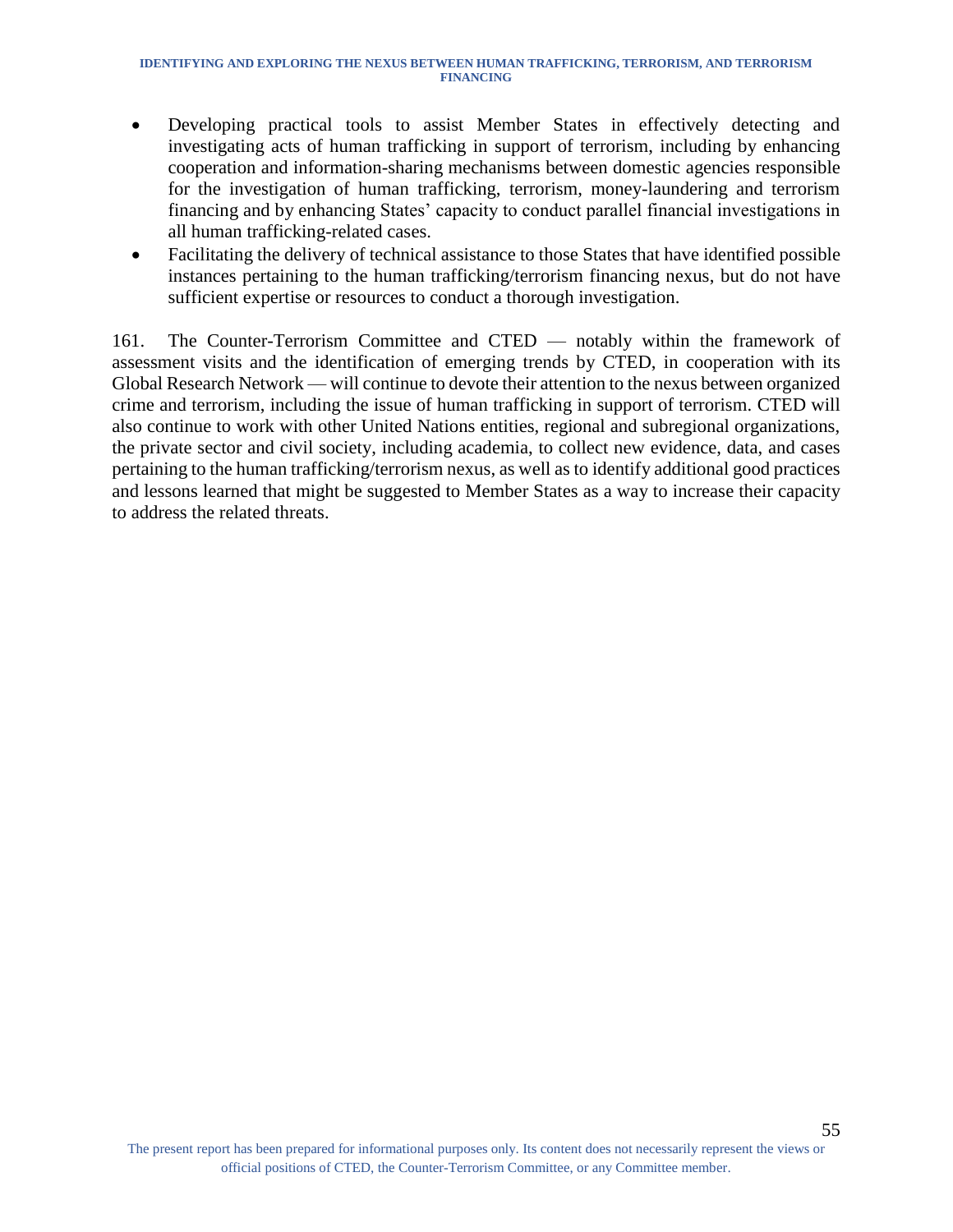- Developing practical tools to assist Member States in effectively detecting and investigating acts of human trafficking in support of terrorism, including by enhancing cooperation and information-sharing mechanisms between domestic agencies responsible for the investigation of human trafficking, terrorism, money-laundering and terrorism financing and by enhancing States' capacity to conduct parallel financial investigations in all human trafficking-related cases.
- Facilitating the delivery of technical assistance to those States that have identified possible instances pertaining to the human trafficking/terrorism financing nexus, but do not have sufficient expertise or resources to conduct a thorough investigation.

161. The Counter-Terrorism Committee and CTED — notably within the framework of assessment visits and the identification of emerging trends by CTED, in cooperation with its Global Research Network — will continue to devote their attention to the nexus between organized crime and terrorism, including the issue of human trafficking in support of terrorism. CTED will also continue to work with other United Nations entities, regional and subregional organizations, the private sector and civil society, including academia, to collect new evidence, data, and cases pertaining to the human trafficking/terrorism nexus, as well as to identify additional good practices and lessons learned that might be suggested to Member States as a way to increase their capacity to address the related threats.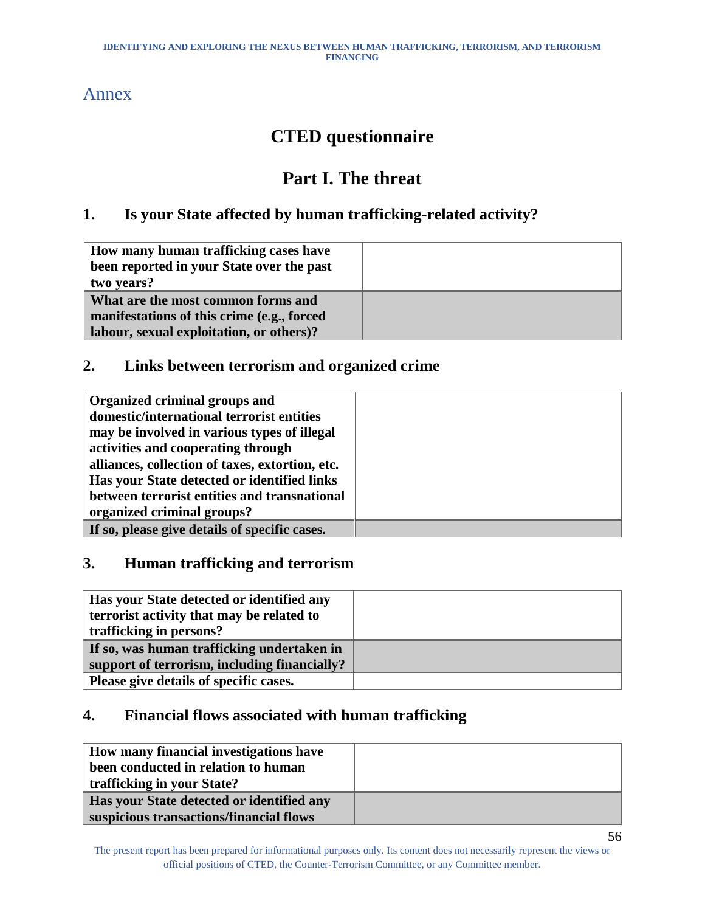# Annex

## CTED questionnaire

## Part I. The threat

### 1. Is your State affected by human trafficking-related activity?

| | |
|---|---|
| **How many human trafficking cases have been reported in your State over the past two years?** | |
| **What are the most common forms and manifestations of this crime (e.g., forced labour, sexual exploitation, or others)?** | |

### 2. Links between terrorism and organized crime

| | |
|---|---|
| **Organized criminal groups and domestic/international terrorist entities may be involved in various types of illegal activities and cooperating through alliances, collection of taxes, extortion, etc. Has your State detected or identified links between terrorist entities and transnational organized criminal groups?** | |
| **If so, please give details of specific cases.** | |

### 3. Human trafficking and terrorism

| | |
|---|---|
| **Has your State detected or identified any terrorist activity that may be related to trafficking in persons?** | |
| **If so, was human trafficking undertaken in support of terrorism, including financially?** | |
| **Please give details of specific cases.** | |

### 4. Financial flows associated with human trafficking

| | |
|---|---|
| **How many financial investigations have been conducted in relation to human trafficking in your State?** | |
| **Has your State detected or identified any suspicious transactions/financial flows** | |

The present report has been prepared for informational purposes only. Its content does not necessarily represent the views or official positions of CTED, the Counter-Terrorism Committee, or any Committee member.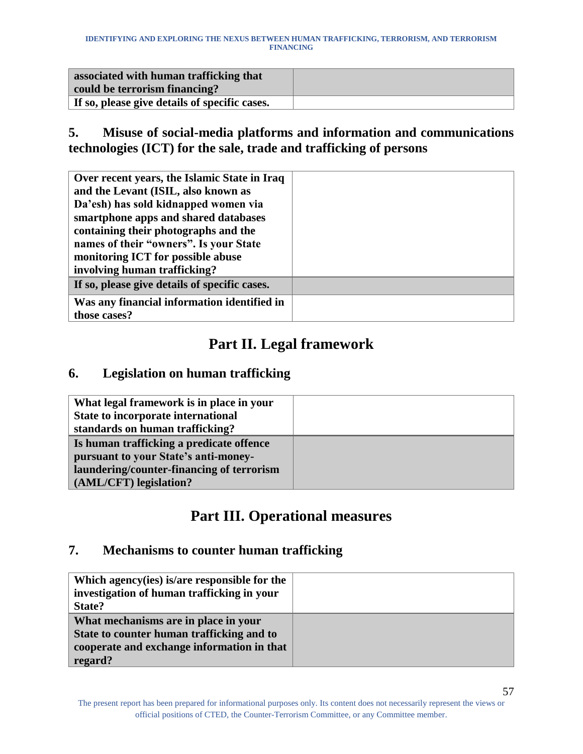| associated with human trafficking that could be terrorism financing? | |
|---|---|
| If so, please give details of specific cases. | |

## 5. Misuse of social-media platforms and information and communications technologies (ICT) for the sale, trade and trafficking of persons

| Over recent years, the Islamic State in Iraq and the Levant (ISIL, also known as Da'esh) has sold kidnapped women via smartphone apps and shared databases containing their photographs and the names of their "owners". Is your State monitoring ICT for possible abuse involving human trafficking? | |
|---|---|
| If so, please give details of specific cases. | |
| Was any financial information identified in those cases? | |

# Part II. Legal framework

## 6. Legislation on human trafficking

| What legal framework is in place in your State to incorporate international standards on human trafficking? | |
|---|---|
| Is human trafficking a predicate offence pursuant to your State's anti-money-laundering/counter-financing of terrorism (AML/CFT) legislation? | |

# Part III. Operational measures

## 7. Mechanisms to counter human trafficking

| Which agency(ies) is/are responsible for the investigation of human trafficking in your State? | |
|---|---|
| What mechanisms are in place in your State to counter human trafficking and to cooperate and exchange information in that regard? | |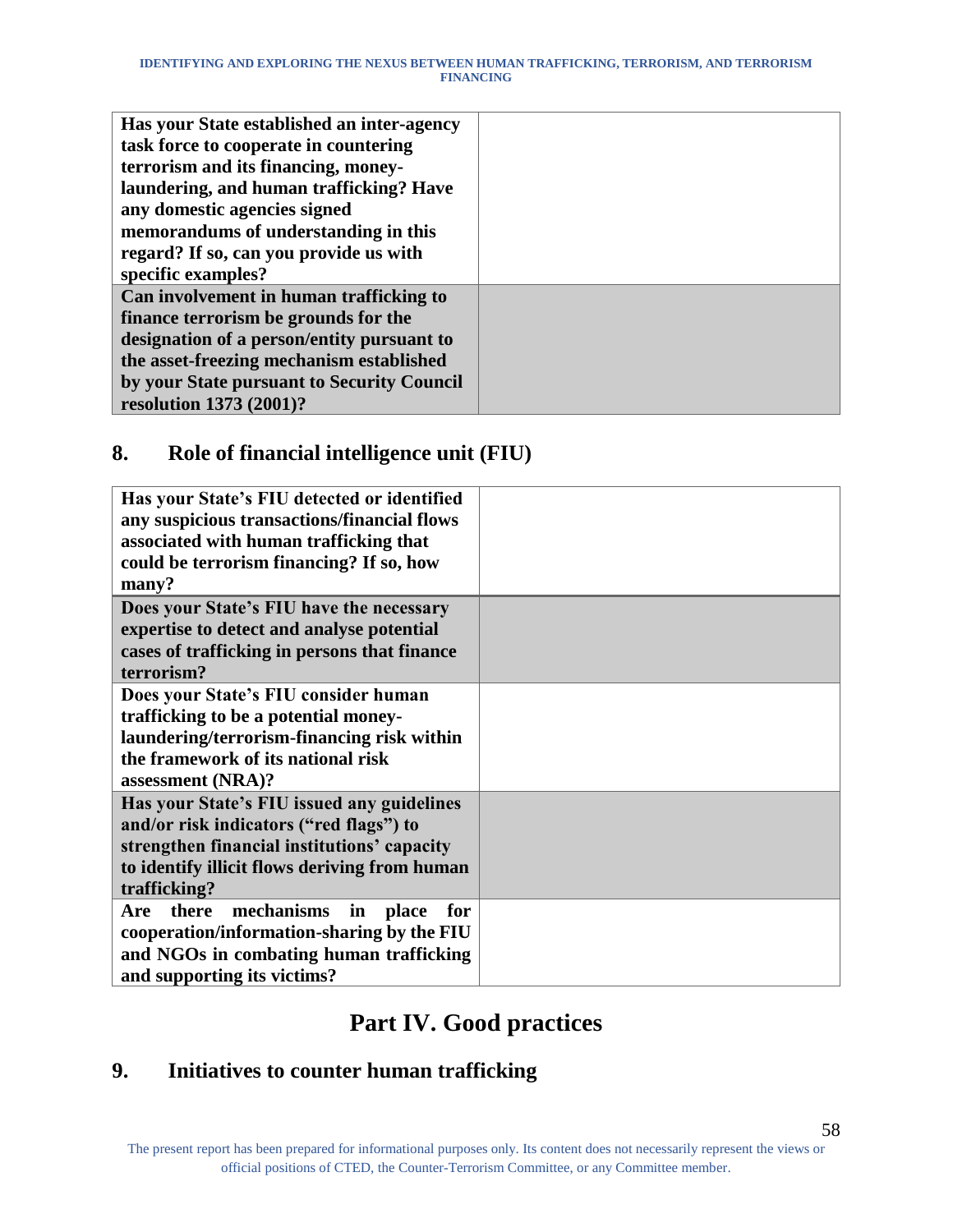| | |
|---|---|
| **Has your State established an inter-agency task force to cooperate in countering terrorism and its financing, money-laundering, and human trafficking? Have any domestic agencies signed memorandums of understanding in this regard? If so, can you provide us with specific examples?** | |
| **Can involvement in human trafficking to finance terrorism be grounds for the designation of a person/entity pursuant to the asset-freezing mechanism established by your State pursuant to Security Council resolution 1373 (2001)?** | |

## 8. Role of financial intelligence unit (FIU)

| | |
|---|---|
| **Has your State's FIU detected or identified any suspicious transactions/financial flows associated with human trafficking that could be terrorism financing? If so, how many?** | |
| **Does your State's FIU have the necessary expertise to detect and analyse potential cases of trafficking in persons that finance terrorism?** | |
| **Does your State's FIU consider human trafficking to be a potential money-laundering/terrorism-financing risk within the framework of its national risk assessment (NRA)?** | |
| **Has your State's FIU issued any guidelines and/or risk indicators ("red flags") to strengthen financial institutions' capacity to identify illicit flows deriving from human trafficking?** | |
| **Are there mechanisms in place for cooperation/information-sharing by the FIU and NGOs in combating human trafficking and supporting its victims?** | |

# Part IV. Good practices

## 9. Initiatives to counter human trafficking

The present report has been prepared for informational purposes only. Its content does not necessarily represent the views or official positions of CTED, the Counter-Terrorism Committee, or any Committee member.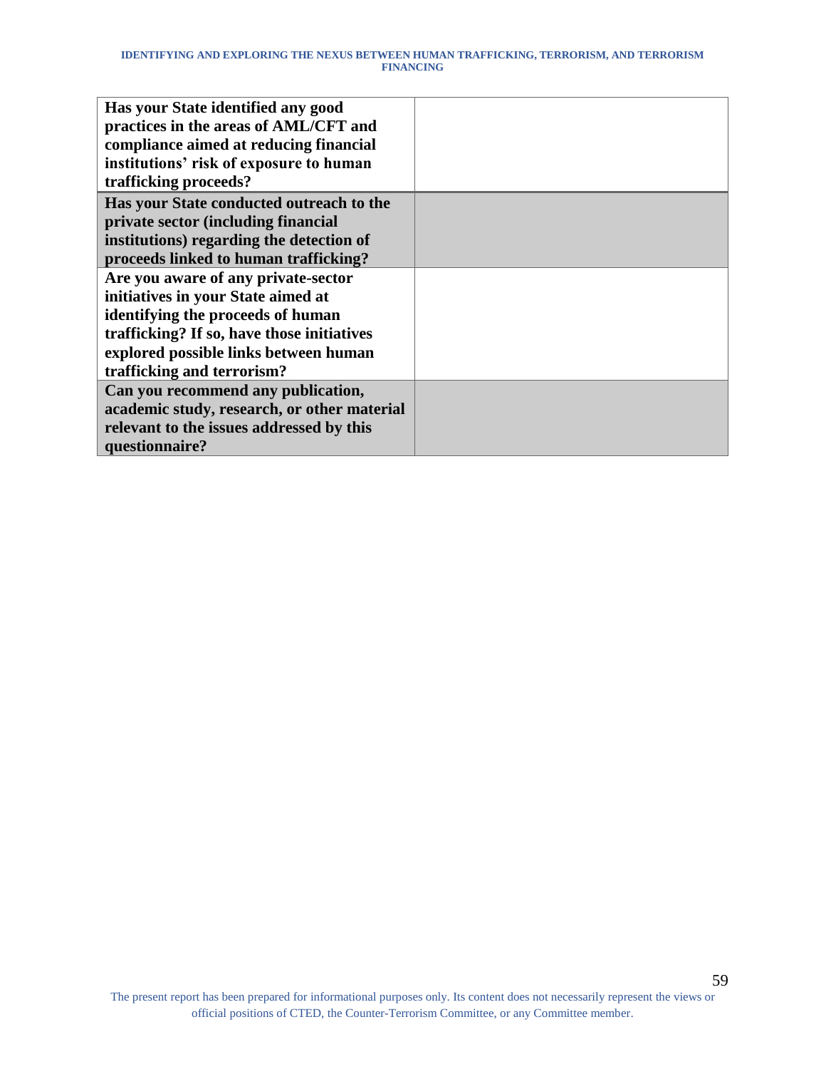| | |
|---|---|
| **Has your State identified any good practices in the areas of AML/CFT and compliance aimed at reducing financial institutions' risk of exposure to human trafficking proceeds?** | |
| **Has your State conducted outreach to the private sector (including financial institutions) regarding the detection of proceeds linked to human trafficking?** | |
| **Are you aware of any private-sector initiatives in your State aimed at identifying the proceeds of human trafficking? If so, have those initiatives explored possible links between human trafficking and terrorism?** | |
| **Can you recommend any publication, academic study, research, or other material relevant to the issues addressed by this questionnaire?** | |

The present report has been prepared for informational purposes only. Its content does not necessarily represent the views or official positions of CTED, the Counter-Terrorism Committee, or any Committee member.